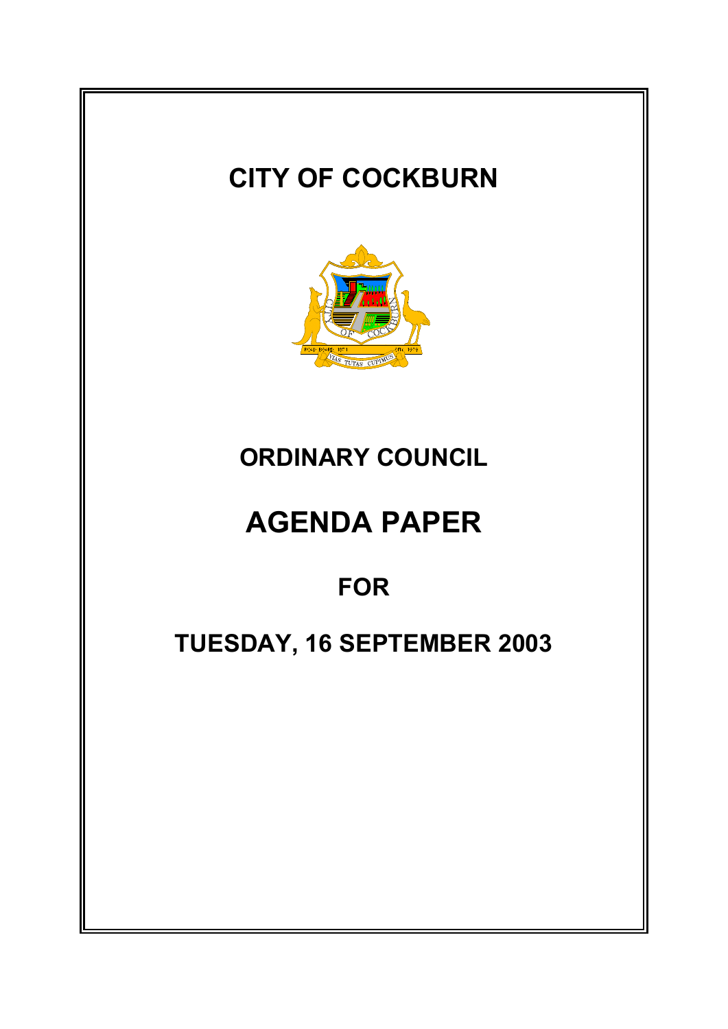# CITY OF COCKBURN

## ORDINARY COUNCIL

# AGENDA PAPER

## FOR

## TUESDAY, 16 SEPTEMBER 2003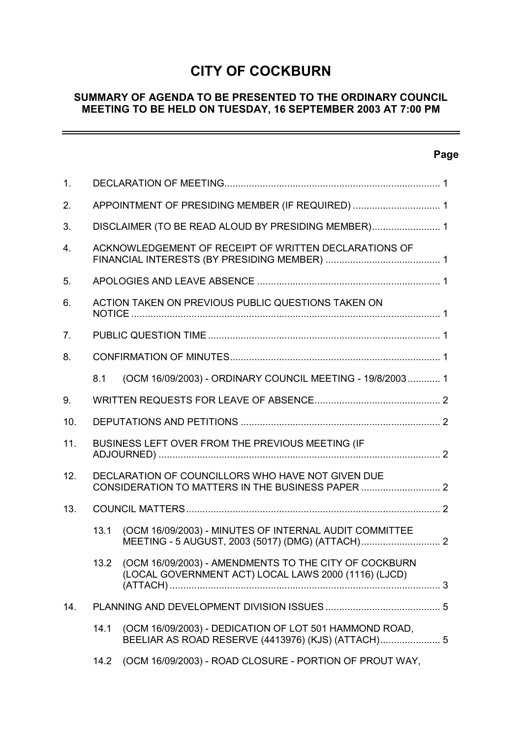# CITY OF COCKBURN

## SUMMARY OF AGENDA TO BE PRESENTED TO THE ORDINARY COUNCIL MEETING TO BE HELD ON TUESDAY, 16 SEPTEMBER 2003 AT 7:00 PM

| | | | Page |
|---|---|---|---|
| 1. | DECLARATION OF MEETING | | 1 |
| 2. | APPOINTMENT OF PRESIDING MEMBER (IF REQUIRED) | | 1 |
| 3. | DISCLAIMER (TO BE READ ALOUD BY PRESIDING MEMBER) | | 1 |
| 4. | ACKNOWLEDGEMENT OF RECEIPT OF WRITTEN DECLARATIONS OF FINANCIAL INTERESTS (BY PRESIDING MEMBER) | | 1 |
| 5. | APOLOGIES AND LEAVE ABSENCE | | 1 |
| 6. | ACTION TAKEN ON PREVIOUS PUBLIC QUESTIONS TAKEN ON NOTICE | | 1 |
| 7. | PUBLIC QUESTION TIME | | 1 |
| 8. | CONFIRMATION OF MINUTES | | 1 |
| | 8.1 | (OCM 16/09/2003) - ORDINARY COUNCIL MEETING - 19/8/2003 | 1 |
| 9. | WRITTEN REQUESTS FOR LEAVE OF ABSENCE | | 2 |
| 10. | DEPUTATIONS AND PETITIONS | | 2 |
| 11. | BUSINESS LEFT OVER FROM THE PREVIOUS MEETING (IF ADJOURNED) | | 2 |
| 12. | DECLARATION OF COUNCILLORS WHO HAVE NOT GIVEN DUE CONSIDERATION TO MATTERS IN THE BUSINESS PAPER | | 2 |
| 13. | COUNCIL MATTERS | | 2 |
| | 13.1 | (OCM 16/09/2003) - MINUTES OF INTERNAL AUDIT COMMITTEE MEETING - 5 AUGUST, 2003 (5017) (DMG) (ATTACH) | 2 |
| | 13.2 | (OCM 16/09/2003) - AMENDMENTS TO THE CITY OF COCKBURN (LOCAL GOVERNMENT ACT) LOCAL LAWS 2000 (1116) (LJCD) (ATTACH) | 3 |
| 14. | PLANNING AND DEVELOPMENT DIVISION ISSUES | | 5 |
| | 14.1 | (OCM 16/09/2003) - DEDICATION OF LOT 501 HAMMOND ROAD, BEELIAR AS ROAD RESERVE (4413976) (KJS) (ATTACH) | 5 |
| | 14.2 | (OCM 16/09/2003) - ROAD CLOSURE - PORTION OF PROUT WAY, | |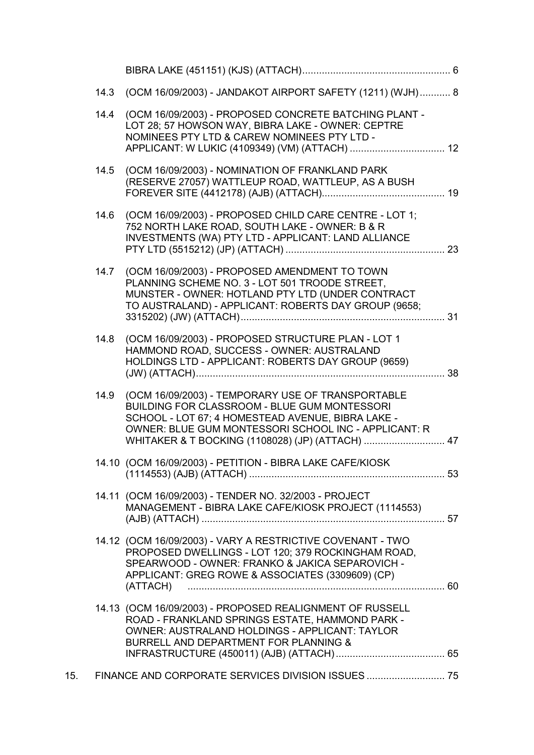BIBRA LAKE (451151) (KJS) (ATTACH)...................................................... 6

14.3 (OCM 16/09/2003) - JANDAKOT AIRPORT SAFETY (1211) (WJH)........... 8

14.4 (OCM 16/09/2003) - PROPOSED CONCRETE BATCHING PLANT - LOT 28; 57 HOWSON WAY, BIBRA LAKE - OWNER: CEPTRE NOMINEES PTY LTD & CAREW NOMINEES PTY LTD - APPLICANT: W LUKIC (4109349) (VM) (ATTACH) .................................. 12

14.5 (OCM 16/09/2003) - NOMINATION OF FRANKLAND PARK (RESERVE 27057) WATTLEUP ROAD, WATTLEUP, AS A BUSH FOREVER SITE (4412178) (AJB) (ATTACH)............................................ 19

14.6 (OCM 16/09/2003) - PROPOSED CHILD CARE CENTRE - LOT 1; 752 NORTH LAKE ROAD, SOUTH LAKE - OWNER: B & R INVESTMENTS (WA) PTY LTD - APPLICANT: LAND ALLIANCE PTY LTD (5515212) (JP) (ATTACH) ......................................................... 23

14.7 (OCM 16/09/2003) - PROPOSED AMENDMENT TO TOWN PLANNING SCHEME NO. 3 - LOT 501 TROODE STREET, MUNSTER - OWNER: HOTLAND PTY LTD (UNDER CONTRACT TO AUSTRALAND) - APPLICANT: ROBERTS DAY GROUP (9658; 3315202) (JW) (ATTACH)......................................................................... 31

14.8 (OCM 16/09/2003) - PROPOSED STRUCTURE PLAN - LOT 1 HAMMOND ROAD, SUCCESS - OWNER: AUSTRALAND HOLDINGS LTD - APPLICANT: ROBERTS DAY GROUP (9659) (JW) (ATTACH)......................................................................................... 38

14.9 (OCM 16/09/2003) - TEMPORARY USE OF TRANSPORTABLE BUILDING FOR CLASSROOM - BLUE GUM MONTESSORI SCHOOL - LOT 67; 4 HOMESTEAD AVENUE, BIBRA LAKE - OWNER: BLUE GUM MONTESSORI SCHOOL INC - APPLICANT: R WHITAKER & T BOCKING (1108028) (JP) (ATTACH) ............................. 47

14.10 (OCM 16/09/2003) - PETITION - BIBRA LAKE CAFE/KIOSK (1114553) (AJB) (ATTACH) ...................................................................... 53

14.11 (OCM 16/09/2003) - TENDER NO. 32/2003 - PROJECT MANAGEMENT - BIBRA LAKE CAFE/KIOSK PROJECT (1114553) (AJB) (ATTACH) ....................................................................................... 57

14.12 (OCM 16/09/2003) - VARY A RESTRICTIVE COVENANT - TWO PROPOSED DWELLINGS - LOT 120; 379 ROCKINGHAM ROAD, SPEARWOOD - OWNER: FRANKO & JAKICA SEPAROVICH - APPLICANT: GREG ROWE & ASSOCIATES (3309609) (CP) (ATTACH) ............................................................................................ 60

14.13 (OCM 16/09/2003) - PROPOSED REALIGNMENT OF RUSSELL ROAD - FRANKLAND SPRINGS ESTATE, HAMMOND PARK - OWNER: AUSTRALAND HOLDINGS - APPLICANT: TAYLOR BURRELL AND DEPARTMENT FOR PLANNING & INFRASTRUCTURE (450011) (AJB) (ATTACH)....................................... 65

15. FINANCE AND CORPORATE SERVICES DIVISION ISSUES ............................ 75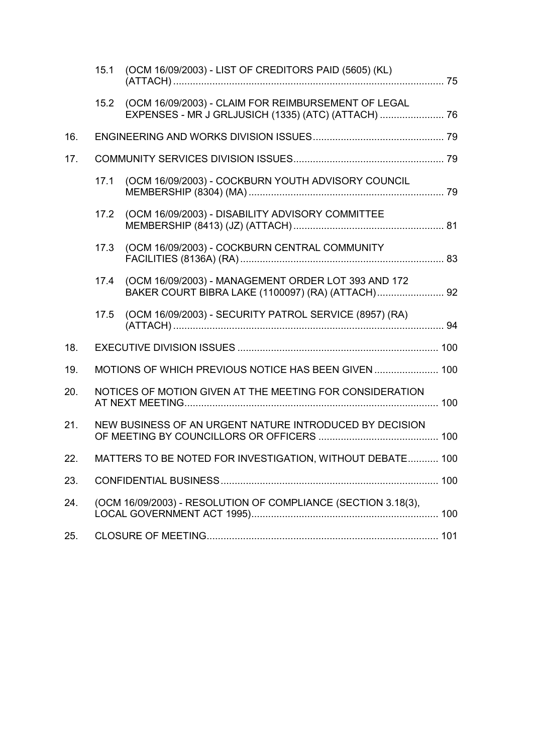15.1 (OCM 16/09/2003) - LIST OF CREDITORS PAID (5605) (KL) (ATTACH) ..... 75

15.2 (OCM 16/09/2003) - CLAIM FOR REIMBURSEMENT OF LEGAL EXPENSES - MR J GRLJUSICH (1335) (ATC) (ATTACH) ..... 76

16. ENGINEERING AND WORKS DIVISION ISSUES ..... 79

17. COMMUNITY SERVICES DIVISION ISSUES ..... 79

17.1 (OCM 16/09/2003) - COCKBURN YOUTH ADVISORY COUNCIL MEMBERSHIP (8304) (MA) ..... 79

17.2 (OCM 16/09/2003) - DISABILITY ADVISORY COMMITTEE MEMBERSHIP (8413) (JZ) (ATTACH) ..... 81

17.3 (OCM 16/09/2003) - COCKBURN CENTRAL COMMUNITY FACILITIES (8136A) (RA) ..... 83

17.4 (OCM 16/09/2003) - MANAGEMENT ORDER LOT 393 AND 172 BAKER COURT BIBRA LAKE (1100097) (RA) (ATTACH) ..... 92

17.5 (OCM 16/09/2003) - SECURITY PATROL SERVICE (8957) (RA) (ATTACH) ..... 94

18. EXECUTIVE DIVISION ISSUES ..... 100

19. MOTIONS OF WHICH PREVIOUS NOTICE HAS BEEN GIVEN ..... 100

20. NOTICES OF MOTION GIVEN AT THE MEETING FOR CONSIDERATION AT NEXT MEETING ..... 100

21. NEW BUSINESS OF AN URGENT NATURE INTRODUCED BY DECISION OF MEETING BY COUNCILLORS OR OFFICERS ..... 100

22. MATTERS TO BE NOTED FOR INVESTIGATION, WITHOUT DEBATE ..... 100

23. CONFIDENTIAL BUSINESS ..... 100

24. (OCM 16/09/2003) - RESOLUTION OF COMPLIANCE (SECTION 3.18(3), LOCAL GOVERNMENT ACT 1995) ..... 100

25. CLOSURE OF MEETING ..... 101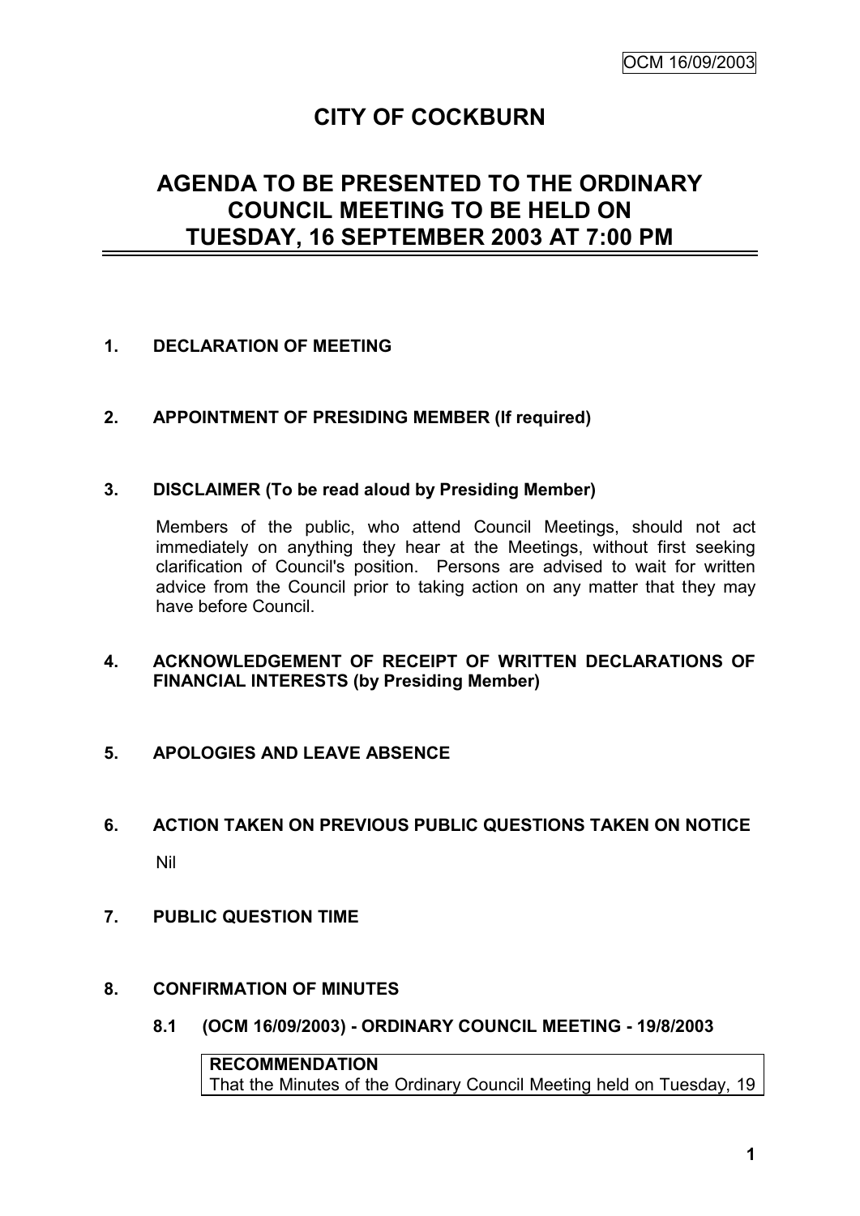# CITY OF COCKBURN

## AGENDA TO BE PRESENTED TO THE ORDINARY COUNCIL MEETING TO BE HELD ON TUESDAY, 16 SEPTEMBER 2003 AT 7:00 PM

**1. DECLARATION OF MEETING**

**2. APPOINTMENT OF PRESIDING MEMBER (If required)**

**3. DISCLAIMER (To be read aloud by Presiding Member)**

Members of the public, who attend Council Meetings, should not act immediately on anything they hear at the Meetings, without first seeking clarification of Council's position. Persons are advised to wait for written advice from the Council prior to taking action on any matter that they may have before Council.

**4. ACKNOWLEDGEMENT OF RECEIPT OF WRITTEN DECLARATIONS OF FINANCIAL INTERESTS (by Presiding Member)**

**5. APOLOGIES AND LEAVE ABSENCE**

**6. ACTION TAKEN ON PREVIOUS PUBLIC QUESTIONS TAKEN ON NOTICE**

Nil

**7. PUBLIC QUESTION TIME**

**8. CONFIRMATION OF MINUTES**

**8.1 (OCM 16/09/2003) - ORDINARY COUNCIL MEETING - 19/8/2003**

**RECOMMENDATION**
That the Minutes of the Ordinary Council Meeting held on Tuesday, 19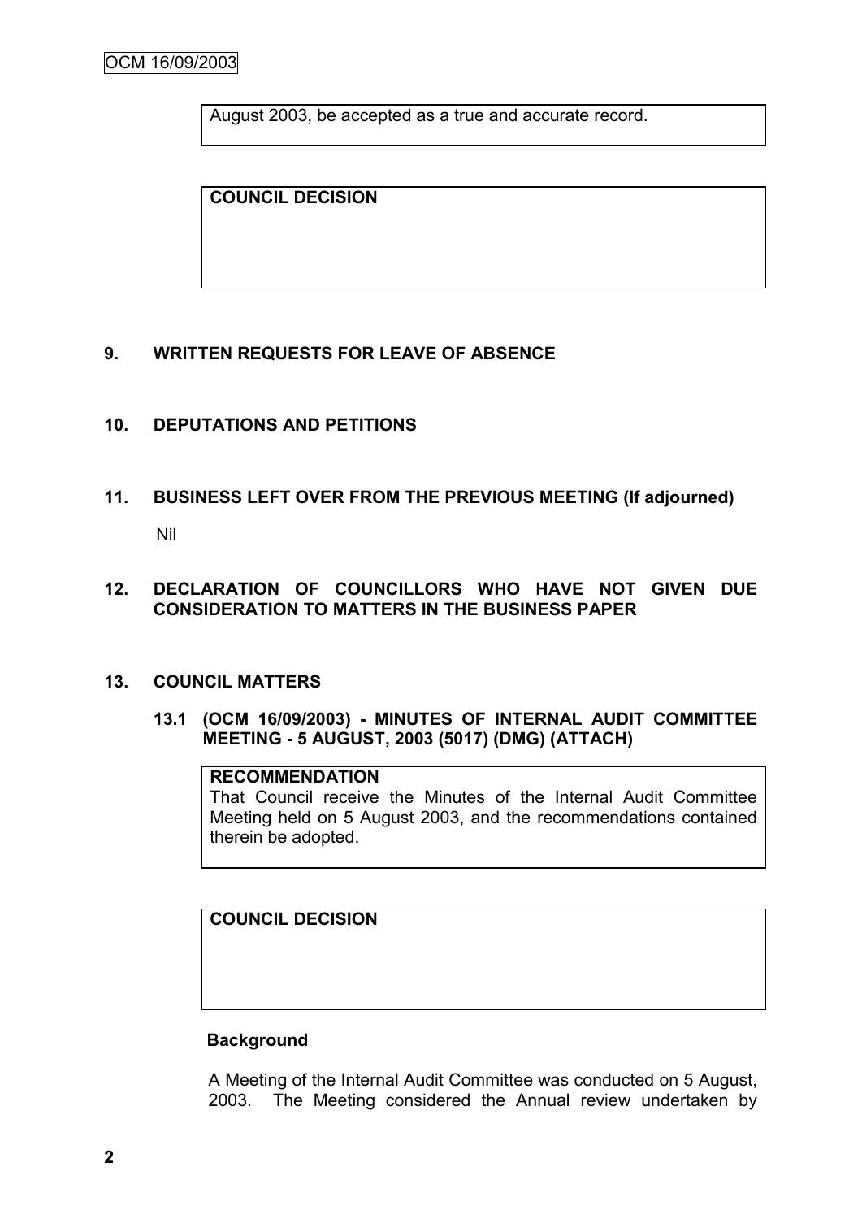August 2003, be accepted as a true and accurate record.

**COUNCIL DECISION**

## 9. WRITTEN REQUESTS FOR LEAVE OF ABSENCE

## 10. DEPUTATIONS AND PETITIONS

## 11. BUSINESS LEFT OVER FROM THE PREVIOUS MEETING (If adjourned)

Nil

## 12. DECLARATION OF COUNCILLORS WHO HAVE NOT GIVEN DUE CONSIDERATION TO MATTERS IN THE BUSINESS PAPER

## 13. COUNCIL MATTERS

### 13.1 (OCM 16/09/2003) - MINUTES OF INTERNAL AUDIT COMMITTEE MEETING - 5 AUGUST, 2003 (5017) (DMG) (ATTACH)

**RECOMMENDATION**

That Council receive the Minutes of the Internal Audit Committee Meeting held on 5 August 2003, and the recommendations contained therein be adopted.

**COUNCIL DECISION**

**Background**

A Meeting of the Internal Audit Committee was conducted on 5 August, 2003. The Meeting considered the Annual review undertaken by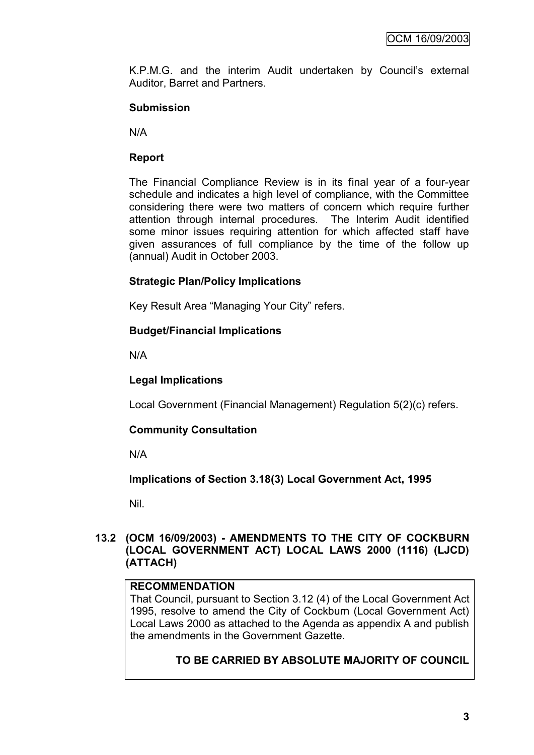K.P.M.G. and the interim Audit undertaken by Council's external Auditor, Barret and Partners.

**Submission**

N/A

**Report**

The Financial Compliance Review is in its final year of a four-year schedule and indicates a high level of compliance, with the Committee considering there were two matters of concern which require further attention through internal procedures. The Interim Audit identified some minor issues requiring attention for which affected staff have given assurances of full compliance by the time of the follow up (annual) Audit in October 2003.

**Strategic Plan/Policy Implications**

Key Result Area "Managing Your City" refers.

**Budget/Financial Implications**

N/A

**Legal Implications**

Local Government (Financial Management) Regulation 5(2)(c) refers.

**Community Consultation**

N/A

**Implications of Section 3.18(3) Local Government Act, 1995**

Nil.

## 13.2 (OCM 16/09/2003) - AMENDMENTS TO THE CITY OF COCKBURN (LOCAL GOVERNMENT ACT) LOCAL LAWS 2000 (1116) (LJCD) (ATTACH)

**RECOMMENDATION**

That Council, pursuant to Section 3.12 (4) of the Local Government Act 1995, resolve to amend the City of Cockburn (Local Government Act) Local Laws 2000 as attached to the Agenda as appendix A and publish the amendments in the Government Gazette.

**TO BE CARRIED BY ABSOLUTE MAJORITY OF COUNCIL**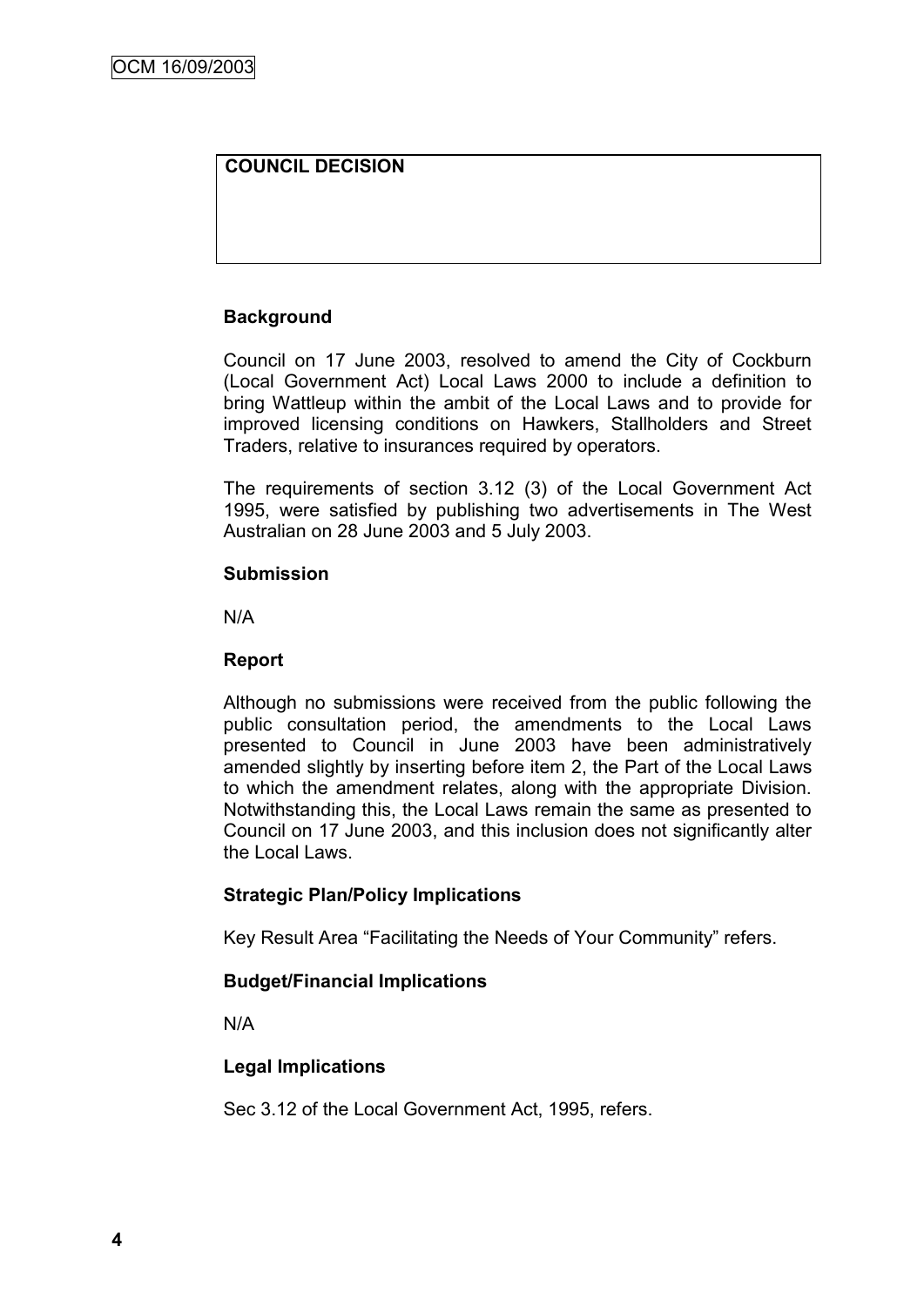**COUNCIL DECISION**

**Background**

Council on 17 June 2003, resolved to amend the City of Cockburn (Local Government Act) Local Laws 2000 to include a definition to bring Wattleup within the ambit of the Local Laws and to provide for improved licensing conditions on Hawkers, Stallholders and Street Traders, relative to insurances required by operators.

The requirements of section 3.12 (3) of the Local Government Act 1995, were satisfied by publishing two advertisements in The West Australian on 28 June 2003 and 5 July 2003.

**Submission**

N/A

**Report**

Although no submissions were received from the public following the public consultation period, the amendments to the Local Laws presented to Council in June 2003 have been administratively amended slightly by inserting before item 2, the Part of the Local Laws to which the amendment relates, along with the appropriate Division. Notwithstanding this, the Local Laws remain the same as presented to Council on 17 June 2003, and this inclusion does not significantly alter the Local Laws.

**Strategic Plan/Policy Implications**

Key Result Area "Facilitating the Needs of Your Community" refers.

**Budget/Financial Implications**

N/A

**Legal Implications**

Sec 3.12 of the Local Government Act, 1995, refers.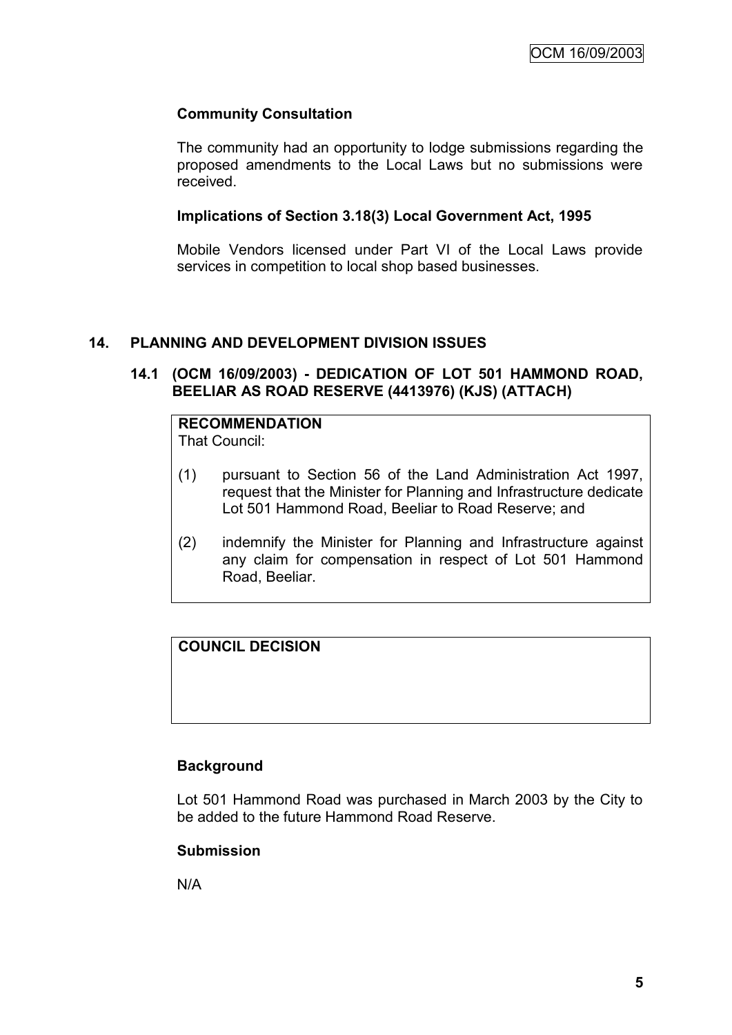**Community Consultation**

The community had an opportunity to lodge submissions regarding the proposed amendments to the Local Laws but no submissions were received.

**Implications of Section 3.18(3) Local Government Act, 1995**

Mobile Vendors licensed under Part VI of the Local Laws provide services in competition to local shop based businesses.

## 14. PLANNING AND DEVELOPMENT DIVISION ISSUES

### 14.1 (OCM 16/09/2003) - DEDICATION OF LOT 501 HAMMOND ROAD, BEELIAR AS ROAD RESERVE (4413976) (KJS) (ATTACH)

**RECOMMENDATION**

That Council:

(1) pursuant to Section 56 of the Land Administration Act 1997, request that the Minister for Planning and Infrastructure dedicate Lot 501 Hammond Road, Beeliar to Road Reserve; and

(2) indemnify the Minister for Planning and Infrastructure against any claim for compensation in respect of Lot 501 Hammond Road, Beeliar.

**COUNCIL DECISION**

**Background**

Lot 501 Hammond Road was purchased in March 2003 by the City to be added to the future Hammond Road Reserve.

**Submission**

N/A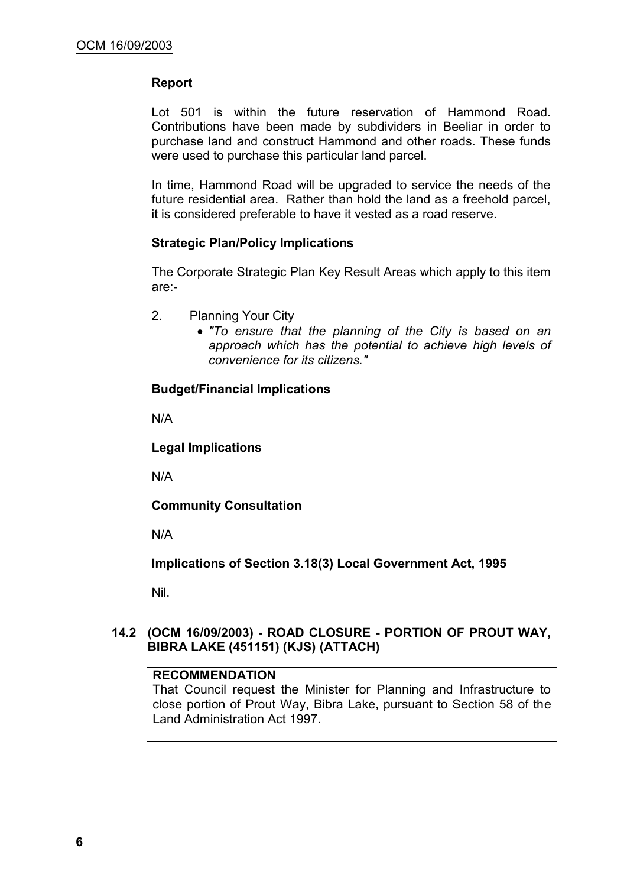**Report**

Lot 501 is within the future reservation of Hammond Road. Contributions have been made by subdividers in Beeliar in order to purchase land and construct Hammond and other roads. These funds were used to purchase this particular land parcel.

In time, Hammond Road will be upgraded to service the needs of the future residential area. Rather than hold the land as a freehold parcel, it is considered preferable to have it vested as a road reserve.

**Strategic Plan/Policy Implications**

The Corporate Strategic Plan Key Result Areas which apply to this item are:-

2. Planning Your City
   - *"To ensure that the planning of the City is based on an approach which has the potential to achieve high levels of convenience for its citizens."*

**Budget/Financial Implications**

N/A

**Legal Implications**

N/A

**Community Consultation**

N/A

**Implications of Section 3.18(3) Local Government Act, 1995**

Nil.

### 14.2 (OCM 16/09/2003) - ROAD CLOSURE - PORTION OF PROUT WAY, BIBRA LAKE (451151) (KJS) (ATTACH)

**RECOMMENDATION**
That Council request the Minister for Planning and Infrastructure to close portion of Prout Way, Bibra Lake, pursuant to Section 58 of the Land Administration Act 1997.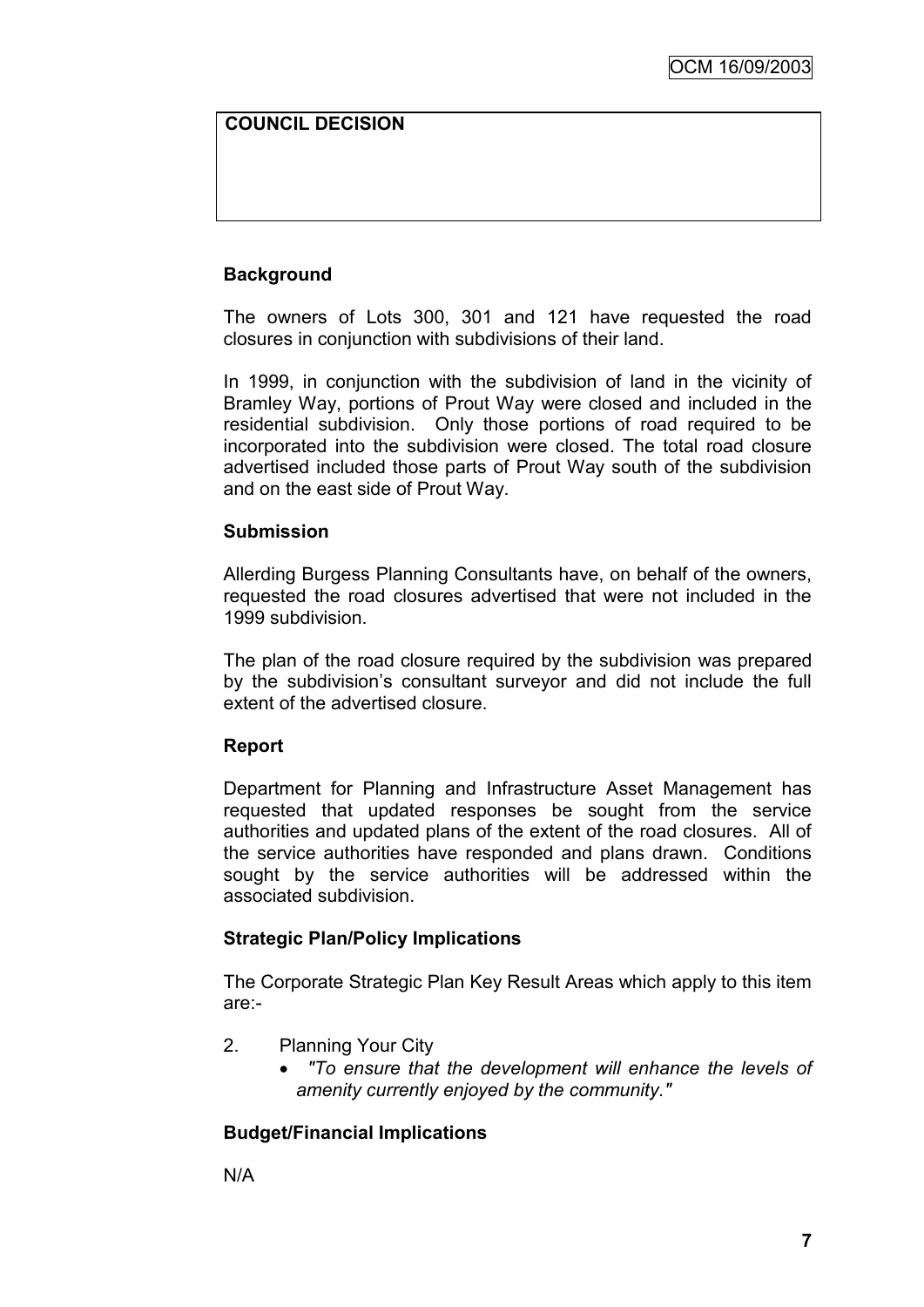**COUNCIL DECISION**

### Background

The owners of Lots 300, 301 and 121 have requested the road closures in conjunction with subdivisions of their land.

In 1999, in conjunction with the subdivision of land in the vicinity of Bramley Way, portions of Prout Way were closed and included in the residential subdivision. Only those portions of road required to be incorporated into the subdivision were closed. The total road closure advertised included those parts of Prout Way south of the subdivision and on the east side of Prout Way.

### Submission

Allerding Burgess Planning Consultants have, on behalf of the owners, requested the road closures advertised that were not included in the 1999 subdivision.

The plan of the road closure required by the subdivision was prepared by the subdivision's consultant surveyor and did not include the full extent of the advertised closure.

### Report

Department for Planning and Infrastructure Asset Management has requested that updated responses be sought from the service authorities and updated plans of the extent of the road closures. All of the service authorities have responded and plans drawn. Conditions sought by the service authorities will be addressed within the associated subdivision.

### Strategic Plan/Policy Implications

The Corporate Strategic Plan Key Result Areas which apply to this item are:-

2. Planning Your City
   - *"To ensure that the development will enhance the levels of amenity currently enjoyed by the community."*

### Budget/Financial Implications

N/A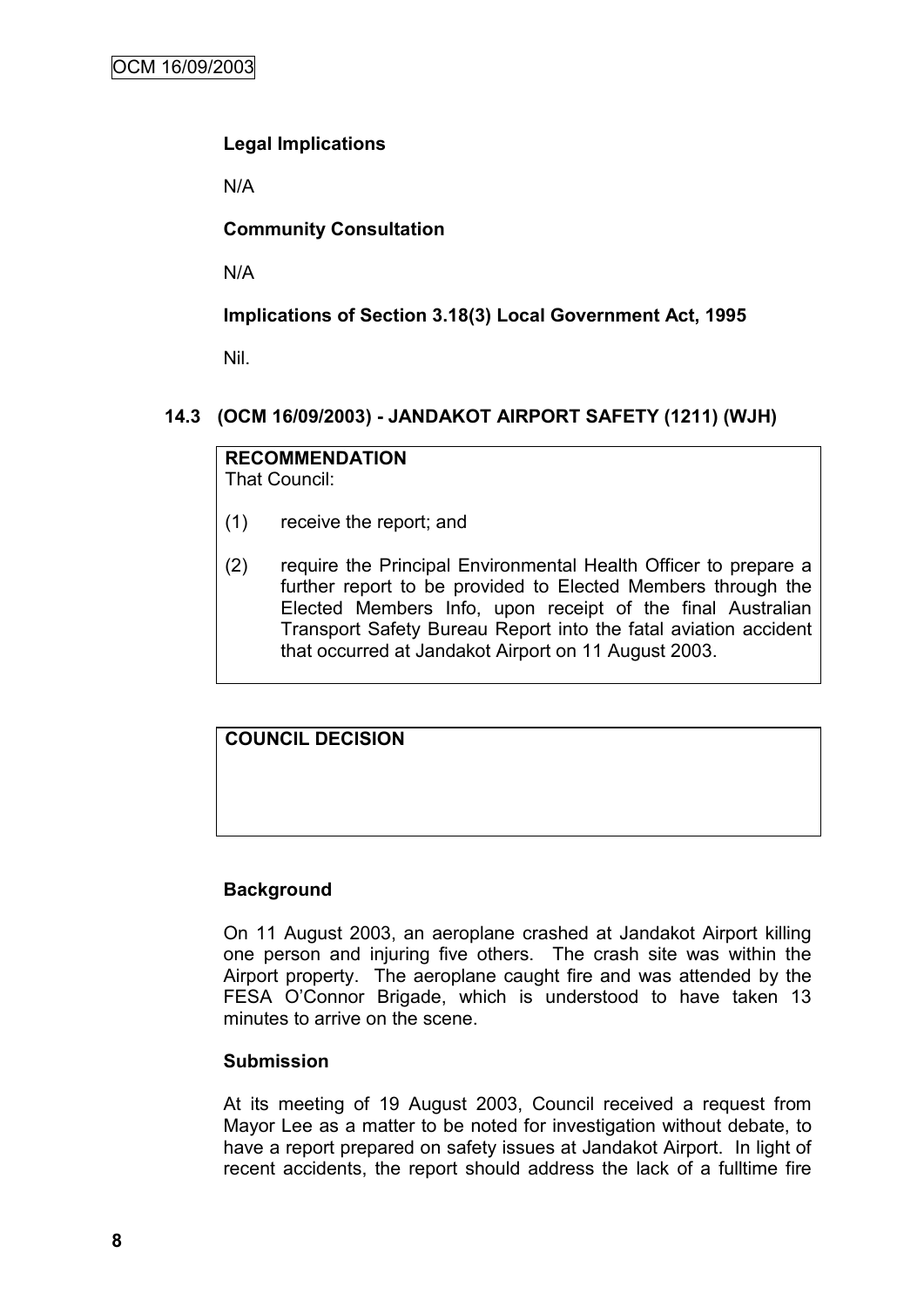**Legal Implications**

N/A

**Community Consultation**

N/A

**Implications of Section 3.18(3) Local Government Act, 1995**

Nil.

### 14.3 (OCM 16/09/2003) - JANDAKOT AIRPORT SAFETY (1211) (WJH)

**RECOMMENDATION**
That Council:

(1) receive the report; and

(2) require the Principal Environmental Health Officer to prepare a further report to be provided to Elected Members through the Elected Members Info, upon receipt of the final Australian Transport Safety Bureau Report into the fatal aviation accident that occurred at Jandakot Airport on 11 August 2003.

**COUNCIL DECISION**

**Background**

On 11 August 2003, an aeroplane crashed at Jandakot Airport killing one person and injuring five others. The crash site was within the Airport property. The aeroplane caught fire and was attended by the FESA O'Connor Brigade, which is understood to have taken 13 minutes to arrive on the scene.

**Submission**

At its meeting of 19 August 2003, Council received a request from Mayor Lee as a matter to be noted for investigation without debate, to have a report prepared on safety issues at Jandakot Airport. In light of recent accidents, the report should address the lack of a fulltime fire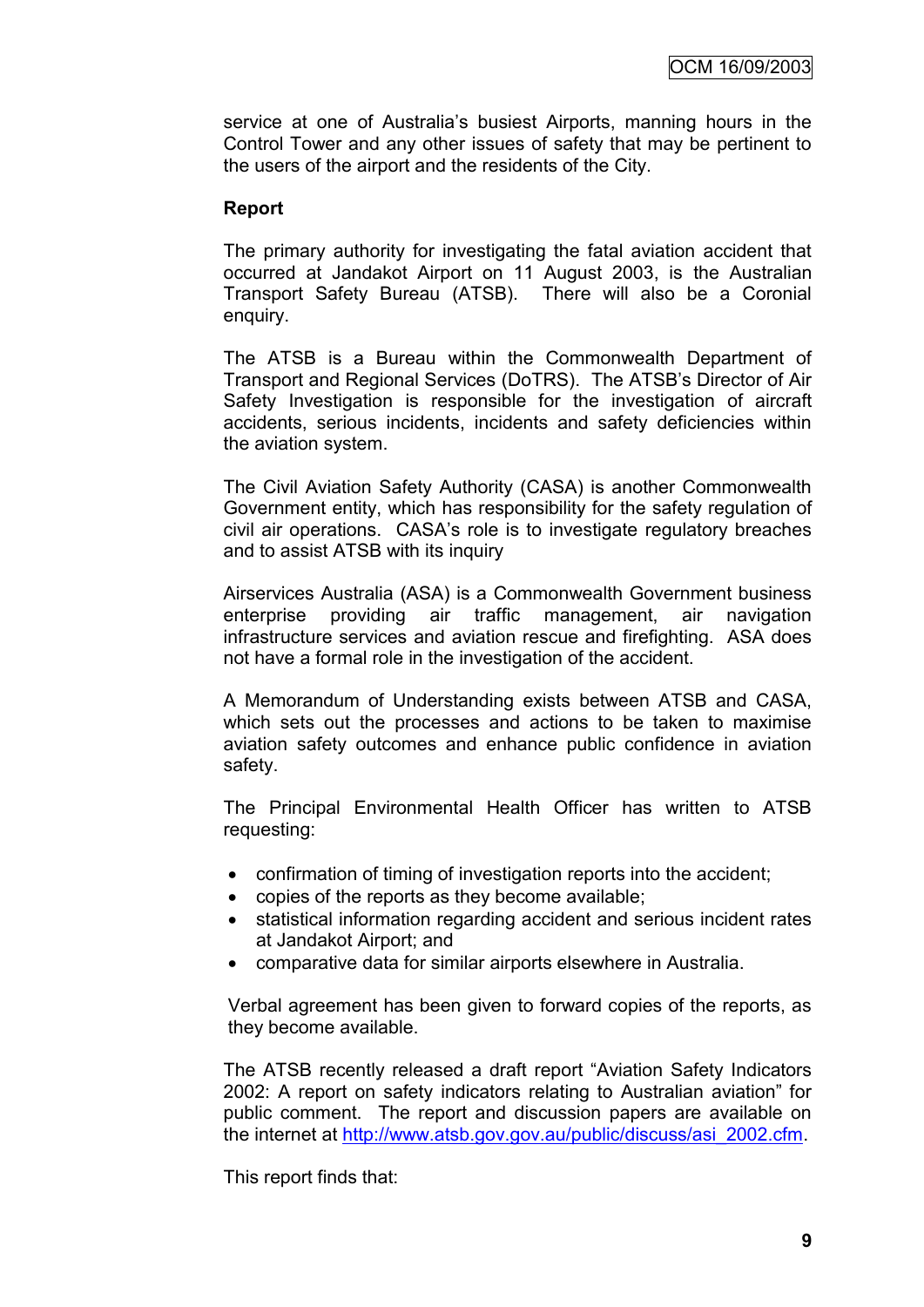service at one of Australia's busiest Airports, manning hours in the Control Tower and any other issues of safety that may be pertinent to the users of the airport and the residents of the City.

**Report**

The primary authority for investigating the fatal aviation accident that occurred at Jandakot Airport on 11 August 2003, is the Australian Transport Safety Bureau (ATSB). There will also be a Coronial enquiry.

The ATSB is a Bureau within the Commonwealth Department of Transport and Regional Services (DoTRS). The ATSB's Director of Air Safety Investigation is responsible for the investigation of aircraft accidents, serious incidents, incidents and safety deficiencies within the aviation system.

The Civil Aviation Safety Authority (CASA) is another Commonwealth Government entity, which has responsibility for the safety regulation of civil air operations. CASA's role is to investigate regulatory breaches and to assist ATSB with its inquiry

Airservices Australia (ASA) is a Commonwealth Government business enterprise providing air traffic management, air navigation infrastructure services and aviation rescue and firefighting. ASA does not have a formal role in the investigation of the accident.

A Memorandum of Understanding exists between ATSB and CASA, which sets out the processes and actions to be taken to maximise aviation safety outcomes and enhance public confidence in aviation safety.

The Principal Environmental Health Officer has written to ATSB requesting:

- confirmation of timing of investigation reports into the accident;
- copies of the reports as they become available;
- statistical information regarding accident and serious incident rates at Jandakot Airport; and
- comparative data for similar airports elsewhere in Australia.

Verbal agreement has been given to forward copies of the reports, as they become available.

The ATSB recently released a draft report "Aviation Safety Indicators 2002: A report on safety indicators relating to Australian aviation" for public comment. The report and discussion papers are available on the internet at http://www.atsb.gov.gov.au/public/discuss/asi_2002.cfm.

This report finds that: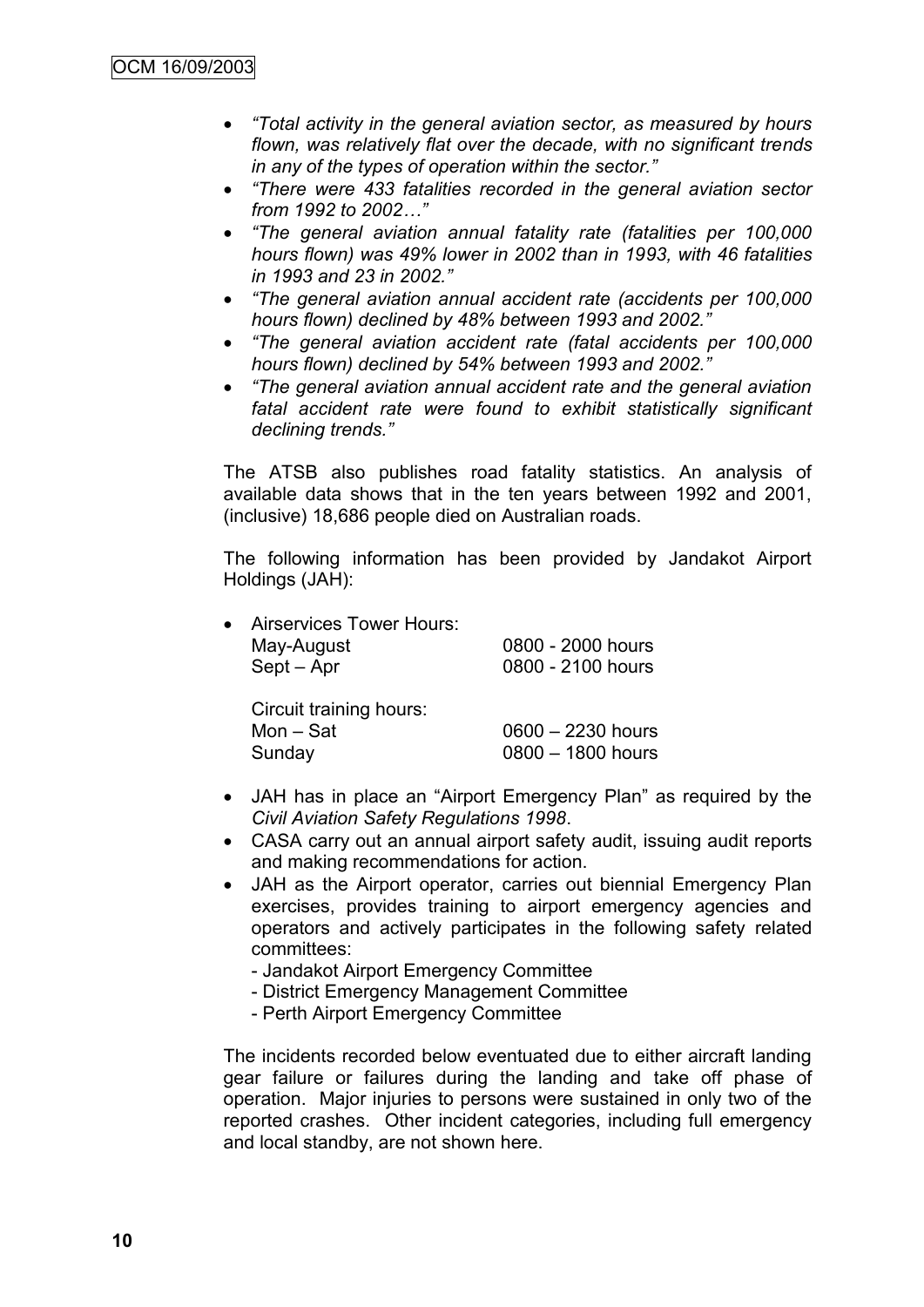- *"Total activity in the general aviation sector, as measured by hours flown, was relatively flat over the decade, with no significant trends in any of the types of operation within the sector."*
- *"There were 433 fatalities recorded in the general aviation sector from 1992 to 2002…"*
- *"The general aviation annual fatality rate (fatalities per 100,000 hours flown) was 49% lower in 2002 than in 1993, with 46 fatalities in 1993 and 23 in 2002."*
- *"The general aviation annual accident rate (accidents per 100,000 hours flown) declined by 48% between 1993 and 2002."*
- *"The general aviation accident rate (fatal accidents per 100,000 hours flown) declined by 54% between 1993 and 2002."*
- *"The general aviation annual accident rate and the general aviation fatal accident rate were found to exhibit statistically significant declining trends."*

The ATSB also publishes road fatality statistics. An analysis of available data shows that in the ten years between 1992 and 2001, (inclusive) 18,686 people died on Australian roads.

The following information has been provided by Jandakot Airport Holdings (JAH):

- Airservices Tower Hours:

| | |
|---|---|
| May-August | 0800 - 2000 hours |
| Sept – Apr | 0800 - 2100 hours |

  Circuit training hours:

| | |
|---|---|
| Mon – Sat | 0600 – 2230 hours |
| Sunday | 0800 – 1800 hours |

- JAH has in place an "Airport Emergency Plan" as required by the *Civil Aviation Safety Regulations 1998*.
- CASA carry out an annual airport safety audit, issuing audit reports and making recommendations for action.
- JAH as the Airport operator, carries out biennial Emergency Plan exercises, provides training to airport emergency agencies and operators and actively participates in the following safety related committees:
  - Jandakot Airport Emergency Committee
  - District Emergency Management Committee
  - Perth Airport Emergency Committee

The incidents recorded below eventuated due to either aircraft landing gear failure or failures during the landing and take off phase of operation. Major injuries to persons were sustained in only two of the reported crashes. Other incident categories, including full emergency and local standby, are not shown here.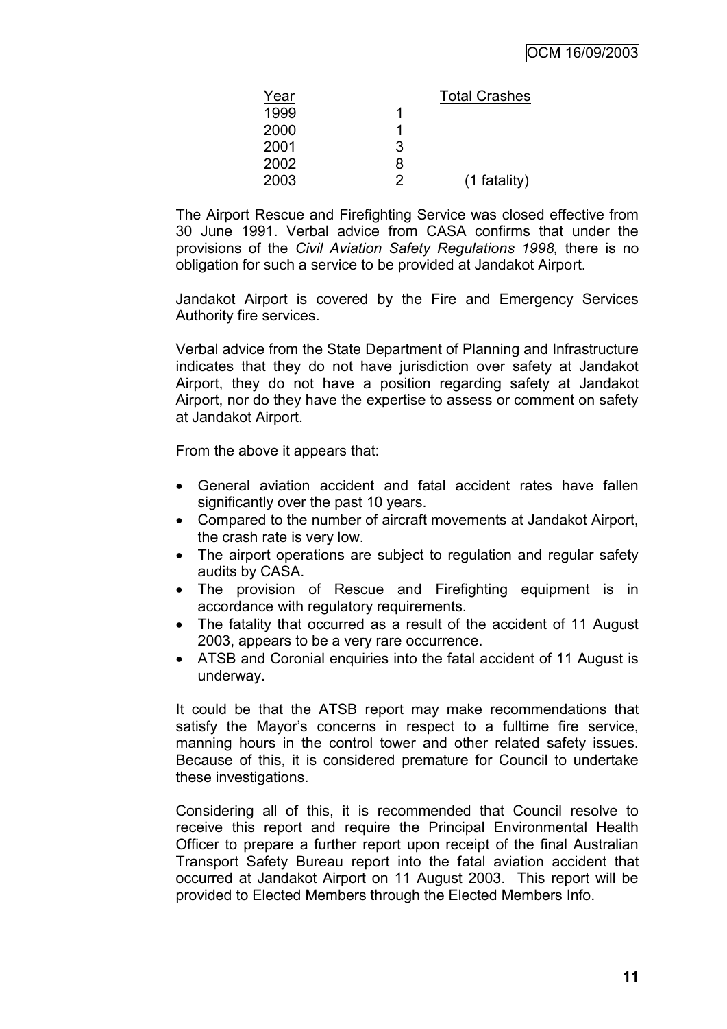| Year | Total Crashes | |
|---|---|---|
| 1999 | 1 | |
| 2000 | 1 | |
| 2001 | 3 | |
| 2002 | 8 | |
| 2003 | 2 | (1 fatality) |

The Airport Rescue and Firefighting Service was closed effective from 30 June 1991. Verbal advice from CASA confirms that under the provisions of the *Civil Aviation Safety Regulations 1998,* there is no obligation for such a service to be provided at Jandakot Airport.

Jandakot Airport is covered by the Fire and Emergency Services Authority fire services.

Verbal advice from the State Department of Planning and Infrastructure indicates that they do not have jurisdiction over safety at Jandakot Airport, they do not have a position regarding safety at Jandakot Airport, nor do they have the expertise to assess or comment on safety at Jandakot Airport.

From the above it appears that:

- General aviation accident and fatal accident rates have fallen significantly over the past 10 years.
- Compared to the number of aircraft movements at Jandakot Airport, the crash rate is very low.
- The airport operations are subject to regulation and regular safety audits by CASA.
- The provision of Rescue and Firefighting equipment is in accordance with regulatory requirements.
- The fatality that occurred as a result of the accident of 11 August 2003, appears to be a very rare occurrence.
- ATSB and Coronial enquiries into the fatal accident of 11 August is underway.

It could be that the ATSB report may make recommendations that satisfy the Mayor's concerns in respect to a fulltime fire service, manning hours in the control tower and other related safety issues. Because of this, it is considered premature for Council to undertake these investigations.

Considering all of this, it is recommended that Council resolve to receive this report and require the Principal Environmental Health Officer to prepare a further report upon receipt of the final Australian Transport Safety Bureau report into the fatal aviation accident that occurred at Jandakot Airport on 11 August 2003. This report will be provided to Elected Members through the Elected Members Info.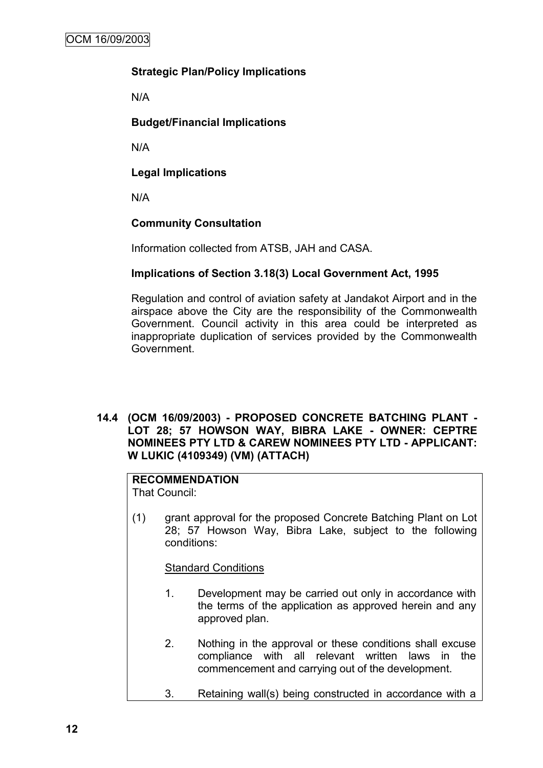**Strategic Plan/Policy Implications**

N/A

**Budget/Financial Implications**

N/A

**Legal Implications**

N/A

**Community Consultation**

Information collected from ATSB, JAH and CASA.

**Implications of Section 3.18(3) Local Government Act, 1995**

Regulation and control of aviation safety at Jandakot Airport and in the airspace above the City are the responsibility of the Commonwealth Government. Council activity in this area could be interpreted as inappropriate duplication of services provided by the Commonwealth Government.

## 14.4 (OCM 16/09/2003) - PROPOSED CONCRETE BATCHING PLANT - LOT 28; 57 HOWSON WAY, BIBRA LAKE - OWNER: CEPTRE NOMINEES PTY LTD & CAREW NOMINEES PTY LTD - APPLICANT: W LUKIC (4109349) (VM) (ATTACH)

**RECOMMENDATION**

That Council:

(1) grant approval for the proposed Concrete Batching Plant on Lot 28; 57 Howson Way, Bibra Lake, subject to the following conditions:

Standard Conditions

1. Development may be carried out only in accordance with the terms of the application as approved herein and any approved plan.

2. Nothing in the approval or these conditions shall excuse compliance with all relevant written laws in the commencement and carrying out of the development.

3. Retaining wall(s) being constructed in accordance with a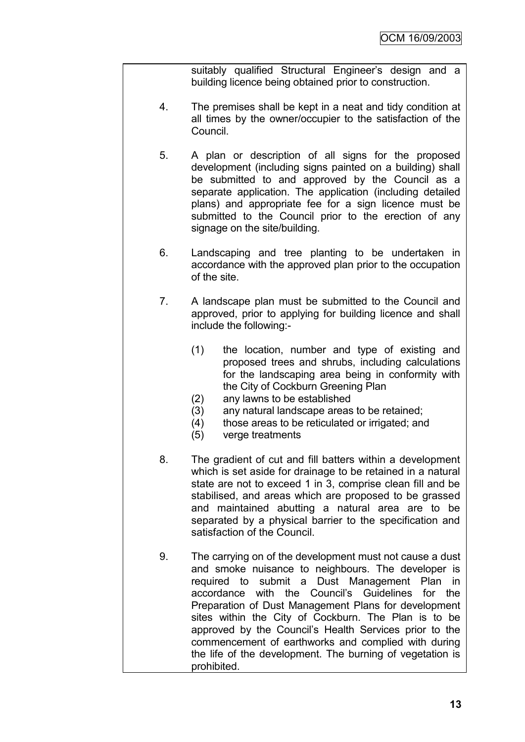suitably qualified Structural Engineer's design and a building licence being obtained prior to construction.

4. The premises shall be kept in a neat and tidy condition at all times by the owner/occupier to the satisfaction of the Council.

5. A plan or description of all signs for the proposed development (including signs painted on a building) shall be submitted to and approved by the Council as a separate application. The application (including detailed plans) and appropriate fee for a sign licence must be submitted to the Council prior to the erection of any signage on the site/building.

6. Landscaping and tree planting to be undertaken in accordance with the approved plan prior to the occupation of the site.

7. A landscape plan must be submitted to the Council and approved, prior to applying for building licence and shall include the following:-

   (1) the location, number and type of existing and proposed trees and shrubs, including calculations for the landscaping area being in conformity with the City of Cockburn Greening Plan
   (2) any lawns to be established
   (3) any natural landscape areas to be retained;
   (4) those areas to be reticulated or irrigated; and
   (5) verge treatments

8. The gradient of cut and fill batters within a development which is set aside for drainage to be retained in a natural state are not to exceed 1 in 3, comprise clean fill and be stabilised, and areas which are proposed to be grassed and maintained abutting a natural area are to be separated by a physical barrier to the specification and satisfaction of the Council.

9. The carrying on of the development must not cause a dust and smoke nuisance to neighbours. The developer is required to submit a Dust Management Plan in accordance with the Council's Guidelines for the Preparation of Dust Management Plans for development sites within the City of Cockburn. The Plan is to be approved by the Council's Health Services prior to the commencement of earthworks and complied with during the life of the development. The burning of vegetation is prohibited.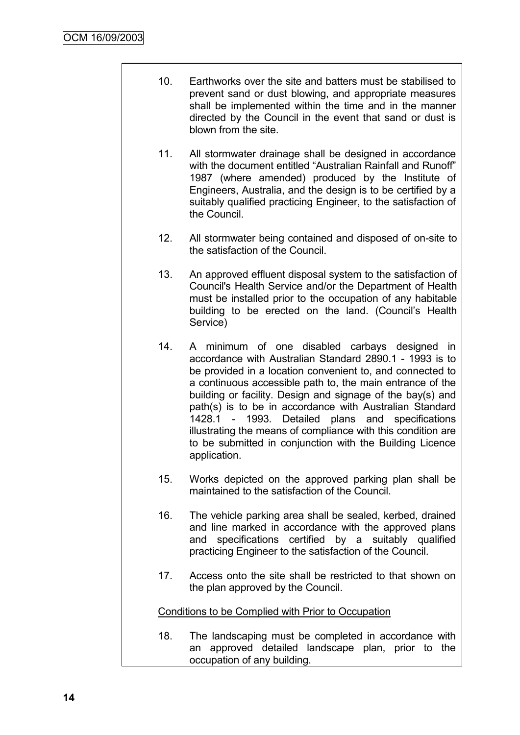10. Earthworks over the site and batters must be stabilised to prevent sand or dust blowing, and appropriate measures shall be implemented within the time and in the manner directed by the Council in the event that sand or dust is blown from the site.

11. All stormwater drainage shall be designed in accordance with the document entitled "Australian Rainfall and Runoff" 1987 (where amended) produced by the Institute of Engineers, Australia, and the design is to be certified by a suitably qualified practicing Engineer, to the satisfaction of the Council.

12. All stormwater being contained and disposed of on-site to the satisfaction of the Council.

13. An approved effluent disposal system to the satisfaction of Council's Health Service and/or the Department of Health must be installed prior to the occupation of any habitable building to be erected on the land. (Council's Health Service)

14. A minimum of one disabled carbays designed in accordance with Australian Standard 2890.1 - 1993 is to be provided in a location convenient to, and connected to a continuous accessible path to, the main entrance of the building or facility. Design and signage of the bay(s) and path(s) is to be in accordance with Australian Standard 1428.1 - 1993. Detailed plans and specifications illustrating the means of compliance with this condition are to be submitted in conjunction with the Building Licence application.

15. Works depicted on the approved parking plan shall be maintained to the satisfaction of the Council.

16. The vehicle parking area shall be sealed, kerbed, drained and line marked in accordance with the approved plans and specifications certified by a suitably qualified practicing Engineer to the satisfaction of the Council.

17. Access onto the site shall be restricted to that shown on the plan approved by the Council.

Conditions to be Complied with Prior to Occupation

18. The landscaping must be completed in accordance with an approved detailed landscape plan, prior to the occupation of any building.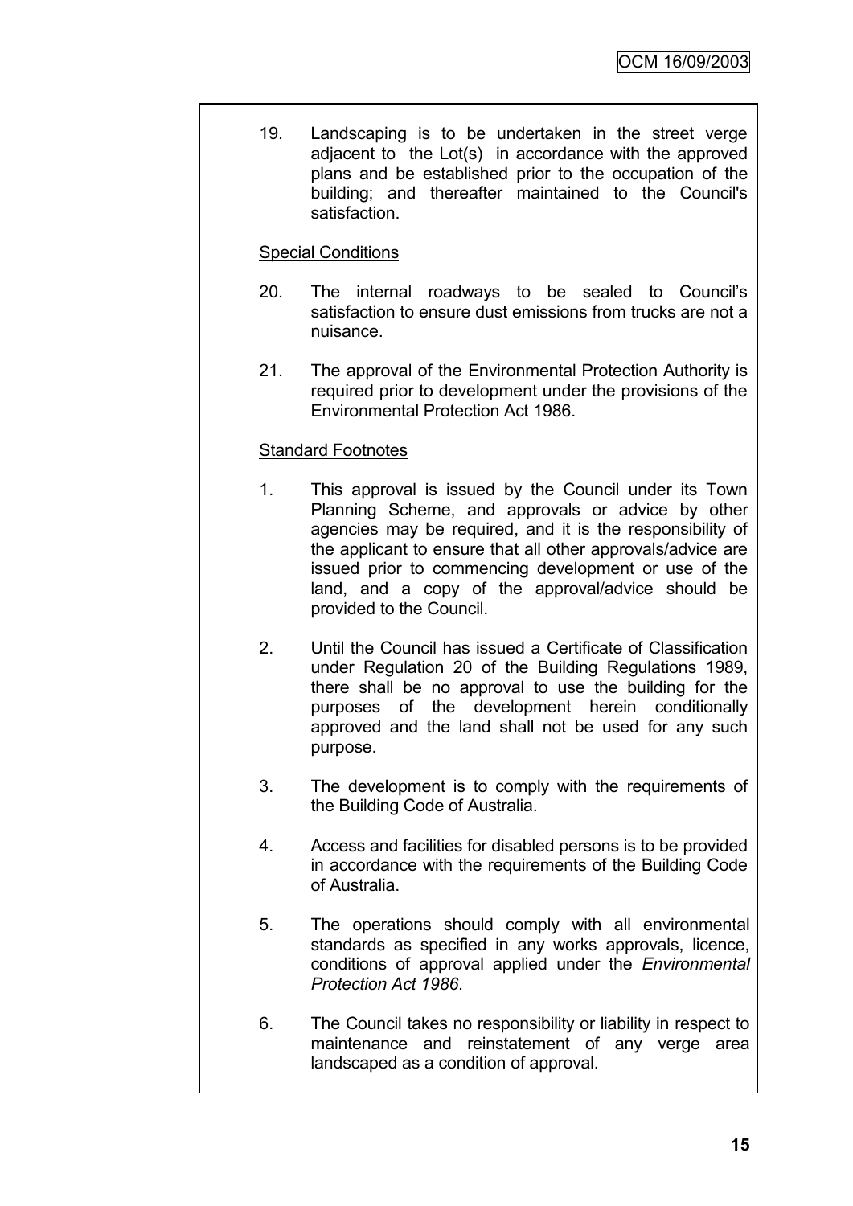19. Landscaping is to be undertaken in the street verge adjacent to the Lot(s) in accordance with the approved plans and be established prior to the occupation of the building; and thereafter maintained to the Council's satisfaction.

Special Conditions

20. The internal roadways to be sealed to Council's satisfaction to ensure dust emissions from trucks are not a nuisance.

21. The approval of the Environmental Protection Authority is required prior to development under the provisions of the Environmental Protection Act 1986.

Standard Footnotes

1. This approval is issued by the Council under its Town Planning Scheme, and approvals or advice by other agencies may be required, and it is the responsibility of the applicant to ensure that all other approvals/advice are issued prior to commencing development or use of the land, and a copy of the approval/advice should be provided to the Council.

2. Until the Council has issued a Certificate of Classification under Regulation 20 of the Building Regulations 1989, there shall be no approval to use the building for the purposes of the development herein conditionally approved and the land shall not be used for any such purpose.

3. The development is to comply with the requirements of the Building Code of Australia.

4. Access and facilities for disabled persons is to be provided in accordance with the requirements of the Building Code of Australia.

5. The operations should comply with all environmental standards as specified in any works approvals, licence, conditions of approval applied under the *Environmental Protection Act 1986*.

6. The Council takes no responsibility or liability in respect to maintenance and reinstatement of any verge area landscaped as a condition of approval.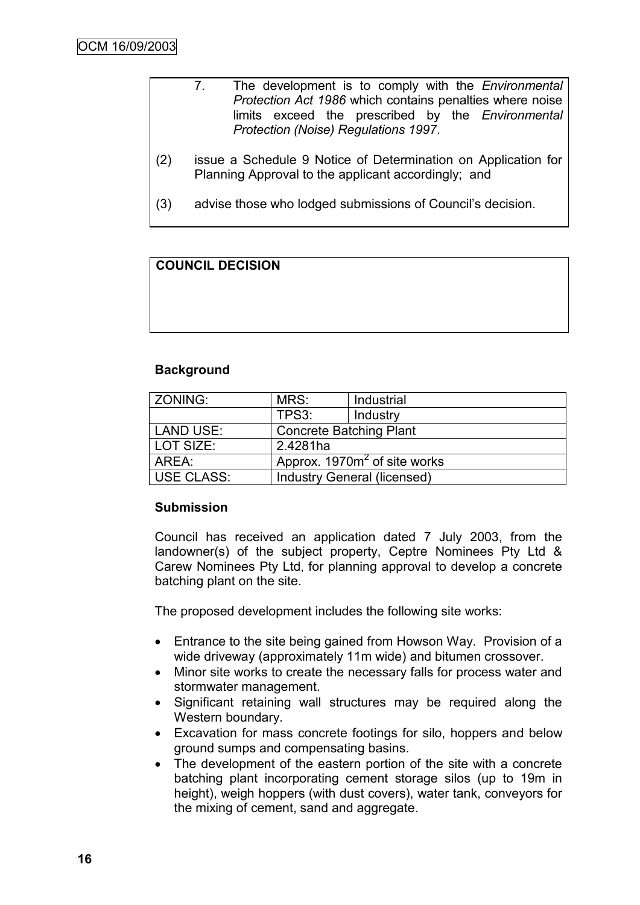7. The development is to comply with the *Environmental Protection Act 1986* which contains penalties where noise limits exceed the prescribed by the *Environmental Protection (Noise) Regulations 1997*.

(2) issue a Schedule 9 Notice of Determination on Application for Planning Approval to the applicant accordingly; and

(3) advise those who lodged submissions of Council's decision.

**COUNCIL DECISION**

**Background**

| ZONING: | MRS: | Industrial |
|---|---|---|
| | TPS3: | Industry |
| LAND USE: | Concrete Batching Plant | |
| LOT SIZE: | 2.4281ha | |
| AREA: | Approx. 1970m$^2$ of site works | |
| USE CLASS: | Industry General (licensed) | |

**Submission**

Council has received an application dated 7 July 2003, from the landowner(s) of the subject property, Ceptre Nominees Pty Ltd & Carew Nominees Pty Ltd, for planning approval to develop a concrete batching plant on the site.

The proposed development includes the following site works:

- Entrance to the site being gained from Howson Way. Provision of a wide driveway (approximately 11m wide) and bitumen crossover.
- Minor site works to create the necessary falls for process water and stormwater management.
- Significant retaining wall structures may be required along the Western boundary.
- Excavation for mass concrete footings for silo, hoppers and below ground sumps and compensating basins.
- The development of the eastern portion of the site with a concrete batching plant incorporating cement storage silos (up to 19m in height), weigh hoppers (with dust covers), water tank, conveyors for the mixing of cement, sand and aggregate.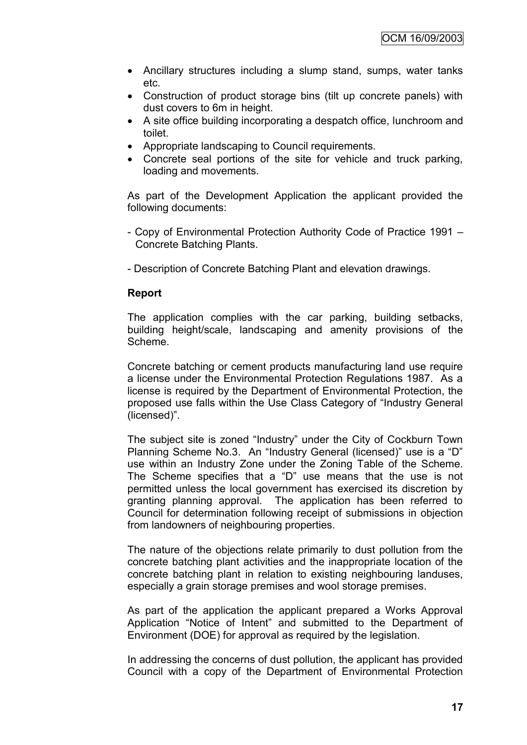- Ancillary structures including a slump stand, sumps, water tanks etc.
- Construction of product storage bins (tilt up concrete panels) with dust covers to 6m in height.
- A site office building incorporating a despatch office, lunchroom and toilet.
- Appropriate landscaping to Council requirements.
- Concrete seal portions of the site for vehicle and truck parking, loading and movements.

As part of the Development Application the applicant provided the following documents:

- Copy of Environmental Protection Authority Code of Practice 1991 – Concrete Batching Plants.

- Description of Concrete Batching Plant and elevation drawings.

**Report**

The application complies with the car parking, building setbacks, building height/scale, landscaping and amenity provisions of the Scheme.

Concrete batching or cement products manufacturing land use require a license under the Environmental Protection Regulations 1987. As a license is required by the Department of Environmental Protection, the proposed use falls within the Use Class Category of "Industry General (licensed)".

The subject site is zoned "Industry" under the City of Cockburn Town Planning Scheme No.3. An "Industry General (licensed)" use is a "D" use within an Industry Zone under the Zoning Table of the Scheme. The Scheme specifies that a "D" use means that the use is not permitted unless the local government has exercised its discretion by granting planning approval. The application has been referred to Council for determination following receipt of submissions in objection from landowners of neighbouring properties.

The nature of the objections relate primarily to dust pollution from the concrete batching plant activities and the inappropriate location of the concrete batching plant in relation to existing neighbouring landuses, especially a grain storage premises and wool storage premises.

As part of the application the applicant prepared a Works Approval Application "Notice of Intent" and submitted to the Department of Environment (DOE) for approval as required by the legislation.

In addressing the concerns of dust pollution, the applicant has provided Council with a copy of the Department of Environmental Protection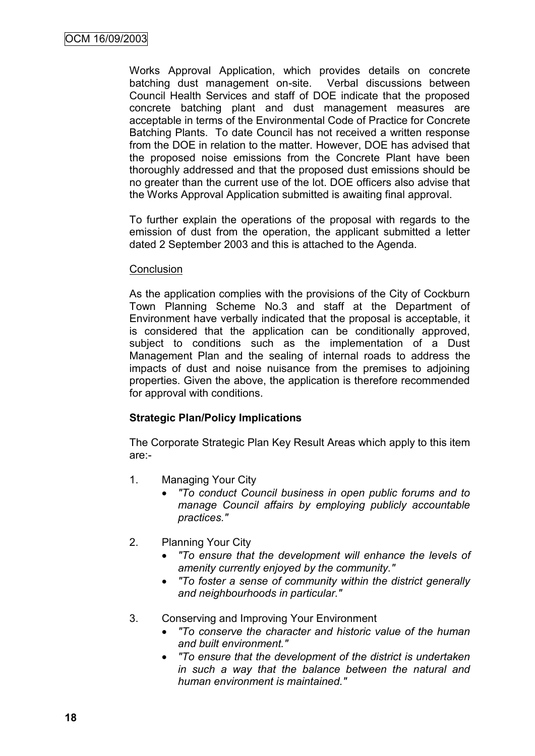Works Approval Application, which provides details on concrete batching dust management on-site. Verbal discussions between Council Health Services and staff of DOE indicate that the proposed concrete batching plant and dust management measures are acceptable in terms of the Environmental Code of Practice for Concrete Batching Plants. To date Council has not received a written response from the DOE in relation to the matter. However, DOE has advised that the proposed noise emissions from the Concrete Plant have been thoroughly addressed and that the proposed dust emissions should be no greater than the current use of the lot. DOE officers also advise that the Works Approval Application submitted is awaiting final approval.

To further explain the operations of the proposal with regards to the emission of dust from the operation, the applicant submitted a letter dated 2 September 2003 and this is attached to the Agenda.

Conclusion

As the application complies with the provisions of the City of Cockburn Town Planning Scheme No.3 and staff at the Department of Environment have verbally indicated that the proposal is acceptable, it is considered that the application can be conditionally approved, subject to conditions such as the implementation of a Dust Management Plan and the sealing of internal roads to address the impacts of dust and noise nuisance from the premises to adjoining properties. Given the above, the application is therefore recommended for approval with conditions.

**Strategic Plan/Policy Implications**

The Corporate Strategic Plan Key Result Areas which apply to this item are:-

1. Managing Your City
   - *"To conduct Council business in open public forums and to manage Council affairs by employing publicly accountable practices."*

2. Planning Your City
   - *"To ensure that the development will enhance the levels of amenity currently enjoyed by the community."*
   - *"To foster a sense of community within the district generally and neighbourhoods in particular."*

3. Conserving and Improving Your Environment
   - *"To conserve the character and historic value of the human and built environment."*
   - *"To ensure that the development of the district is undertaken in such a way that the balance between the natural and human environment is maintained."*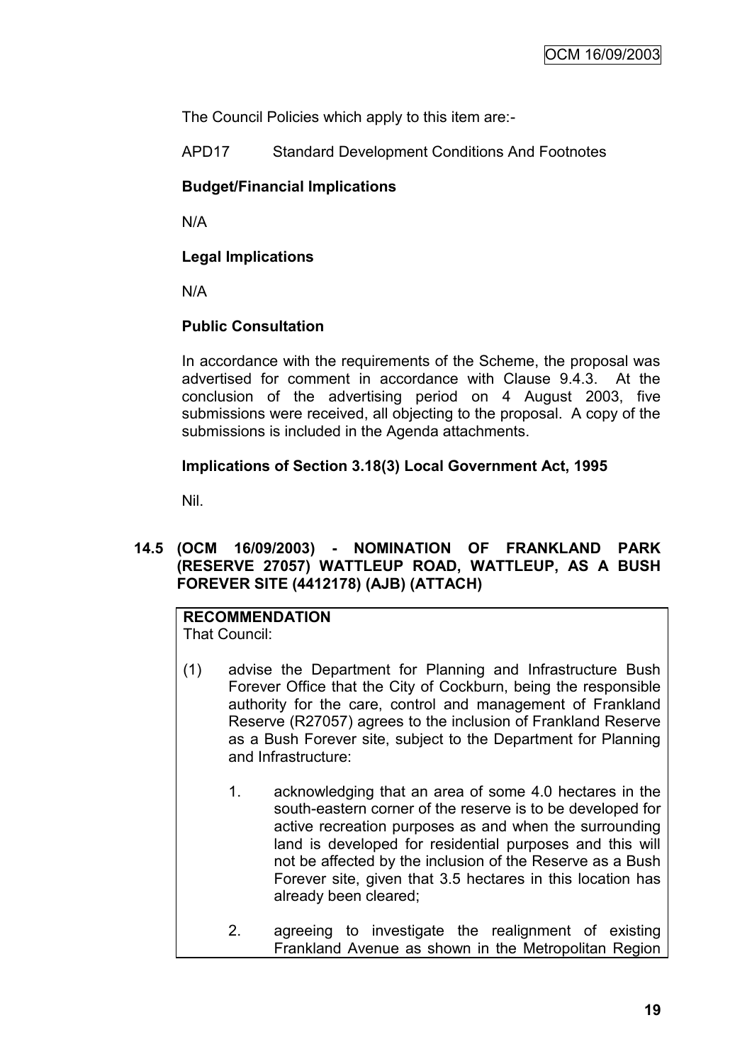The Council Policies which apply to this item are:-

APD17 Standard Development Conditions And Footnotes

**Budget/Financial Implications**

N/A

**Legal Implications**

N/A

**Public Consultation**

In accordance with the requirements of the Scheme, the proposal was advertised for comment in accordance with Clause 9.4.3. At the conclusion of the advertising period on 4 August 2003, five submissions were received, all objecting to the proposal. A copy of the submissions is included in the Agenda attachments.

**Implications of Section 3.18(3) Local Government Act, 1995**

Nil.

## 14.5 (OCM 16/09/2003) - NOMINATION OF FRANKLAND PARK (RESERVE 27057) WATTLEUP ROAD, WATTLEUP, AS A BUSH FOREVER SITE (4412178) (AJB) (ATTACH)

**RECOMMENDATION**
That Council:

(1) advise the Department for Planning and Infrastructure Bush Forever Office that the City of Cockburn, being the responsible authority for the care, control and management of Frankland Reserve (R27057) agrees to the inclusion of Frankland Reserve as a Bush Forever site, subject to the Department for Planning and Infrastructure:

1. acknowledging that an area of some 4.0 hectares in the south-eastern corner of the reserve is to be developed for active recreation purposes as and when the surrounding land is developed for residential purposes and this will not be affected by the inclusion of the Reserve as a Bush Forever site, given that 3.5 hectares in this location has already been cleared;

2. agreeing to investigate the realignment of existing Frankland Avenue as shown in the Metropolitan Region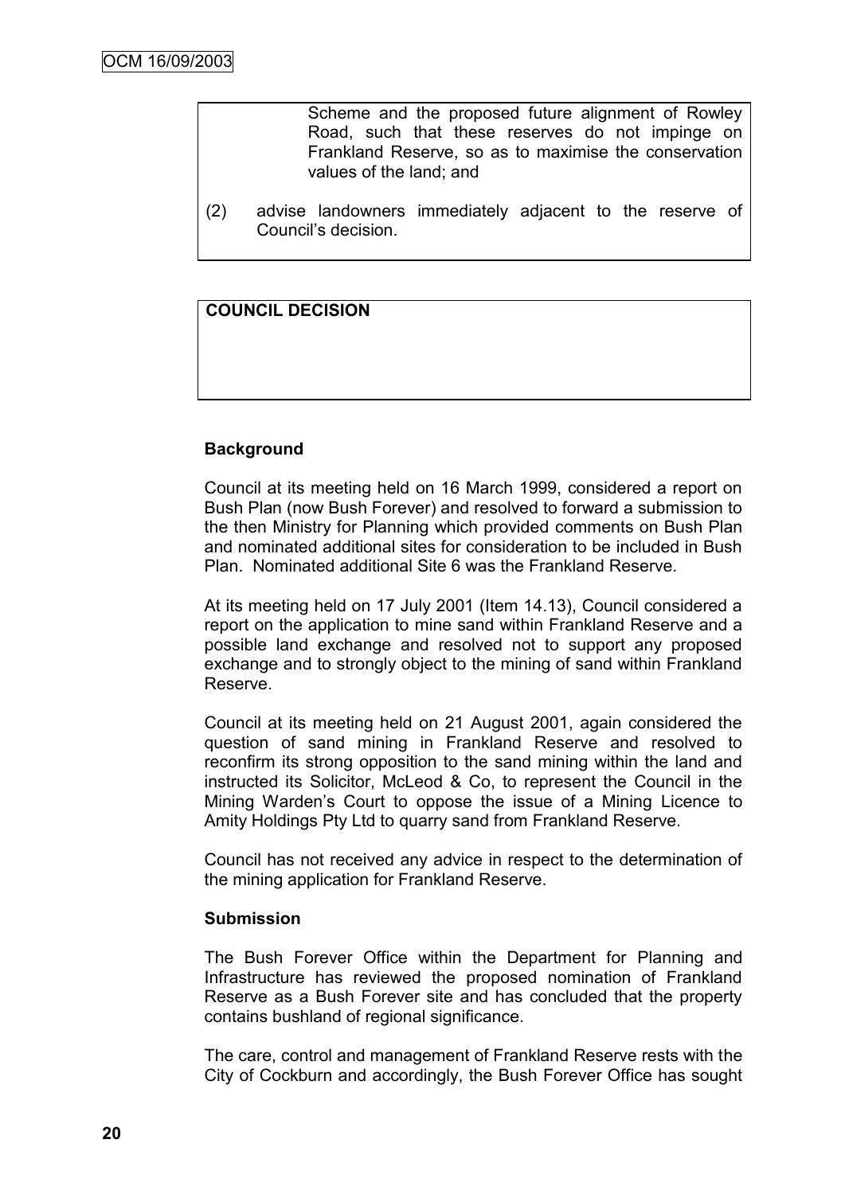Scheme and the proposed future alignment of Rowley Road, such that these reserves do not impinge on Frankland Reserve, so as to maximise the conservation values of the land; and

(2) advise landowners immediately adjacent to the reserve of Council's decision.

**COUNCIL DECISION**

**Background**

Council at its meeting held on 16 March 1999, considered a report on Bush Plan (now Bush Forever) and resolved to forward a submission to the then Ministry for Planning which provided comments on Bush Plan and nominated additional sites for consideration to be included in Bush Plan. Nominated additional Site 6 was the Frankland Reserve.

At its meeting held on 17 July 2001 (Item 14.13), Council considered a report on the application to mine sand within Frankland Reserve and a possible land exchange and resolved not to support any proposed exchange and to strongly object to the mining of sand within Frankland Reserve.

Council at its meeting held on 21 August 2001, again considered the question of sand mining in Frankland Reserve and resolved to reconfirm its strong opposition to the sand mining within the land and instructed its Solicitor, McLeod & Co, to represent the Council in the Mining Warden's Court to oppose the issue of a Mining Licence to Amity Holdings Pty Ltd to quarry sand from Frankland Reserve.

Council has not received any advice in respect to the determination of the mining application for Frankland Reserve.

**Submission**

The Bush Forever Office within the Department for Planning and Infrastructure has reviewed the proposed nomination of Frankland Reserve as a Bush Forever site and has concluded that the property contains bushland of regional significance.

The care, control and management of Frankland Reserve rests with the City of Cockburn and accordingly, the Bush Forever Office has sought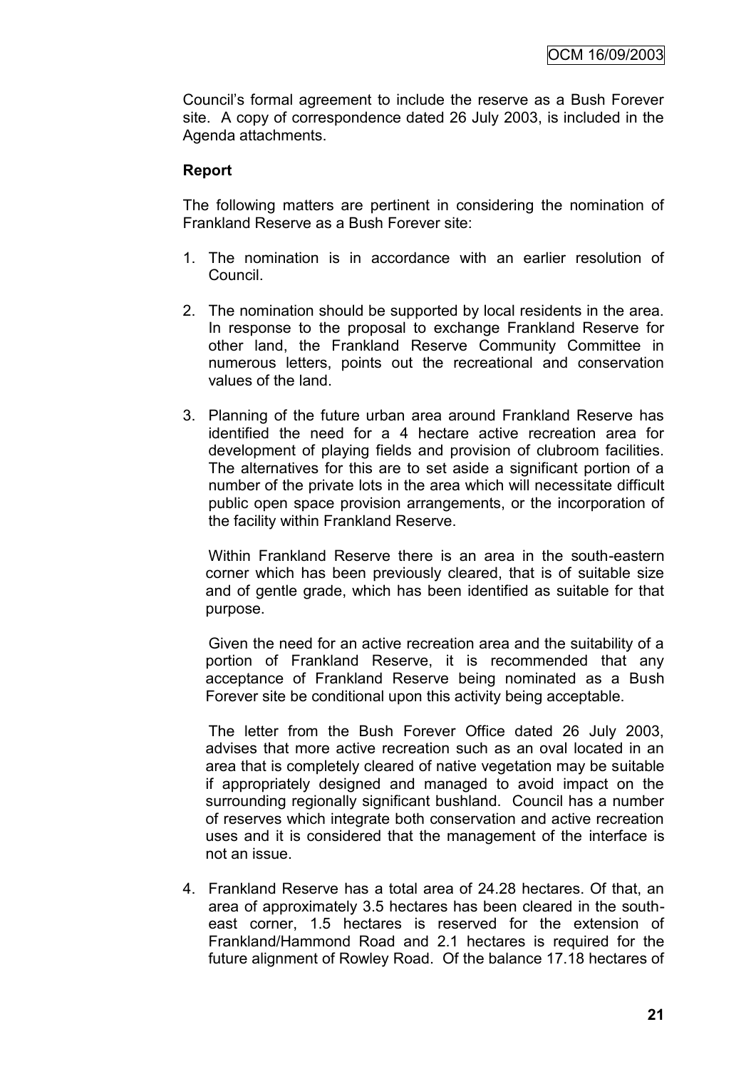Council's formal agreement to include the reserve as a Bush Forever site. A copy of correspondence dated 26 July 2003, is included in the Agenda attachments.

**Report**

The following matters are pertinent in considering the nomination of Frankland Reserve as a Bush Forever site:

1. The nomination is in accordance with an earlier resolution of Council.

2. The nomination should be supported by local residents in the area. In response to the proposal to exchange Frankland Reserve for other land, the Frankland Reserve Community Committee in numerous letters, points out the recreational and conservation values of the land.

3. Planning of the future urban area around Frankland Reserve has identified the need for a 4 hectare active recreation area for development of playing fields and provision of clubroom facilities. The alternatives for this are to set aside a significant portion of a number of the private lots in the area which will necessitate difficult public open space provision arrangements, or the incorporation of the facility within Frankland Reserve.

   Within Frankland Reserve there is an area in the south-eastern corner which has been previously cleared, that is of suitable size and of gentle grade, which has been identified as suitable for that purpose.

   Given the need for an active recreation area and the suitability of a portion of Frankland Reserve, it is recommended that any acceptance of Frankland Reserve being nominated as a Bush Forever site be conditional upon this activity being acceptable.

   The letter from the Bush Forever Office dated 26 July 2003, advises that more active recreation such as an oval located in an area that is completely cleared of native vegetation may be suitable if appropriately designed and managed to avoid impact on the surrounding regionally significant bushland. Council has a number of reserves which integrate both conservation and active recreation uses and it is considered that the management of the interface is not an issue.

4. Frankland Reserve has a total area of 24.28 hectares. Of that, an area of approximately 3.5 hectares has been cleared in the south-east corner, 1.5 hectares is reserved for the extension of Frankland/Hammond Road and 2.1 hectares is required for the future alignment of Rowley Road. Of the balance 17.18 hectares of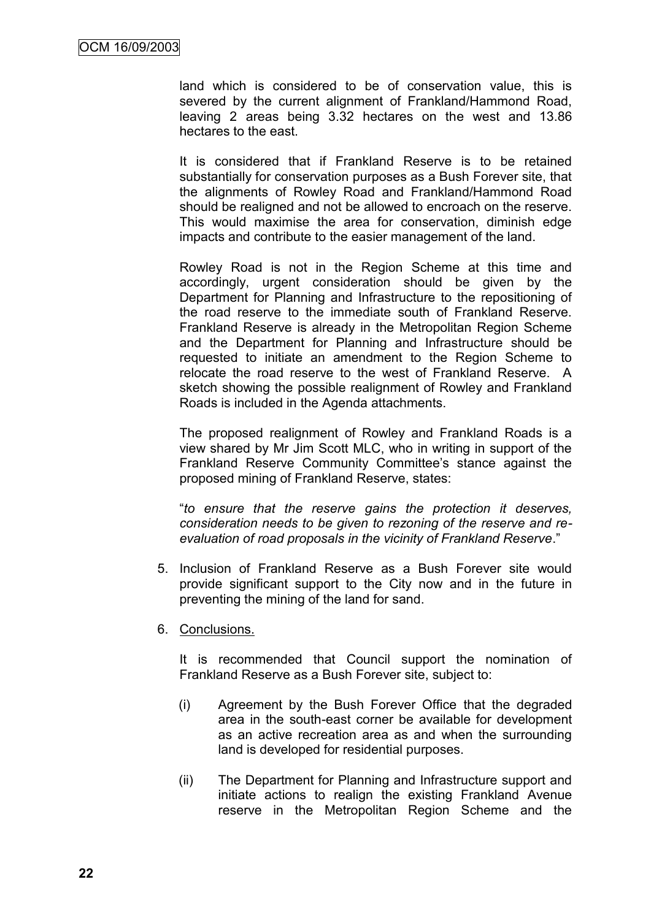land which is considered to be of conservation value, this is severed by the current alignment of Frankland/Hammond Road, leaving 2 areas being 3.32 hectares on the west and 13.86 hectares to the east.

It is considered that if Frankland Reserve is to be retained substantially for conservation purposes as a Bush Forever site, that the alignments of Rowley Road and Frankland/Hammond Road should be realigned and not be allowed to encroach on the reserve. This would maximise the area for conservation, diminish edge impacts and contribute to the easier management of the land.

Rowley Road is not in the Region Scheme at this time and accordingly, urgent consideration should be given by the Department for Planning and Infrastructure to the repositioning of the road reserve to the immediate south of Frankland Reserve. Frankland Reserve is already in the Metropolitan Region Scheme and the Department for Planning and Infrastructure should be requested to initiate an amendment to the Region Scheme to relocate the road reserve to the west of Frankland Reserve. A sketch showing the possible realignment of Rowley and Frankland Roads is included in the Agenda attachments.

The proposed realignment of Rowley and Frankland Roads is a view shared by Mr Jim Scott MLC, who in writing in support of the Frankland Reserve Community Committee's stance against the proposed mining of Frankland Reserve, states:

"*to ensure that the reserve gains the protection it deserves, consideration needs to be given to rezoning of the reserve and re-evaluation of road proposals in the vicinity of Frankland Reserve*."

5. Inclusion of Frankland Reserve as a Bush Forever site would provide significant support to the City now and in the future in preventing the mining of the land for sand.

6. Conclusions.

   It is recommended that Council support the nomination of Frankland Reserve as a Bush Forever site, subject to:

   (i) Agreement by the Bush Forever Office that the degraded area in the south-east corner be available for development as an active recreation area as and when the surrounding land is developed for residential purposes.

   (ii) The Department for Planning and Infrastructure support and initiate actions to realign the existing Frankland Avenue reserve in the Metropolitan Region Scheme and the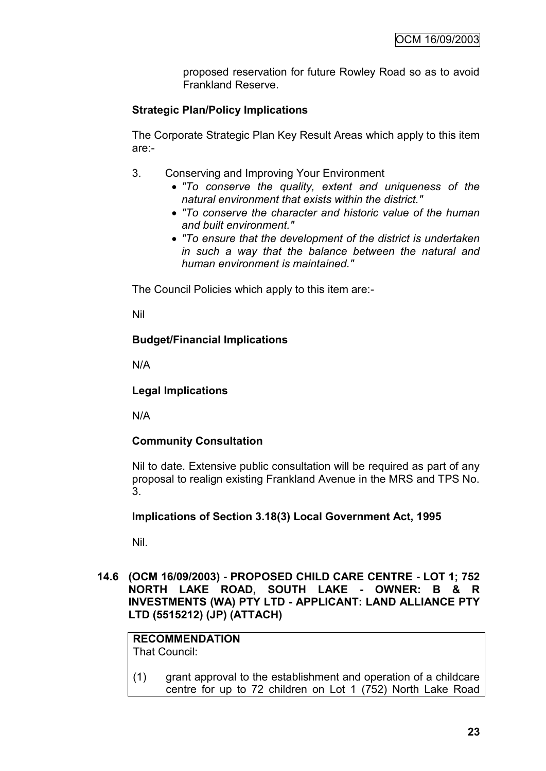proposed reservation for future Rowley Road so as to avoid Frankland Reserve.

**Strategic Plan/Policy Implications**

The Corporate Strategic Plan Key Result Areas which apply to this item are:-

3. Conserving and Improving Your Environment
   - *"To conserve the quality, extent and uniqueness of the natural environment that exists within the district."*
   - *"To conserve the character and historic value of the human and built environment."*
   - *"To ensure that the development of the district is undertaken in such a way that the balance between the natural and human environment is maintained."*

The Council Policies which apply to this item are:-

Nil

**Budget/Financial Implications**

N/A

**Legal Implications**

N/A

**Community Consultation**

Nil to date. Extensive public consultation will be required as part of any proposal to realign existing Frankland Avenue in the MRS and TPS No. 3.

**Implications of Section 3.18(3) Local Government Act, 1995**

Nil.

### 14.6 (OCM 16/09/2003) - PROPOSED CHILD CARE CENTRE - LOT 1; 752 NORTH LAKE ROAD, SOUTH LAKE - OWNER: B & R INVESTMENTS (WA) PTY LTD - APPLICANT: LAND ALLIANCE PTY LTD (5515212) (JP) (ATTACH)

**RECOMMENDATION**
That Council:

(1) grant approval to the establishment and operation of a childcare centre for up to 72 children on Lot 1 (752) North Lake Road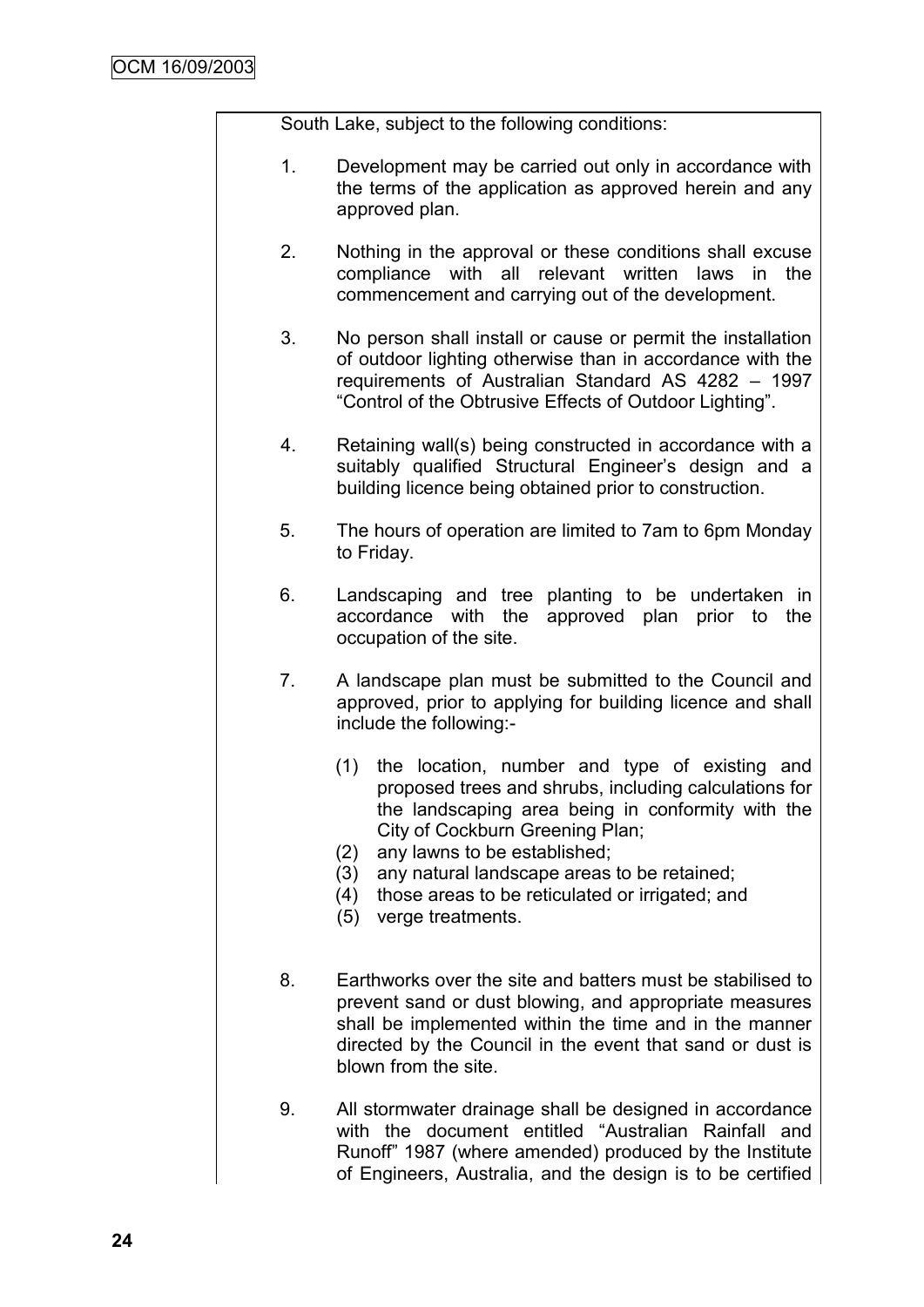South Lake, subject to the following conditions:

1. Development may be carried out only in accordance with the terms of the application as approved herein and any approved plan.

2. Nothing in the approval or these conditions shall excuse compliance with all relevant written laws in the commencement and carrying out of the development.

3. No person shall install or cause or permit the installation of outdoor lighting otherwise than in accordance with the requirements of Australian Standard AS 4282 – 1997 "Control of the Obtrusive Effects of Outdoor Lighting".

4. Retaining wall(s) being constructed in accordance with a suitably qualified Structural Engineer's design and a building licence being obtained prior to construction.

5. The hours of operation are limited to 7am to 6pm Monday to Friday.

6. Landscaping and tree planting to be undertaken in accordance with the approved plan prior to the occupation of the site.

7. A landscape plan must be submitted to the Council and approved, prior to applying for building licence and shall include the following:-

   (1) the location, number and type of existing and proposed trees and shrubs, including calculations for the landscaping area being in conformity with the City of Cockburn Greening Plan;
   (2) any lawns to be established;
   (3) any natural landscape areas to be retained;
   (4) those areas to be reticulated or irrigated; and
   (5) verge treatments.

8. Earthworks over the site and batters must be stabilised to prevent sand or dust blowing, and appropriate measures shall be implemented within the time and in the manner directed by the Council in the event that sand or dust is blown from the site.

9. All stormwater drainage shall be designed in accordance with the document entitled "Australian Rainfall and Runoff" 1987 (where amended) produced by the Institute of Engineers, Australia, and the design is to be certified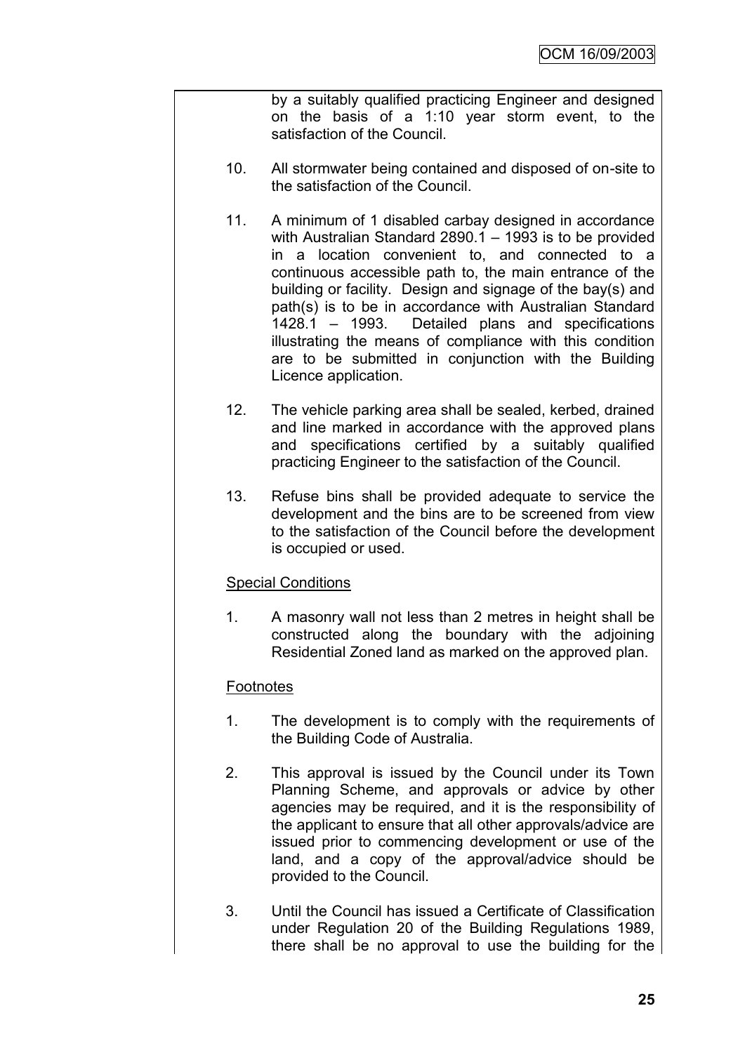by a suitably qualified practicing Engineer and designed on the basis of a 1:10 year storm event, to the satisfaction of the Council.

10. All stormwater being contained and disposed of on-site to the satisfaction of the Council.

11. A minimum of 1 disabled carbay designed in accordance with Australian Standard 2890.1 – 1993 is to be provided in a location convenient to, and connected to a continuous accessible path to, the main entrance of the building or facility. Design and signage of the bay(s) and path(s) is to be in accordance with Australian Standard 1428.1 – 1993. Detailed plans and specifications illustrating the means of compliance with this condition are to be submitted in conjunction with the Building Licence application.

12. The vehicle parking area shall be sealed, kerbed, drained and line marked in accordance with the approved plans and specifications certified by a suitably qualified practicing Engineer to the satisfaction of the Council.

13. Refuse bins shall be provided adequate to service the development and the bins are to be screened from view to the satisfaction of the Council before the development is occupied or used.

<u>Special Conditions</u>

1. A masonry wall not less than 2 metres in height shall be constructed along the boundary with the adjoining Residential Zoned land as marked on the approved plan.

<u>Footnotes</u>

1. The development is to comply with the requirements of the Building Code of Australia.

2. This approval is issued by the Council under its Town Planning Scheme, and approvals or advice by other agencies may be required, and it is the responsibility of the applicant to ensure that all other approvals/advice are issued prior to commencing development or use of the land, and a copy of the approval/advice should be provided to the Council.

3. Until the Council has issued a Certificate of Classification under Regulation 20 of the Building Regulations 1989, there shall be no approval to use the building for the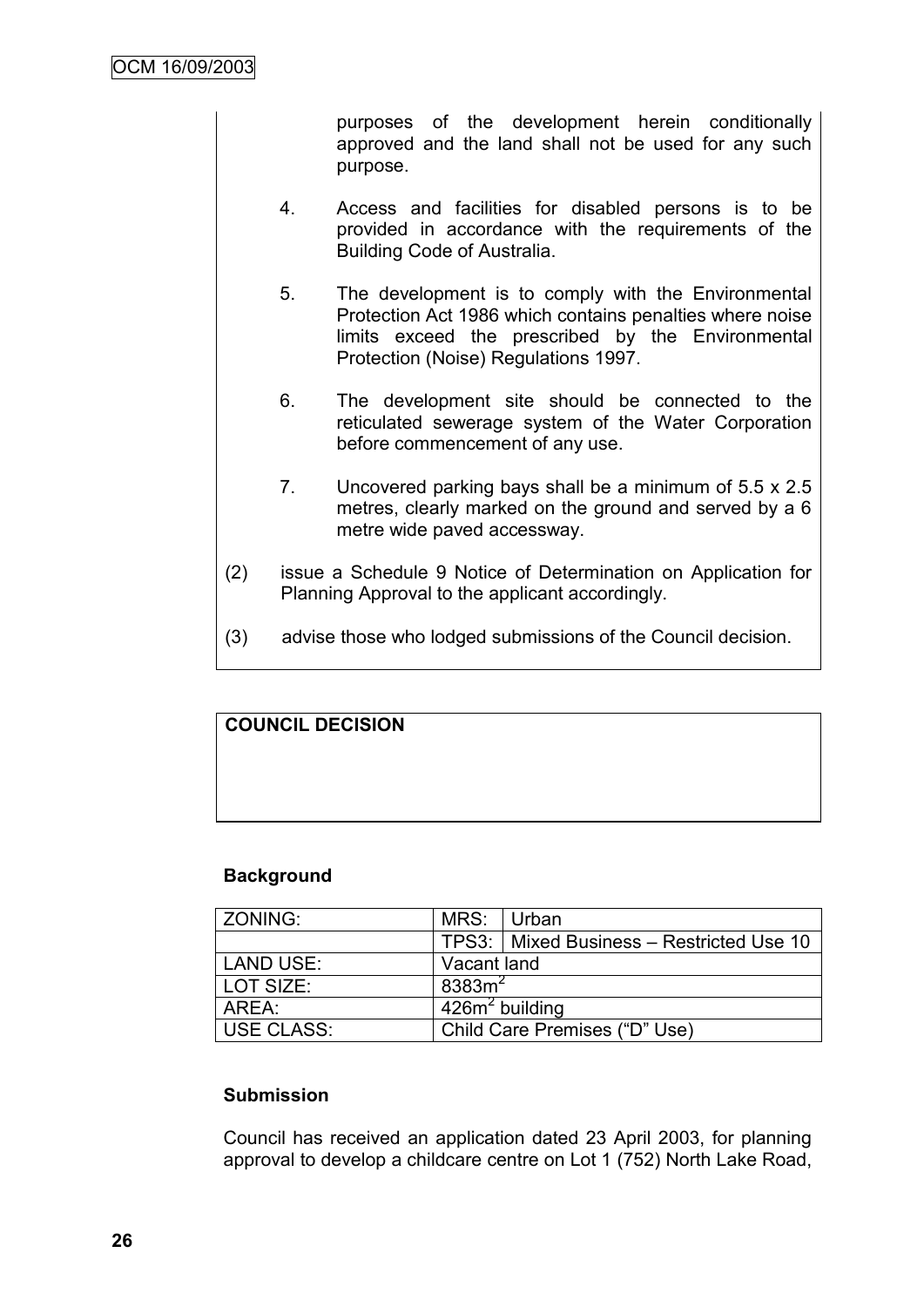purposes of the development herein conditionally approved and the land shall not be used for any such purpose.

4. Access and facilities for disabled persons is to be provided in accordance with the requirements of the Building Code of Australia.

5. The development is to comply with the Environmental Protection Act 1986 which contains penalties where noise limits exceed the prescribed by the Environmental Protection (Noise) Regulations 1997.

6. The development site should be connected to the reticulated sewerage system of the Water Corporation before commencement of any use.

7. Uncovered parking bays shall be a minimum of 5.5 x 2.5 metres, clearly marked on the ground and served by a 6 metre wide paved accessway.

(2) issue a Schedule 9 Notice of Determination on Application for Planning Approval to the applicant accordingly.

(3) advise those who lodged submissions of the Council decision.

**COUNCIL DECISION**

**Background**

| ZONING: | MRS: | Urban |
|---|---|---|
| | TPS3: | Mixed Business – Restricted Use 10 |
| LAND USE: | Vacant land | |
| LOT SIZE: | 8383m$^2$ | |
| AREA: | 426m$^2$ building | |
| USE CLASS: | Child Care Premises ("D" Use) | |

**Submission**

Council has received an application dated 23 April 2003, for planning approval to develop a childcare centre on Lot 1 (752) North Lake Road,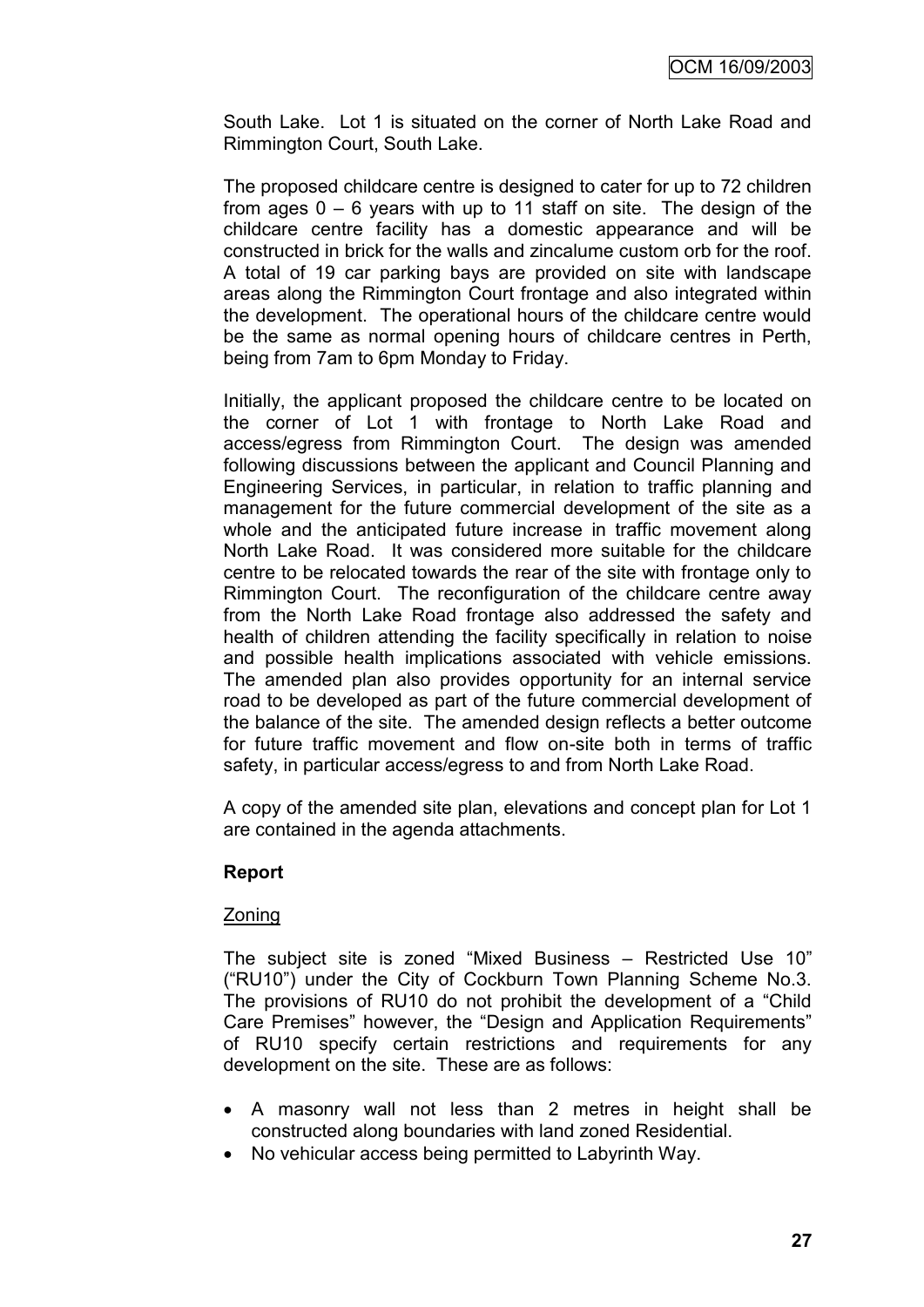South Lake. Lot 1 is situated on the corner of North Lake Road and Rimmington Court, South Lake.

The proposed childcare centre is designed to cater for up to 72 children from ages 0 – 6 years with up to 11 staff on site. The design of the childcare centre facility has a domestic appearance and will be constructed in brick for the walls and zincalume custom orb for the roof. A total of 19 car parking bays are provided on site with landscape areas along the Rimmington Court frontage and also integrated within the development. The operational hours of the childcare centre would be the same as normal opening hours of childcare centres in Perth, being from 7am to 6pm Monday to Friday.

Initially, the applicant proposed the childcare centre to be located on the corner of Lot 1 with frontage to North Lake Road and access/egress from Rimmington Court. The design was amended following discussions between the applicant and Council Planning and Engineering Services, in particular, in relation to traffic planning and management for the future commercial development of the site as a whole and the anticipated future increase in traffic movement along North Lake Road. It was considered more suitable for the childcare centre to be relocated towards the rear of the site with frontage only to Rimmington Court. The reconfiguration of the childcare centre away from the North Lake Road frontage also addressed the safety and health of children attending the facility specifically in relation to noise and possible health implications associated with vehicle emissions. The amended plan also provides opportunity for an internal service road to be developed as part of the future commercial development of the balance of the site. The amended design reflects a better outcome for future traffic movement and flow on-site both in terms of traffic safety, in particular access/egress to and from North Lake Road.

A copy of the amended site plan, elevations and concept plan for Lot 1 are contained in the agenda attachments.

**Report**

Zoning

The subject site is zoned "Mixed Business – Restricted Use 10" ("RU10") under the City of Cockburn Town Planning Scheme No.3. The provisions of RU10 do not prohibit the development of a "Child Care Premises" however, the "Design and Application Requirements" of RU10 specify certain restrictions and requirements for any development on the site. These are as follows:

- A masonry wall not less than 2 metres in height shall be constructed along boundaries with land zoned Residential.
- No vehicular access being permitted to Labyrinth Way.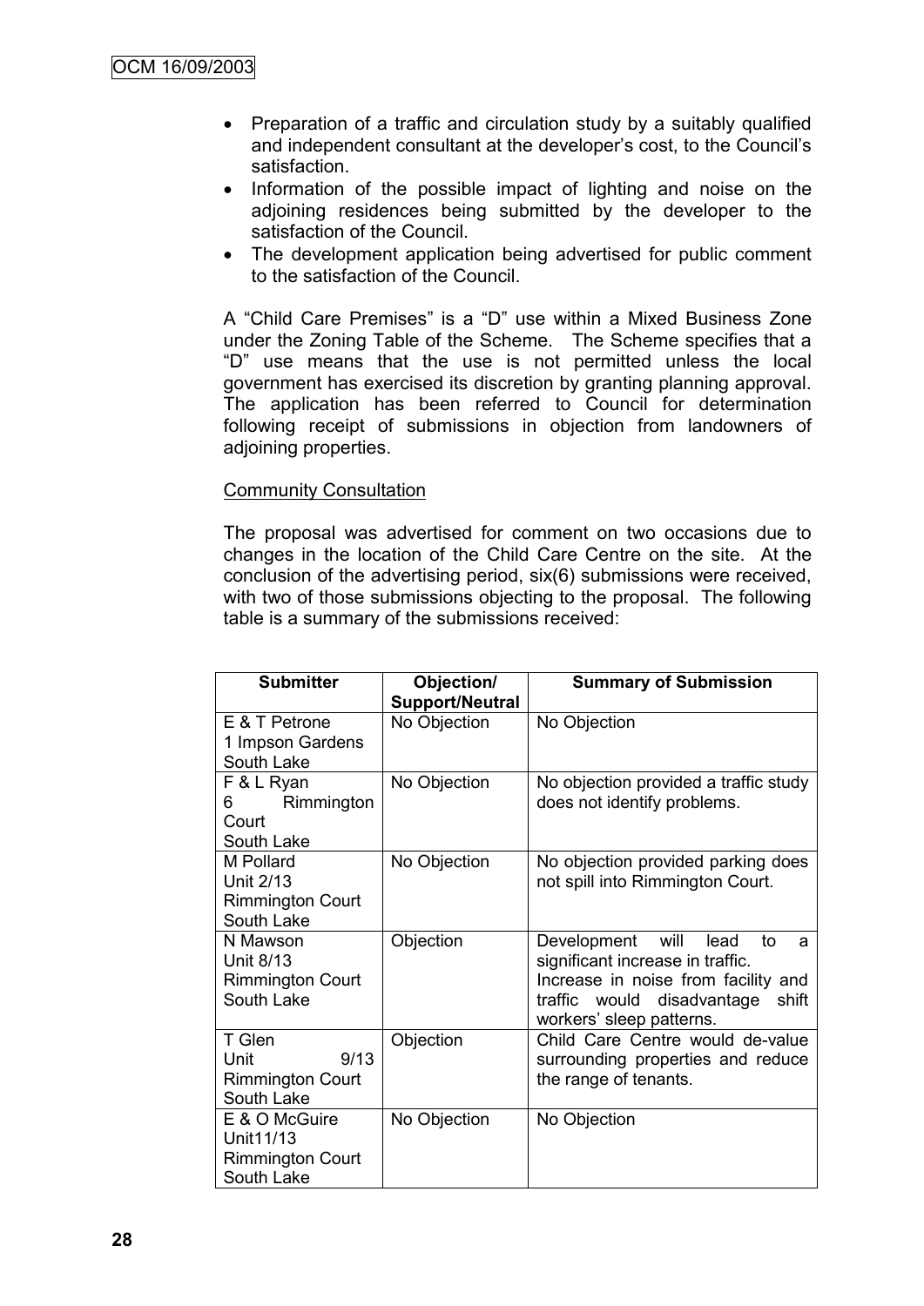- Preparation of a traffic and circulation study by a suitably qualified and independent consultant at the developer's cost, to the Council's satisfaction.
- Information of the possible impact of lighting and noise on the adjoining residences being submitted by the developer to the satisfaction of the Council.
- The development application being advertised for public comment to the satisfaction of the Council.

A "Child Care Premises" is a "D" use within a Mixed Business Zone under the Zoning Table of the Scheme. The Scheme specifies that a "D" use means that the use is not permitted unless the local government has exercised its discretion by granting planning approval. The application has been referred to Council for determination following receipt of submissions in objection from landowners of adjoining properties.

Community Consultation

The proposal was advertised for comment on two occasions due to changes in the location of the Child Care Centre on the site. At the conclusion of the advertising period, six(6) submissions were received, with two of those submissions objecting to the proposal. The following table is a summary of the submissions received:

| Submitter | Objection/ Support/Neutral | Summary of Submission |
|---|---|---|
| E & T Petrone 1 Impson Gardens South Lake | No Objection | No Objection |
| F & L Ryan 6 Rimmington Court South Lake | No Objection | No objection provided a traffic study does not identify problems. |
| M Pollard Unit 2/13 Rimmington Court South Lake | No Objection | No objection provided parking does not spill into Rimmington Court. |
| N Mawson Unit 8/13 Rimmington Court South Lake | Objection | Development will lead to a significant increase in traffic. Increase in noise from facility and traffic would disadvantage shift workers' sleep patterns. |
| T Glen Unit 9/13 Rimmington Court South Lake | Objection | Child Care Centre would de-value surrounding properties and reduce the range of tenants. |
| E & O McGuire Unit11/13 Rimmington Court South Lake | No Objection | No Objection |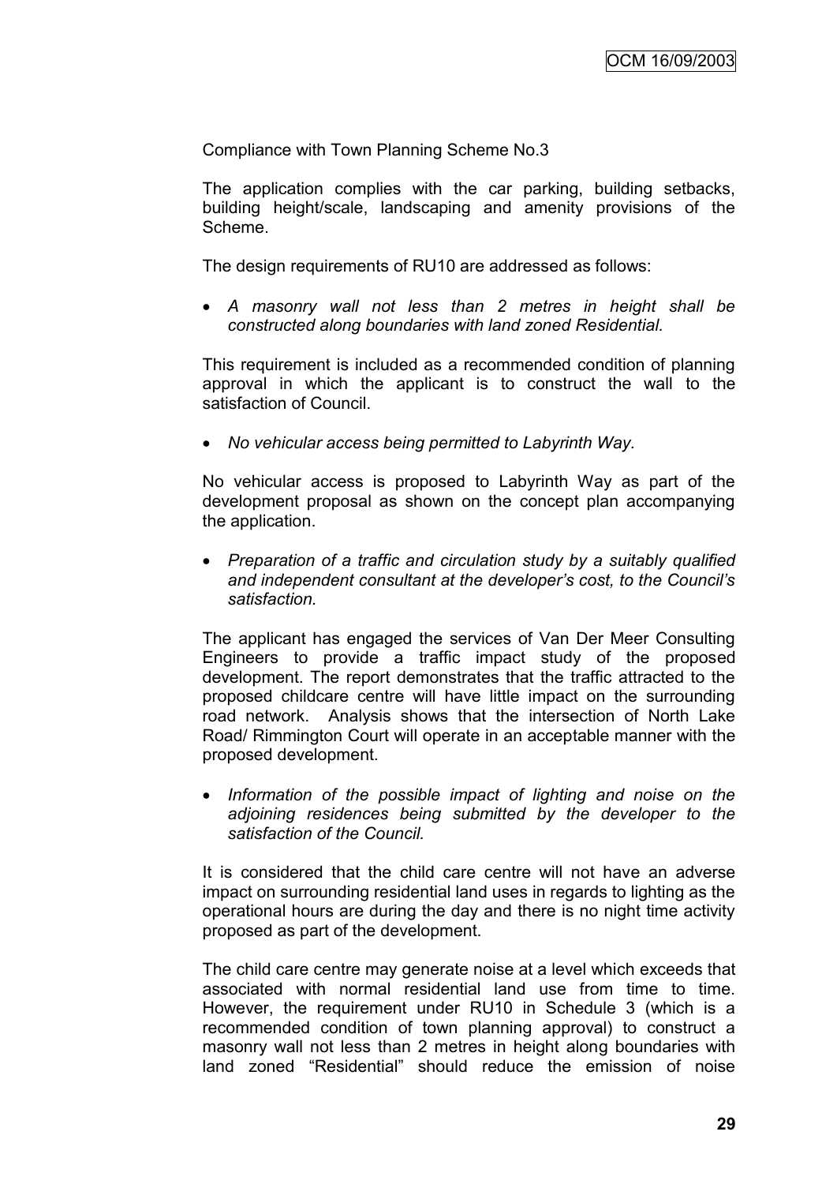Compliance with Town Planning Scheme No.3

The application complies with the car parking, building setbacks, building height/scale, landscaping and amenity provisions of the Scheme.

The design requirements of RU10 are addressed as follows:

- *A masonry wall not less than 2 metres in height shall be constructed along boundaries with land zoned Residential.*

This requirement is included as a recommended condition of planning approval in which the applicant is to construct the wall to the satisfaction of Council.

- *No vehicular access being permitted to Labyrinth Way.*

No vehicular access is proposed to Labyrinth Way as part of the development proposal as shown on the concept plan accompanying the application.

- *Preparation of a traffic and circulation study by a suitably qualified and independent consultant at the developer's cost, to the Council's satisfaction.*

The applicant has engaged the services of Van Der Meer Consulting Engineers to provide a traffic impact study of the proposed development. The report demonstrates that the traffic attracted to the proposed childcare centre will have little impact on the surrounding road network. Analysis shows that the intersection of North Lake Road/ Rimmington Court will operate in an acceptable manner with the proposed development.

- *Information of the possible impact of lighting and noise on the adjoining residences being submitted by the developer to the satisfaction of the Council.*

It is considered that the child care centre will not have an adverse impact on surrounding residential land uses in regards to lighting as the operational hours are during the day and there is no night time activity proposed as part of the development.

The child care centre may generate noise at a level which exceeds that associated with normal residential land use from time to time. However, the requirement under RU10 in Schedule 3 (which is a recommended condition of town planning approval) to construct a masonry wall not less than 2 metres in height along boundaries with land zoned "Residential" should reduce the emission of noise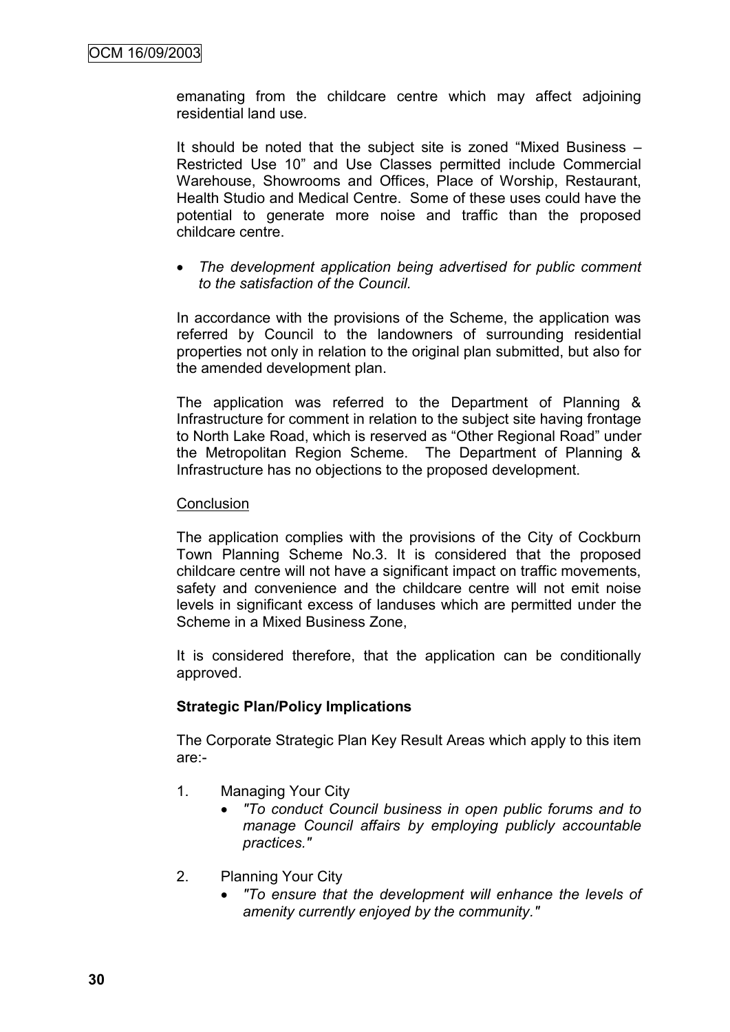emanating from the childcare centre which may affect adjoining residential land use.

It should be noted that the subject site is zoned "Mixed Business – Restricted Use 10" and Use Classes permitted include Commercial Warehouse, Showrooms and Offices, Place of Worship, Restaurant, Health Studio and Medical Centre. Some of these uses could have the potential to generate more noise and traffic than the proposed childcare centre.

- *The development application being advertised for public comment to the satisfaction of the Council.*

In accordance with the provisions of the Scheme, the application was referred by Council to the landowners of surrounding residential properties not only in relation to the original plan submitted, but also for the amended development plan.

The application was referred to the Department of Planning & Infrastructure for comment in relation to the subject site having frontage to North Lake Road, which is reserved as "Other Regional Road" under the Metropolitan Region Scheme. The Department of Planning & Infrastructure has no objections to the proposed development.

Conclusion

The application complies with the provisions of the City of Cockburn Town Planning Scheme No.3. It is considered that the proposed childcare centre will not have a significant impact on traffic movements, safety and convenience and the childcare centre will not emit noise levels in significant excess of landuses which are permitted under the Scheme in a Mixed Business Zone,

It is considered therefore, that the application can be conditionally approved.

**Strategic Plan/Policy Implications**

The Corporate Strategic Plan Key Result Areas which apply to this item are:-

1. Managing Your City
   - *"To conduct Council business in open public forums and to manage Council affairs by employing publicly accountable practices."*

2. Planning Your City
   - *"To ensure that the development will enhance the levels of amenity currently enjoyed by the community."*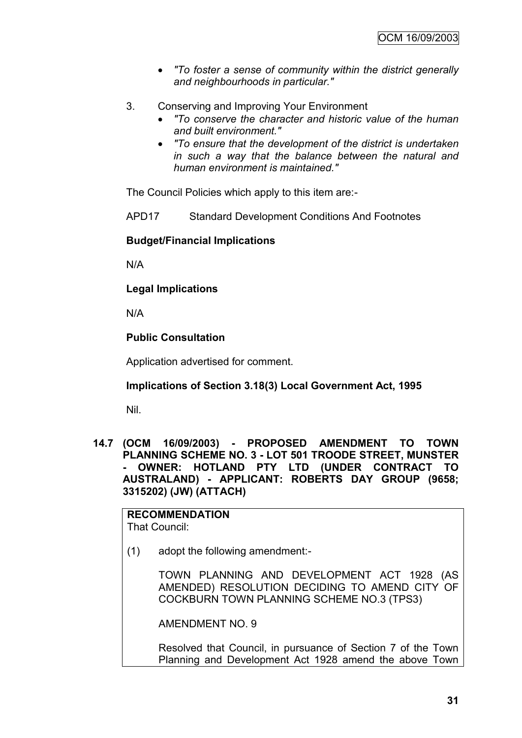- *"To foster a sense of community within the district generally and neighbourhoods in particular."*

3. Conserving and Improving Your Environment
   - *"To conserve the character and historic value of the human and built environment."*
   - *"To ensure that the development of the district is undertaken in such a way that the balance between the natural and human environment is maintained."*

The Council Policies which apply to this item are:-

APD17 Standard Development Conditions And Footnotes

**Budget/Financial Implications**

N/A

**Legal Implications**

N/A

**Public Consultation**

Application advertised for comment.

**Implications of Section 3.18(3) Local Government Act, 1995**

Nil.

**14.7 (OCM 16/09/2003) - PROPOSED AMENDMENT TO TOWN PLANNING SCHEME NO. 3 - LOT 501 TROODE STREET, MUNSTER - OWNER: HOTLAND PTY LTD (UNDER CONTRACT TO AUSTRALAND) - APPLICANT: ROBERTS DAY GROUP (9658; 3315202) (JW) (ATTACH)**

**RECOMMENDATION**
That Council:

(1) adopt the following amendment:-

TOWN PLANNING AND DEVELOPMENT ACT 1928 (AS AMENDED) RESOLUTION DECIDING TO AMEND CITY OF COCKBURN TOWN PLANNING SCHEME NO.3 (TPS3)

AMENDMENT NO. 9

Resolved that Council, in pursuance of Section 7 of the Town Planning and Development Act 1928 amend the above Town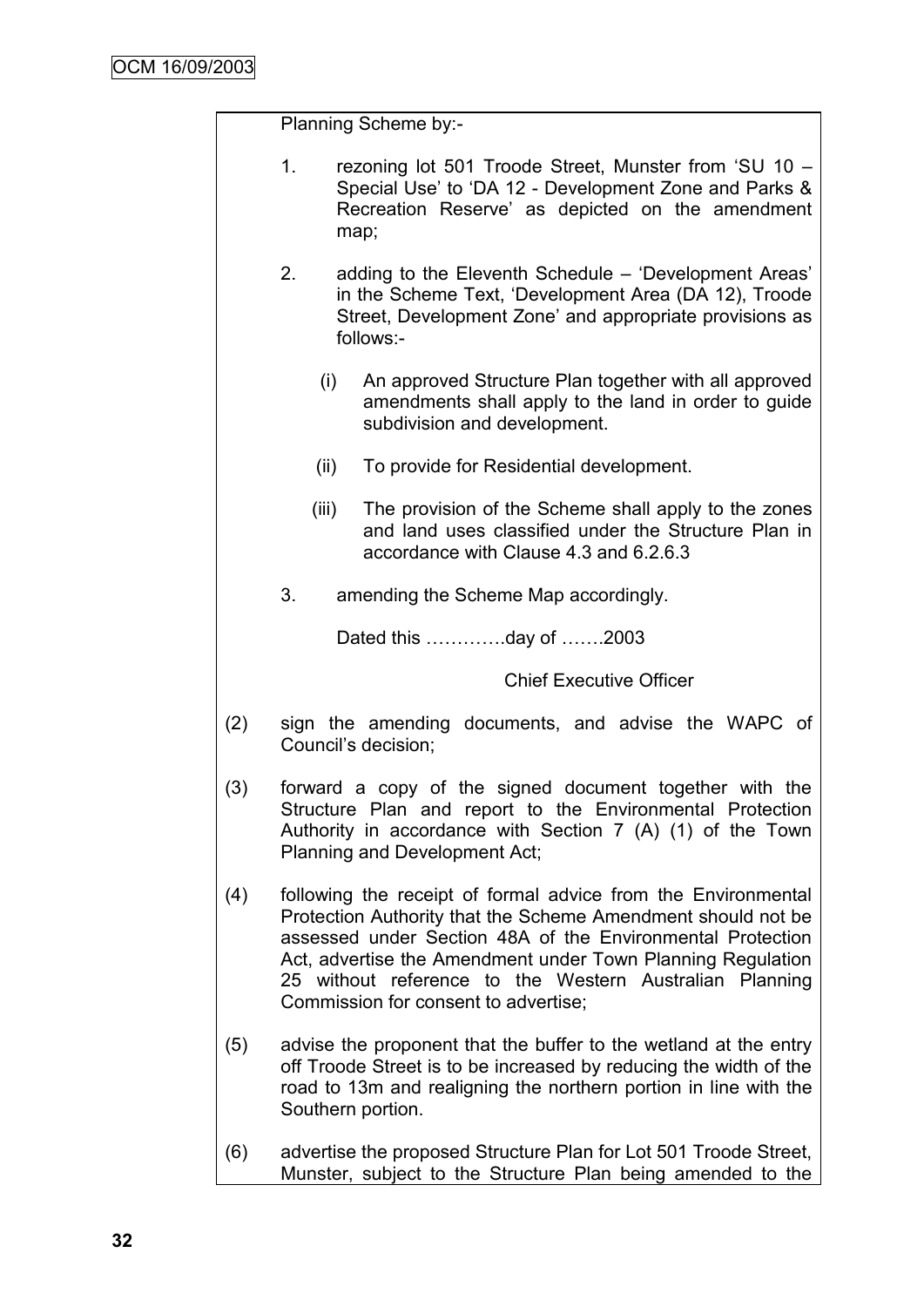Planning Scheme by:-

1. rezoning lot 501 Troode Street, Munster from 'SU 10 – Special Use' to 'DA 12 - Development Zone and Parks & Recreation Reserve' as depicted on the amendment map;

2. adding to the Eleventh Schedule – 'Development Areas' in the Scheme Text, 'Development Area (DA 12), Troode Street, Development Zone' and appropriate provisions as follows:-

   (i) An approved Structure Plan together with all approved amendments shall apply to the land in order to guide subdivision and development.

   (ii) To provide for Residential development.

   (iii) The provision of the Scheme shall apply to the zones and land uses classified under the Structure Plan in accordance with Clause 4.3 and 6.2.6.3

3. amending the Scheme Map accordingly.

Dated this ………….day of …….2003

Chief Executive Officer

(2) sign the amending documents, and advise the WAPC of Council's decision;

(3) forward a copy of the signed document together with the Structure Plan and report to the Environmental Protection Authority in accordance with Section 7 (A) (1) of the Town Planning and Development Act;

(4) following the receipt of formal advice from the Environmental Protection Authority that the Scheme Amendment should not be assessed under Section 48A of the Environmental Protection Act, advertise the Amendment under Town Planning Regulation 25 without reference to the Western Australian Planning Commission for consent to advertise;

(5) advise the proponent that the buffer to the wetland at the entry off Troode Street is to be increased by reducing the width of the road to 13m and realigning the northern portion in line with the Southern portion.

(6) advertise the proposed Structure Plan for Lot 501 Troode Street, Munster, subject to the Structure Plan being amended to the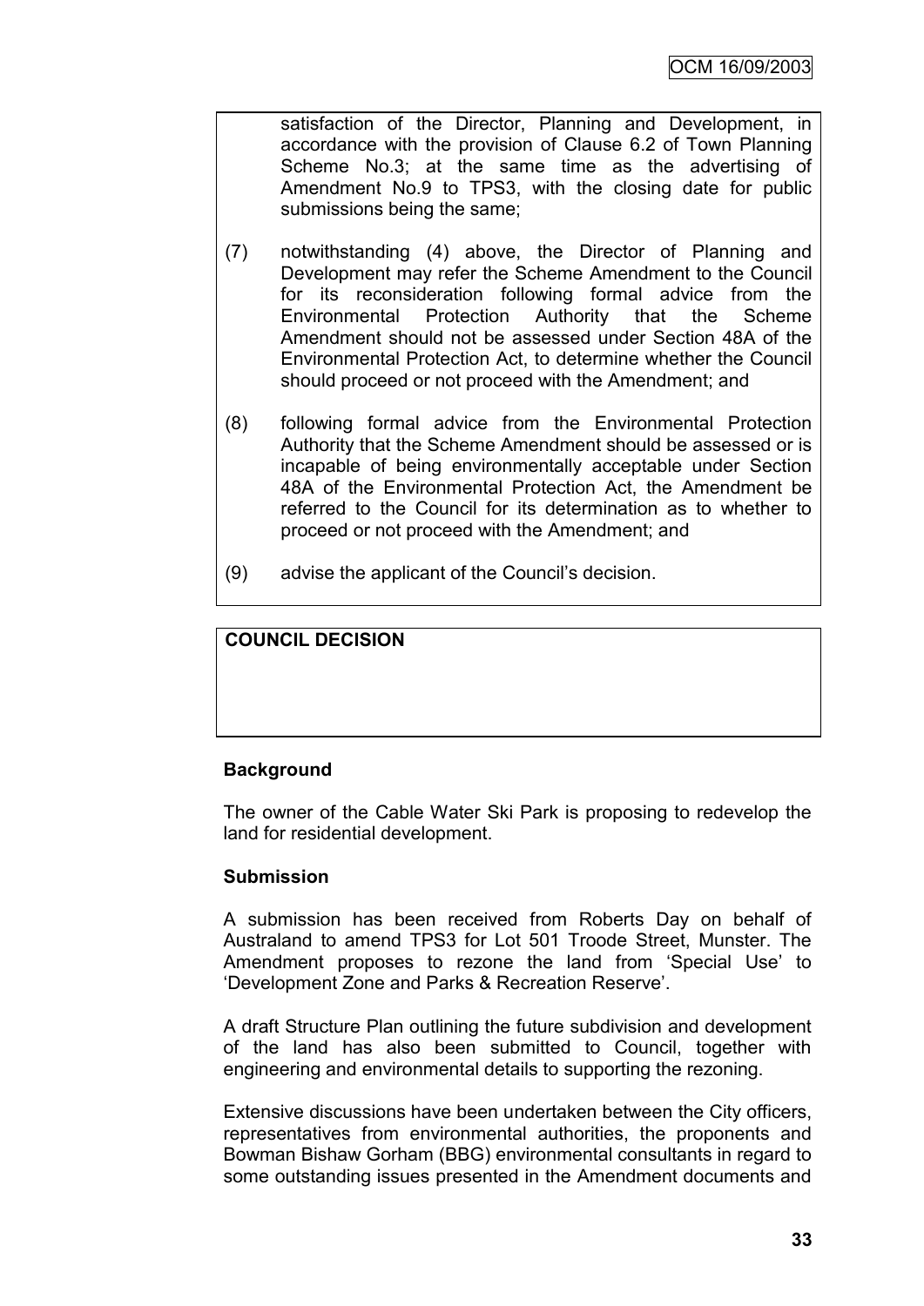satisfaction of the Director, Planning and Development, in accordance with the provision of Clause 6.2 of Town Planning Scheme No.3; at the same time as the advertising of Amendment No.9 to TPS3, with the closing date for public submissions being the same;

(7) notwithstanding (4) above, the Director of Planning and Development may refer the Scheme Amendment to the Council for its reconsideration following formal advice from the Environmental Protection Authority that the Scheme Amendment should not be assessed under Section 48A of the Environmental Protection Act, to determine whether the Council should proceed or not proceed with the Amendment; and

(8) following formal advice from the Environmental Protection Authority that the Scheme Amendment should be assessed or is incapable of being environmentally acceptable under Section 48A of the Environmental Protection Act, the Amendment be referred to the Council for its determination as to whether to proceed or not proceed with the Amendment; and

(9) advise the applicant of the Council's decision.

**COUNCIL DECISION**

**Background**

The owner of the Cable Water Ski Park is proposing to redevelop the land for residential development.

**Submission**

A submission has been received from Roberts Day on behalf of Australand to amend TPS3 for Lot 501 Troode Street, Munster. The Amendment proposes to rezone the land from 'Special Use' to 'Development Zone and Parks & Recreation Reserve'.

A draft Structure Plan outlining the future subdivision and development of the land has also been submitted to Council, together with engineering and environmental details to supporting the rezoning.

Extensive discussions have been undertaken between the City officers, representatives from environmental authorities, the proponents and Bowman Bishaw Gorham (BBG) environmental consultants in regard to some outstanding issues presented in the Amendment documents and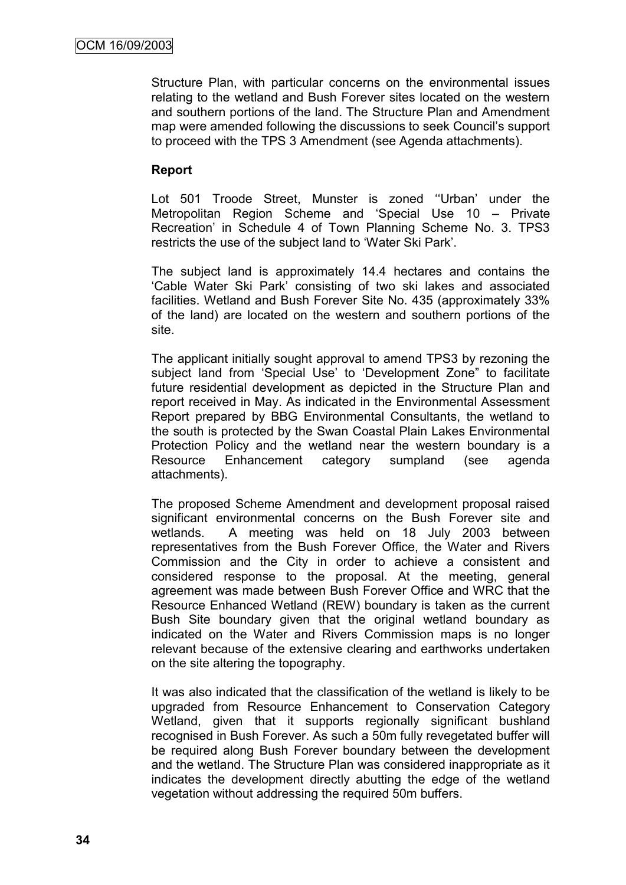Structure Plan, with particular concerns on the environmental issues relating to the wetland and Bush Forever sites located on the western and southern portions of the land. The Structure Plan and Amendment map were amended following the discussions to seek Council's support to proceed with the TPS 3 Amendment (see Agenda attachments).

**Report**

Lot 501 Troode Street, Munster is zoned ''Urban' under the Metropolitan Region Scheme and 'Special Use 10 – Private Recreation' in Schedule 4 of Town Planning Scheme No. 3. TPS3 restricts the use of the subject land to 'Water Ski Park'.

The subject land is approximately 14.4 hectares and contains the 'Cable Water Ski Park' consisting of two ski lakes and associated facilities. Wetland and Bush Forever Site No. 435 (approximately 33% of the land) are located on the western and southern portions of the site.

The applicant initially sought approval to amend TPS3 by rezoning the subject land from 'Special Use' to 'Development Zone" to facilitate future residential development as depicted in the Structure Plan and report received in May. As indicated in the Environmental Assessment Report prepared by BBG Environmental Consultants, the wetland to the south is protected by the Swan Coastal Plain Lakes Environmental Protection Policy and the wetland near the western boundary is a Resource Enhancement category sumpland (see agenda attachments).

The proposed Scheme Amendment and development proposal raised significant environmental concerns on the Bush Forever site and wetlands. A meeting was held on 18 July 2003 between representatives from the Bush Forever Office, the Water and Rivers Commission and the City in order to achieve a consistent and considered response to the proposal. At the meeting, general agreement was made between Bush Forever Office and WRC that the Resource Enhanced Wetland (REW) boundary is taken as the current Bush Site boundary given that the original wetland boundary as indicated on the Water and Rivers Commission maps is no longer relevant because of the extensive clearing and earthworks undertaken on the site altering the topography.

It was also indicated that the classification of the wetland is likely to be upgraded from Resource Enhancement to Conservation Category Wetland, given that it supports regionally significant bushland recognised in Bush Forever. As such a 50m fully revegetated buffer will be required along Bush Forever boundary between the development and the wetland. The Structure Plan was considered inappropriate as it indicates the development directly abutting the edge of the wetland vegetation without addressing the required 50m buffers.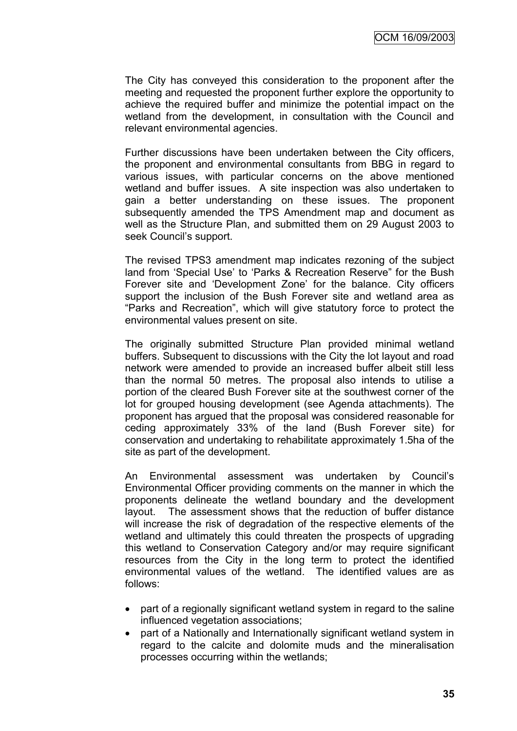The City has conveyed this consideration to the proponent after the meeting and requested the proponent further explore the opportunity to achieve the required buffer and minimize the potential impact on the wetland from the development, in consultation with the Council and relevant environmental agencies.

Further discussions have been undertaken between the City officers, the proponent and environmental consultants from BBG in regard to various issues, with particular concerns on the above mentioned wetland and buffer issues. A site inspection was also undertaken to gain a better understanding on these issues. The proponent subsequently amended the TPS Amendment map and document as well as the Structure Plan, and submitted them on 29 August 2003 to seek Council's support.

The revised TPS3 amendment map indicates rezoning of the subject land from 'Special Use' to 'Parks & Recreation Reserve" for the Bush Forever site and 'Development Zone' for the balance. City officers support the inclusion of the Bush Forever site and wetland area as "Parks and Recreation", which will give statutory force to protect the environmental values present on site.

The originally submitted Structure Plan provided minimal wetland buffers. Subsequent to discussions with the City the lot layout and road network were amended to provide an increased buffer albeit still less than the normal 50 metres. The proposal also intends to utilise a portion of the cleared Bush Forever site at the southwest corner of the lot for grouped housing development (see Agenda attachments). The proponent has argued that the proposal was considered reasonable for ceding approximately 33% of the land (Bush Forever site) for conservation and undertaking to rehabilitate approximately 1.5ha of the site as part of the development.

An Environmental assessment was undertaken by Council's Environmental Officer providing comments on the manner in which the proponents delineate the wetland boundary and the development layout. The assessment shows that the reduction of buffer distance will increase the risk of degradation of the respective elements of the wetland and ultimately this could threaten the prospects of upgrading this wetland to Conservation Category and/or may require significant resources from the City in the long term to protect the identified environmental values of the wetland. The identified values are as follows:

- part of a regionally significant wetland system in regard to the saline influenced vegetation associations;
- part of a Nationally and Internationally significant wetland system in regard to the calcite and dolomite muds and the mineralisation processes occurring within the wetlands;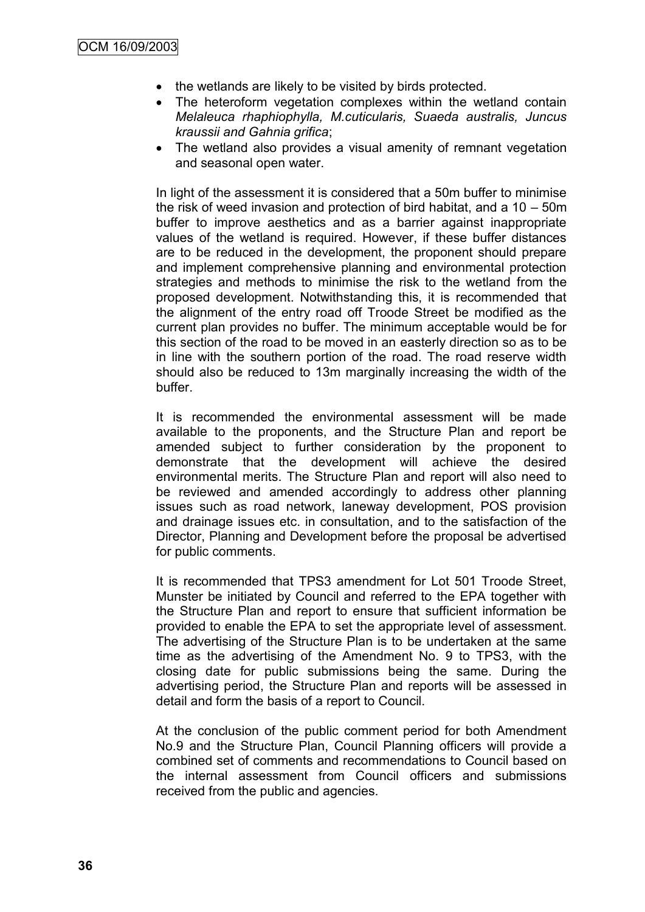- the wetlands are likely to be visited by birds protected.
- The heteroform vegetation complexes within the wetland contain *Melaleuca rhaphiophylla, M.cuticularis, Suaeda australis, Juncus kraussii and Gahnia grifica*;
- The wetland also provides a visual amenity of remnant vegetation and seasonal open water.

In light of the assessment it is considered that a 50m buffer to minimise the risk of weed invasion and protection of bird habitat, and a 10 – 50m buffer to improve aesthetics and as a barrier against inappropriate values of the wetland is required. However, if these buffer distances are to be reduced in the development, the proponent should prepare and implement comprehensive planning and environmental protection strategies and methods to minimise the risk to the wetland from the proposed development. Notwithstanding this, it is recommended that the alignment of the entry road off Troode Street be modified as the current plan provides no buffer. The minimum acceptable would be for this section of the road to be moved in an easterly direction so as to be in line with the southern portion of the road. The road reserve width should also be reduced to 13m marginally increasing the width of the buffer.

It is recommended the environmental assessment will be made available to the proponents, and the Structure Plan and report be amended subject to further consideration by the proponent to demonstrate that the development will achieve the desired environmental merits. The Structure Plan and report will also need to be reviewed and amended accordingly to address other planning issues such as road network, laneway development, POS provision and drainage issues etc. in consultation, and to the satisfaction of the Director, Planning and Development before the proposal be advertised for public comments.

It is recommended that TPS3 amendment for Lot 501 Troode Street, Munster be initiated by Council and referred to the EPA together with the Structure Plan and report to ensure that sufficient information be provided to enable the EPA to set the appropriate level of assessment. The advertising of the Structure Plan is to be undertaken at the same time as the advertising of the Amendment No. 9 to TPS3, with the closing date for public submissions being the same. During the advertising period, the Structure Plan and reports will be assessed in detail and form the basis of a report to Council.

At the conclusion of the public comment period for both Amendment No.9 and the Structure Plan, Council Planning officers will provide a combined set of comments and recommendations to Council based on the internal assessment from Council officers and submissions received from the public and agencies.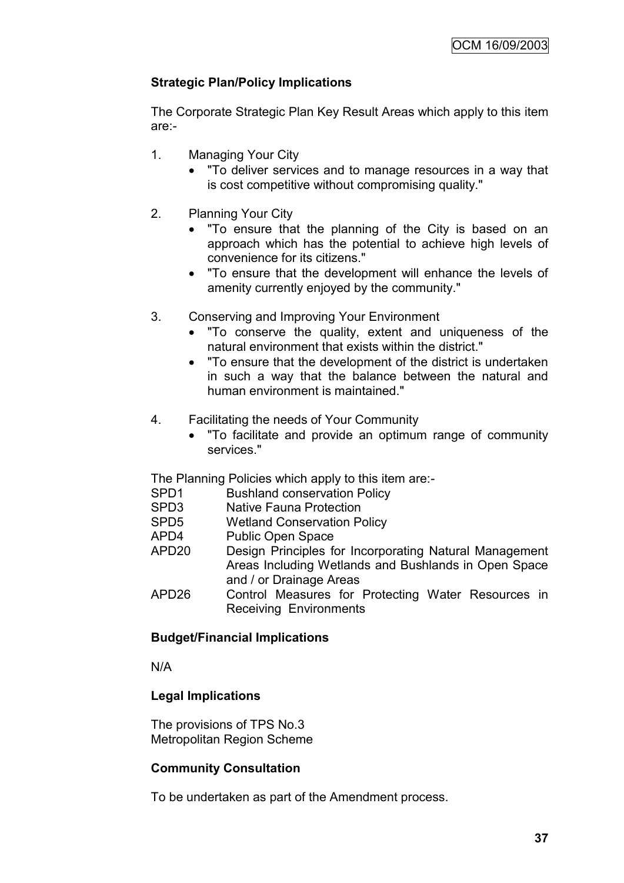**Strategic Plan/Policy Implications**

The Corporate Strategic Plan Key Result Areas which apply to this item are:-

1. Managing Your City
   - "To deliver services and to manage resources in a way that is cost competitive without compromising quality."

2. Planning Your City
   - "To ensure that the planning of the City is based on an approach which has the potential to achieve high levels of convenience for its citizens."
   - "To ensure that the development will enhance the levels of amenity currently enjoyed by the community."

3. Conserving and Improving Your Environment
   - "To conserve the quality, extent and uniqueness of the natural environment that exists within the district."
   - "To ensure that the development of the district is undertaken in such a way that the balance between the natural and human environment is maintained."

4. Facilitating the needs of Your Community
   - "To facilitate and provide an optimum range of community services."

The Planning Policies which apply to this item are:-

| | |
|---|---|
| SPD1 | Bushland conservation Policy |
| SPD3 | Native Fauna Protection |
| SPD5 | Wetland Conservation Policy |
| APD4 | Public Open Space |
| APD20 | Design Principles for Incorporating Natural Management Areas Including Wetlands and Bushlands in Open Space and / or Drainage Areas |
| APD26 | Control Measures for Protecting Water Resources in Receiving Environments |

**Budget/Financial Implications**

N/A

**Legal Implications**

The provisions of TPS No.3
Metropolitan Region Scheme

**Community Consultation**

To be undertaken as part of the Amendment process.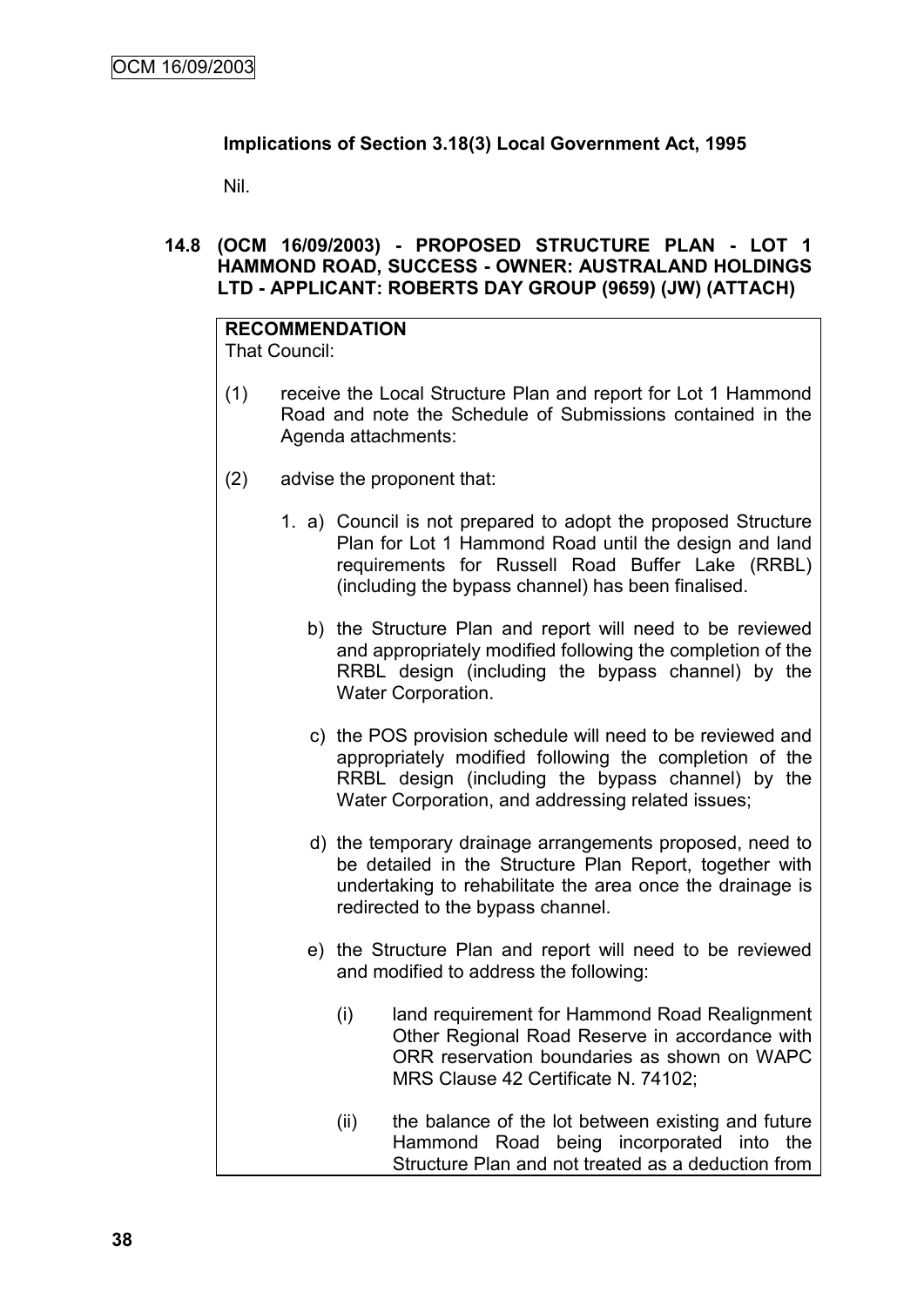**Implications of Section 3.18(3) Local Government Act, 1995**

Nil.

**14.8 (OCM 16/09/2003) - PROPOSED STRUCTURE PLAN - LOT 1 HAMMOND ROAD, SUCCESS - OWNER: AUSTRALAND HOLDINGS LTD - APPLICANT: ROBERTS DAY GROUP (9659) (JW) (ATTACH)**

**RECOMMENDATION**
That Council:

(1) receive the Local Structure Plan and report for Lot 1 Hammond Road and note the Schedule of Submissions contained in the Agenda attachments:

(2) advise the proponent that:

1. a) Council is not prepared to adopt the proposed Structure Plan for Lot 1 Hammond Road until the design and land requirements for Russell Road Buffer Lake (RRBL) (including the bypass channel) has been finalised.

   b) the Structure Plan and report will need to be reviewed and appropriately modified following the completion of the RRBL design (including the bypass channel) by the Water Corporation.

   c) the POS provision schedule will need to be reviewed and appropriately modified following the completion of the RRBL design (including the bypass channel) by the Water Corporation, and addressing related issues;

   d) the temporary drainage arrangements proposed, need to be detailed in the Structure Plan Report, together with undertaking to rehabilitate the area once the drainage is redirected to the bypass channel.

   e) the Structure Plan and report will need to be reviewed and modified to address the following:

      (i) land requirement for Hammond Road Realignment Other Regional Road Reserve in accordance with ORR reservation boundaries as shown on WAPC MRS Clause 42 Certificate N. 74102;

      (ii) the balance of the lot between existing and future Hammond Road being incorporated into the Structure Plan and not treated as a deduction from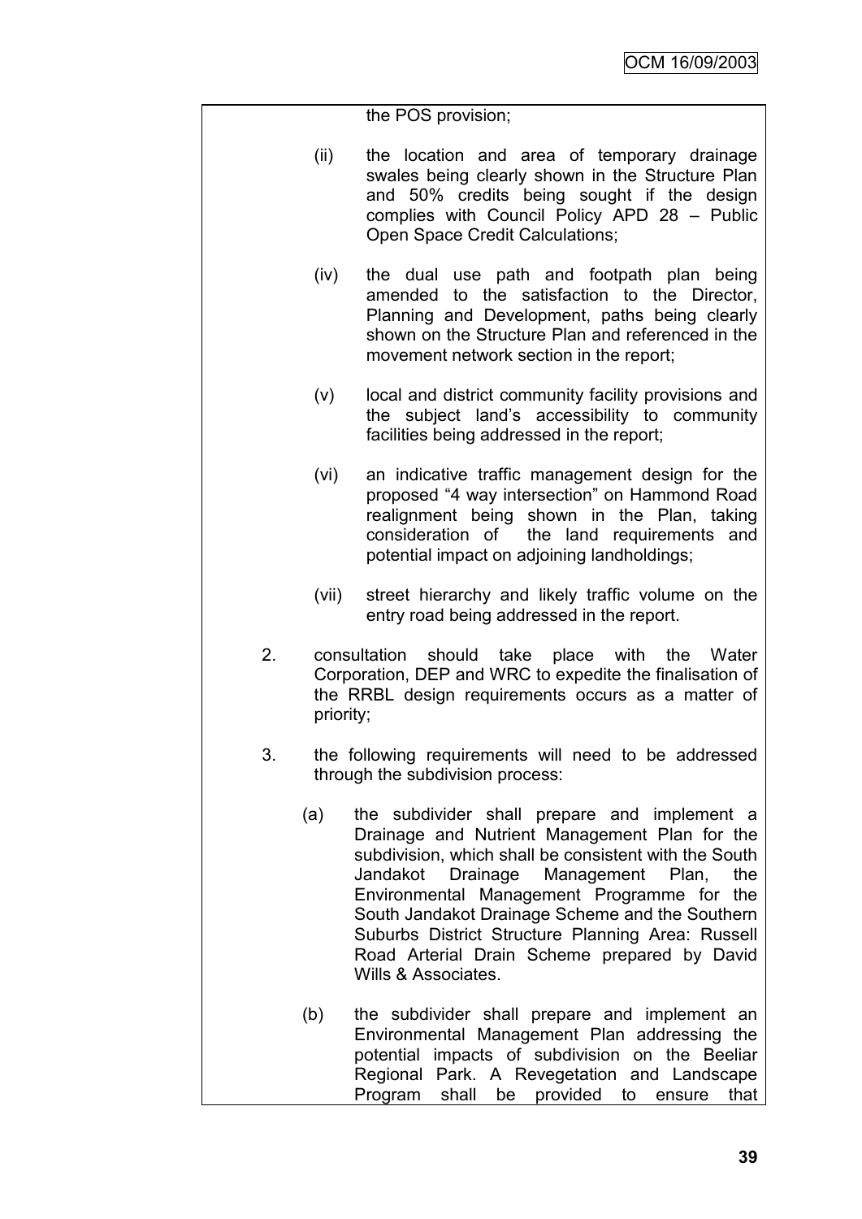the POS provision;

(ii) the location and area of temporary drainage swales being clearly shown in the Structure Plan and 50% credits being sought if the design complies with Council Policy APD 28 – Public Open Space Credit Calculations;

(iv) the dual use path and footpath plan being amended to the satisfaction to the Director, Planning and Development, paths being clearly shown on the Structure Plan and referenced in the movement network section in the report;

(v) local and district community facility provisions and the subject land's accessibility to community facilities being addressed in the report;

(vi) an indicative traffic management design for the proposed "4 way intersection" on Hammond Road realignment being shown in the Plan, taking consideration of the land requirements and potential impact on adjoining landholdings;

(vii) street hierarchy and likely traffic volume on the entry road being addressed in the report.

2. consultation should take place with the Water Corporation, DEP and WRC to expedite the finalisation of the RRBL design requirements occurs as a matter of priority;

3. the following requirements will need to be addressed through the subdivision process:

   (a) the subdivider shall prepare and implement a Drainage and Nutrient Management Plan for the subdivision, which shall be consistent with the South Jandakot Drainage Management Plan, the Environmental Management Programme for the South Jandakot Drainage Scheme and the Southern Suburbs District Structure Planning Area: Russell Road Arterial Drain Scheme prepared by David Wills & Associates.

   (b) the subdivider shall prepare and implement an Environmental Management Plan addressing the potential impacts of subdivision on the Beeliar Regional Park. A Revegetation and Landscape Program shall be provided to ensure that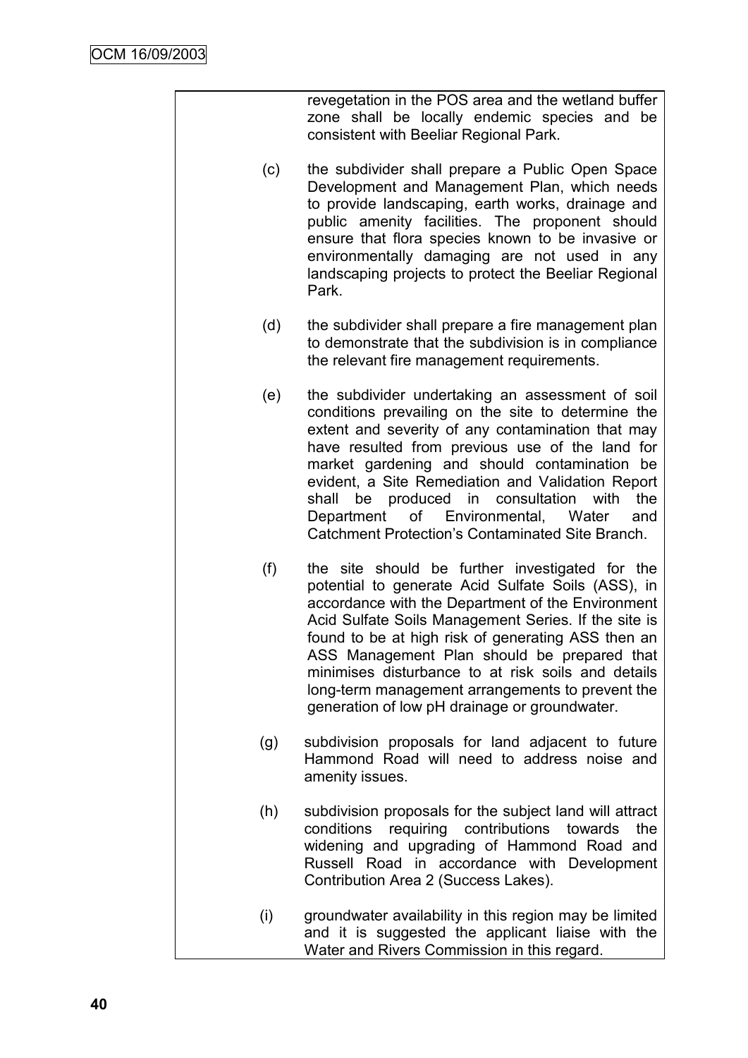revegetation in the POS area and the wetland buffer zone shall be locally endemic species and be consistent with Beeliar Regional Park.

(c) the subdivider shall prepare a Public Open Space Development and Management Plan, which needs to provide landscaping, earth works, drainage and public amenity facilities. The proponent should ensure that flora species known to be invasive or environmentally damaging are not used in any landscaping projects to protect the Beeliar Regional Park.

(d) the subdivider shall prepare a fire management plan to demonstrate that the subdivision is in compliance the relevant fire management requirements.

(e) the subdivider undertaking an assessment of soil conditions prevailing on the site to determine the extent and severity of any contamination that may have resulted from previous use of the land for market gardening and should contamination be evident, a Site Remediation and Validation Report shall be produced in consultation with the Department of Environmental, Water and Catchment Protection's Contaminated Site Branch.

(f) the site should be further investigated for the potential to generate Acid Sulfate Soils (ASS), in accordance with the Department of the Environment Acid Sulfate Soils Management Series. If the site is found to be at high risk of generating ASS then an ASS Management Plan should be prepared that minimises disturbance to at risk soils and details long-term management arrangements to prevent the generation of low pH drainage or groundwater.

(g) subdivision proposals for land adjacent to future Hammond Road will need to address noise and amenity issues.

(h) subdivision proposals for the subject land will attract conditions requiring contributions towards the widening and upgrading of Hammond Road and Russell Road in accordance with Development Contribution Area 2 (Success Lakes).

(i) groundwater availability in this region may be limited and it is suggested the applicant liaise with the Water and Rivers Commission in this regard.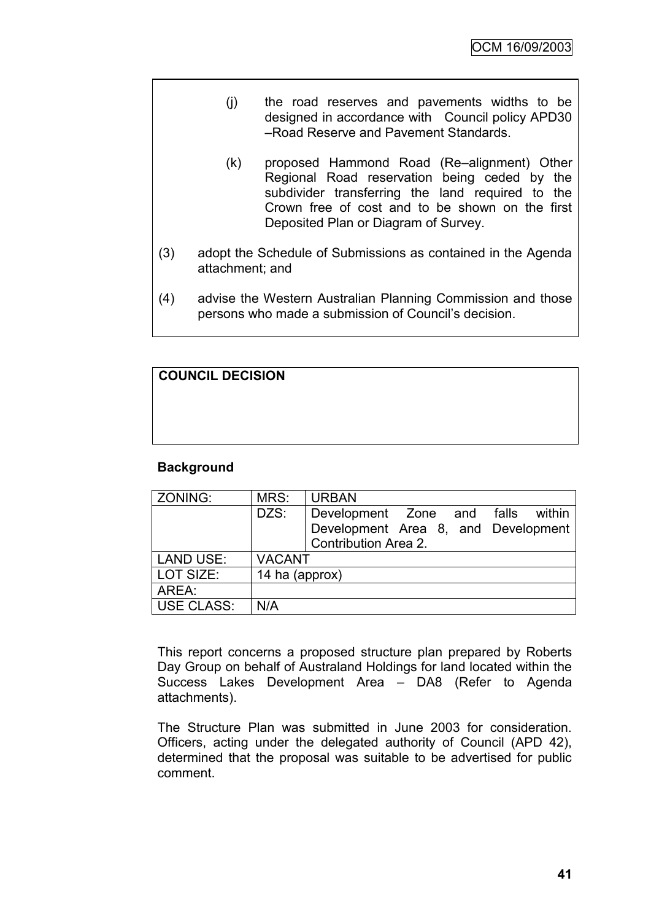(j) the road reserves and pavements widths to be designed in accordance with Council policy APD30 –Road Reserve and Pavement Standards.

(k) proposed Hammond Road (Re–alignment) Other Regional Road reservation being ceded by the subdivider transferring the land required to the Crown free of cost and to be shown on the first Deposited Plan or Diagram of Survey.

(3) adopt the Schedule of Submissions as contained in the Agenda attachment; and

(4) advise the Western Australian Planning Commission and those persons who made a submission of Council's decision.

**COUNCIL DECISION**

**Background**

| ZONING: | MRS: | URBAN |
|---|---|---|
| | DZS: | Development Zone and falls within Development Area 8, and Development Contribution Area 2. |
| LAND USE: | VACANT | |
| LOT SIZE: | 14 ha (approx) | |
| AREA: | | |
| USE CLASS: | N/A | |

This report concerns a proposed structure plan prepared by Roberts Day Group on behalf of Australand Holdings for land located within the Success Lakes Development Area – DA8 (Refer to Agenda attachments).

The Structure Plan was submitted in June 2003 for consideration. Officers, acting under the delegated authority of Council (APD 42), determined that the proposal was suitable to be advertised for public comment.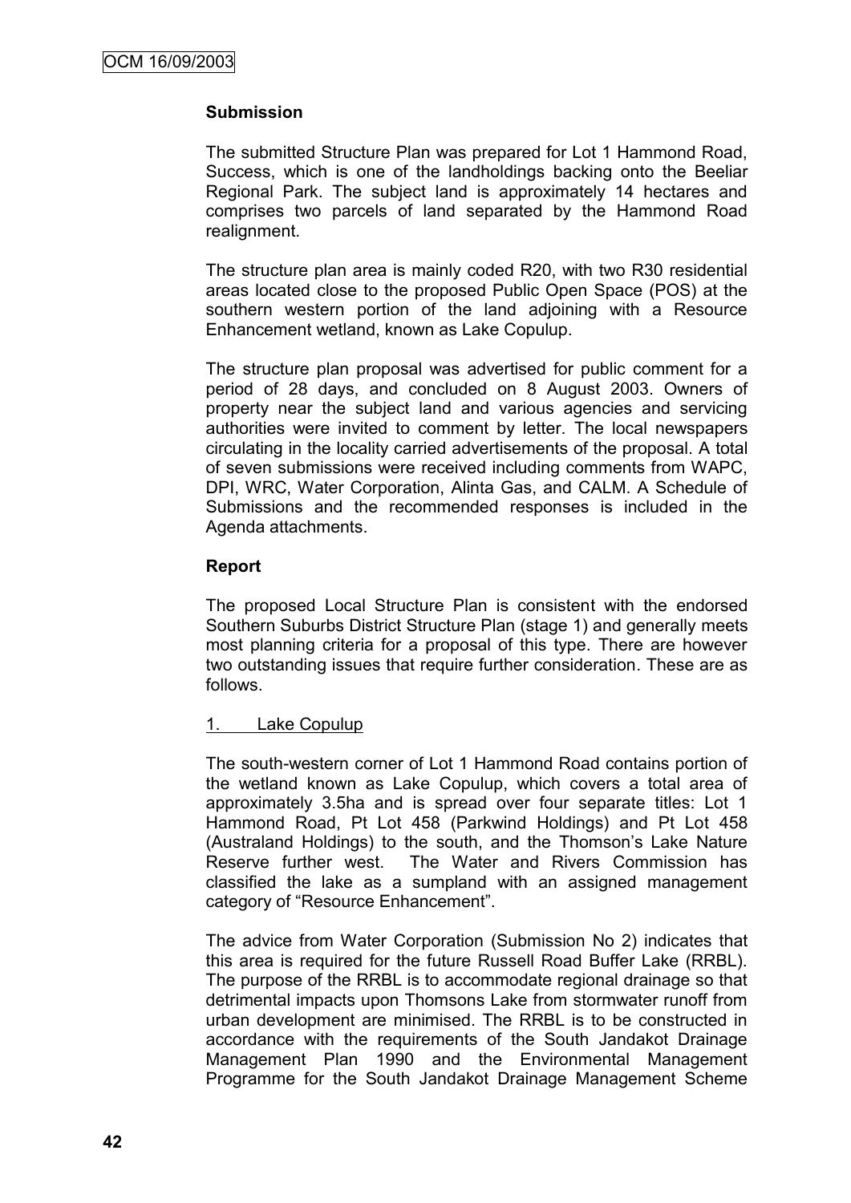**Submission**

The submitted Structure Plan was prepared for Lot 1 Hammond Road, Success, which is one of the landholdings backing onto the Beeliar Regional Park. The subject land is approximately 14 hectares and comprises two parcels of land separated by the Hammond Road realignment.

The structure plan area is mainly coded R20, with two R30 residential areas located close to the proposed Public Open Space (POS) at the southern western portion of the land adjoining with a Resource Enhancement wetland, known as Lake Copulup.

The structure plan proposal was advertised for public comment for a period of 28 days, and concluded on 8 August 2003. Owners of property near the subject land and various agencies and servicing authorities were invited to comment by letter. The local newspapers circulating in the locality carried advertisements of the proposal. A total of seven submissions were received including comments from WAPC, DPI, WRC, Water Corporation, Alinta Gas, and CALM. A Schedule of Submissions and the recommended responses is included in the Agenda attachments.

**Report**

The proposed Local Structure Plan is consistent with the endorsed Southern Suburbs District Structure Plan (stage 1) and generally meets most planning criteria for a proposal of this type. There are however two outstanding issues that require further consideration. These are as follows.

1. Lake Copulup

The south-western corner of Lot 1 Hammond Road contains portion of the wetland known as Lake Copulup, which covers a total area of approximately 3.5ha and is spread over four separate titles: Lot 1 Hammond Road, Pt Lot 458 (Parkwind Holdings) and Pt Lot 458 (Australand Holdings) to the south, and the Thomson's Lake Nature Reserve further west. The Water and Rivers Commission has classified the lake as a sumpland with an assigned management category of "Resource Enhancement".

The advice from Water Corporation (Submission No 2) indicates that this area is required for the future Russell Road Buffer Lake (RRBL). The purpose of the RRBL is to accommodate regional drainage so that detrimental impacts upon Thomsons Lake from stormwater runoff from urban development are minimised. The RRBL is to be constructed in accordance with the requirements of the South Jandakot Drainage Management Plan 1990 and the Environmental Management Programme for the South Jandakot Drainage Management Scheme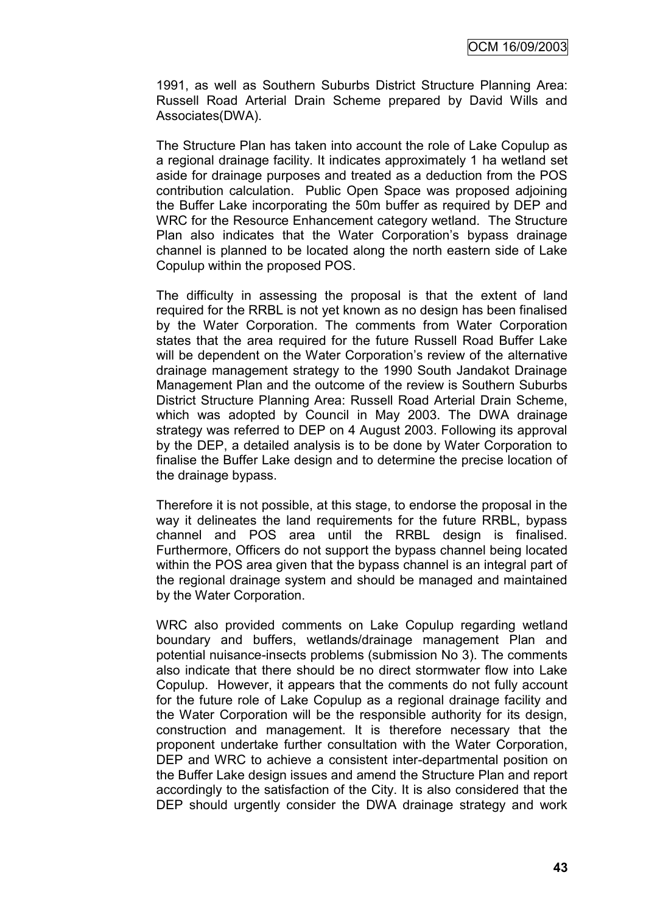1991, as well as Southern Suburbs District Structure Planning Area: Russell Road Arterial Drain Scheme prepared by David Wills and Associates(DWA).

The Structure Plan has taken into account the role of Lake Copulup as a regional drainage facility. It indicates approximately 1 ha wetland set aside for drainage purposes and treated as a deduction from the POS contribution calculation. Public Open Space was proposed adjoining the Buffer Lake incorporating the 50m buffer as required by DEP and WRC for the Resource Enhancement category wetland. The Structure Plan also indicates that the Water Corporation's bypass drainage channel is planned to be located along the north eastern side of Lake Copulup within the proposed POS.

The difficulty in assessing the proposal is that the extent of land required for the RRBL is not yet known as no design has been finalised by the Water Corporation. The comments from Water Corporation states that the area required for the future Russell Road Buffer Lake will be dependent on the Water Corporation's review of the alternative drainage management strategy to the 1990 South Jandakot Drainage Management Plan and the outcome of the review is Southern Suburbs District Structure Planning Area: Russell Road Arterial Drain Scheme, which was adopted by Council in May 2003. The DWA drainage strategy was referred to DEP on 4 August 2003. Following its approval by the DEP, a detailed analysis is to be done by Water Corporation to finalise the Buffer Lake design and to determine the precise location of the drainage bypass.

Therefore it is not possible, at this stage, to endorse the proposal in the way it delineates the land requirements for the future RRBL, bypass channel and POS area until the RRBL design is finalised. Furthermore, Officers do not support the bypass channel being located within the POS area given that the bypass channel is an integral part of the regional drainage system and should be managed and maintained by the Water Corporation.

WRC also provided comments on Lake Copulup regarding wetland boundary and buffers, wetlands/drainage management Plan and potential nuisance-insects problems (submission No 3). The comments also indicate that there should be no direct stormwater flow into Lake Copulup. However, it appears that the comments do not fully account for the future role of Lake Copulup as a regional drainage facility and the Water Corporation will be the responsible authority for its design, construction and management. It is therefore necessary that the proponent undertake further consultation with the Water Corporation, DEP and WRC to achieve a consistent inter-departmental position on the Buffer Lake design issues and amend the Structure Plan and report accordingly to the satisfaction of the City. It is also considered that the DEP should urgently consider the DWA drainage strategy and work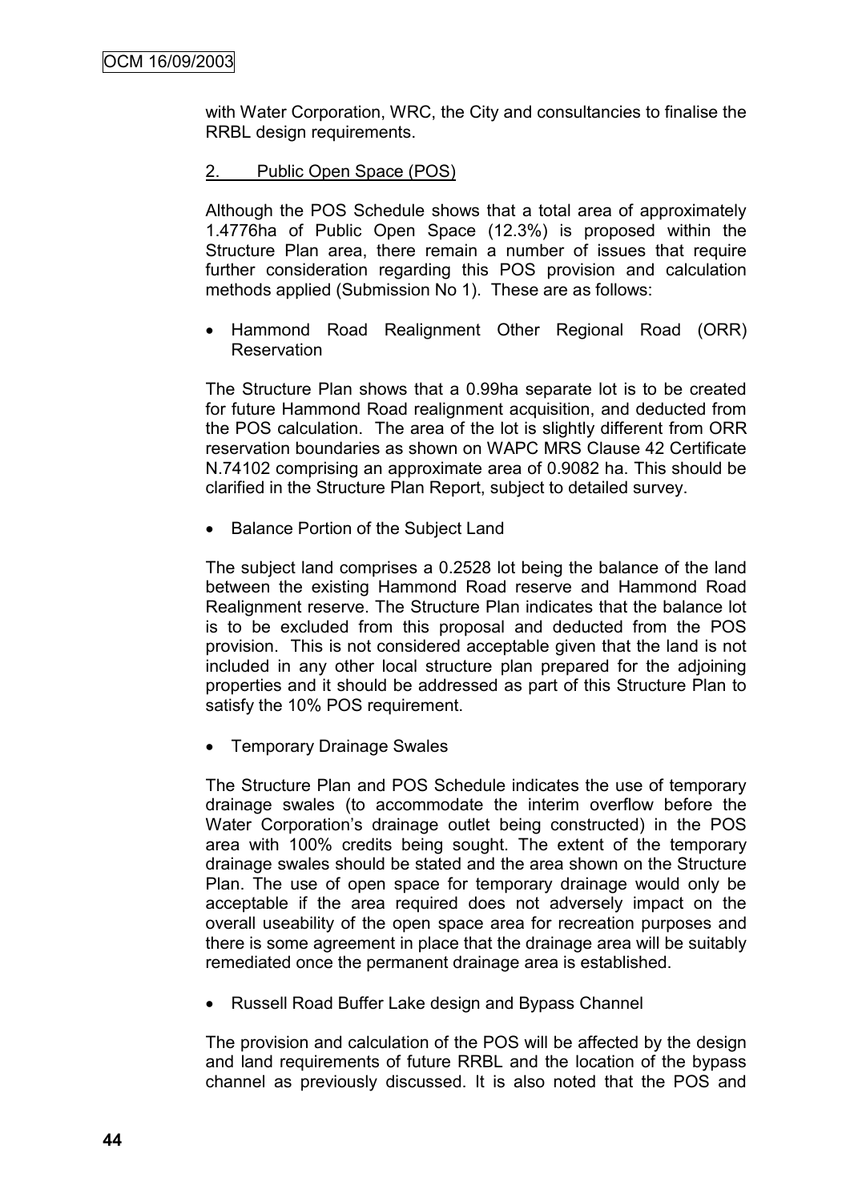with Water Corporation, WRC, the City and consultancies to finalise the RRBL design requirements.

2. Public Open Space (POS)

Although the POS Schedule shows that a total area of approximately 1.4776ha of Public Open Space (12.3%) is proposed within the Structure Plan area, there remain a number of issues that require further consideration regarding this POS provision and calculation methods applied (Submission No 1). These are as follows:

- Hammond Road Realignment Other Regional Road (ORR) Reservation

The Structure Plan shows that a 0.99ha separate lot is to be created for future Hammond Road realignment acquisition, and deducted from the POS calculation. The area of the lot is slightly different from ORR reservation boundaries as shown on WAPC MRS Clause 42 Certificate N.74102 comprising an approximate area of 0.9082 ha. This should be clarified in the Structure Plan Report, subject to detailed survey.

- Balance Portion of the Subject Land

The subject land comprises a 0.2528 lot being the balance of the land between the existing Hammond Road reserve and Hammond Road Realignment reserve. The Structure Plan indicates that the balance lot is to be excluded from this proposal and deducted from the POS provision. This is not considered acceptable given that the land is not included in any other local structure plan prepared for the adjoining properties and it should be addressed as part of this Structure Plan to satisfy the 10% POS requirement.

- Temporary Drainage Swales

The Structure Plan and POS Schedule indicates the use of temporary drainage swales (to accommodate the interim overflow before the Water Corporation's drainage outlet being constructed) in the POS area with 100% credits being sought. The extent of the temporary drainage swales should be stated and the area shown on the Structure Plan. The use of open space for temporary drainage would only be acceptable if the area required does not adversely impact on the overall useability of the open space area for recreation purposes and there is some agreement in place that the drainage area will be suitably remediated once the permanent drainage area is established.

- Russell Road Buffer Lake design and Bypass Channel

The provision and calculation of the POS will be affected by the design and land requirements of future RRBL and the location of the bypass channel as previously discussed. It is also noted that the POS and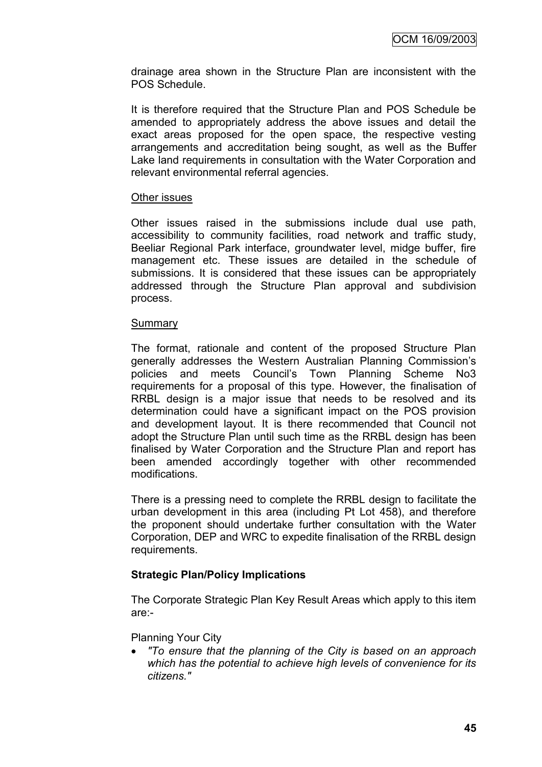drainage area shown in the Structure Plan are inconsistent with the POS Schedule.

It is therefore required that the Structure Plan and POS Schedule be amended to appropriately address the above issues and detail the exact areas proposed for the open space, the respective vesting arrangements and accreditation being sought, as well as the Buffer Lake land requirements in consultation with the Water Corporation and relevant environmental referral agencies.

Other issues

Other issues raised in the submissions include dual use path, accessibility to community facilities, road network and traffic study, Beeliar Regional Park interface, groundwater level, midge buffer, fire management etc. These issues are detailed in the schedule of submissions. It is considered that these issues can be appropriately addressed through the Structure Plan approval and subdivision process.

Summary

The format, rationale and content of the proposed Structure Plan generally addresses the Western Australian Planning Commission's policies and meets Council's Town Planning Scheme No3 requirements for a proposal of this type. However, the finalisation of RRBL design is a major issue that needs to be resolved and its determination could have a significant impact on the POS provision and development layout. It is there recommended that Council not adopt the Structure Plan until such time as the RRBL design has been finalised by Water Corporation and the Structure Plan and report has been amended accordingly together with other recommended modifications.

There is a pressing need to complete the RRBL design to facilitate the urban development in this area (including Pt Lot 458), and therefore the proponent should undertake further consultation with the Water Corporation, DEP and WRC to expedite finalisation of the RRBL design requirements.

**Strategic Plan/Policy Implications**

The Corporate Strategic Plan Key Result Areas which apply to this item are:-

Planning Your City

- *"To ensure that the planning of the City is based on an approach which has the potential to achieve high levels of convenience for its citizens."*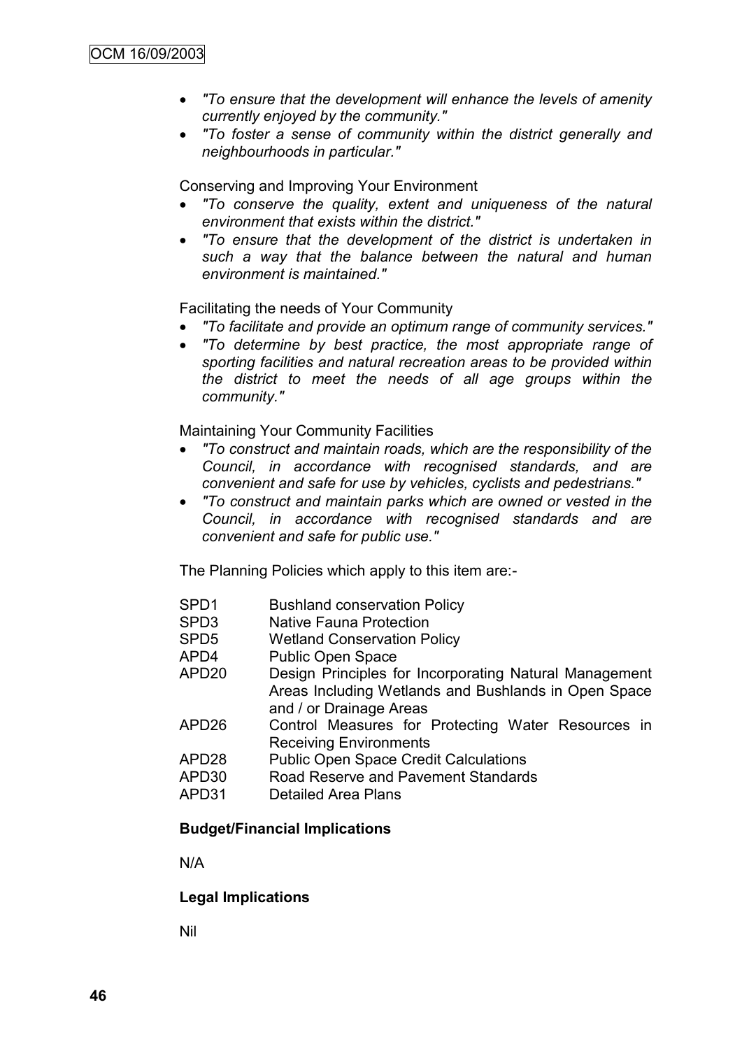- *"To ensure that the development will enhance the levels of amenity currently enjoyed by the community."*
- *"To foster a sense of community within the district generally and neighbourhoods in particular."*

Conserving and Improving Your Environment

- *"To conserve the quality, extent and uniqueness of the natural environment that exists within the district."*
- *"To ensure that the development of the district is undertaken in such a way that the balance between the natural and human environment is maintained."*

Facilitating the needs of Your Community

- *"To facilitate and provide an optimum range of community services."*
- *"To determine by best practice, the most appropriate range of sporting facilities and natural recreation areas to be provided within the district to meet the needs of all age groups within the community."*

Maintaining Your Community Facilities

- *"To construct and maintain roads, which are the responsibility of the Council, in accordance with recognised standards, and are convenient and safe for use by vehicles, cyclists and pedestrians."*
- *"To construct and maintain parks which are owned or vested in the Council, in accordance with recognised standards and are convenient and safe for public use."*

The Planning Policies which apply to this item are:-

| | |
|---|---|
| SPD1 | Bushland conservation Policy |
| SPD3 | Native Fauna Protection |
| SPD5 | Wetland Conservation Policy |
| APD4 | Public Open Space |
| APD20 | Design Principles for Incorporating Natural Management Areas Including Wetlands and Bushlands in Open Space and / or Drainage Areas |
| APD26 | Control Measures for Protecting Water Resources in Receiving Environments |
| APD28 | Public Open Space Credit Calculations |
| APD30 | Road Reserve and Pavement Standards |
| APD31 | Detailed Area Plans |

**Budget/Financial Implications**

N/A

**Legal Implications**

Nil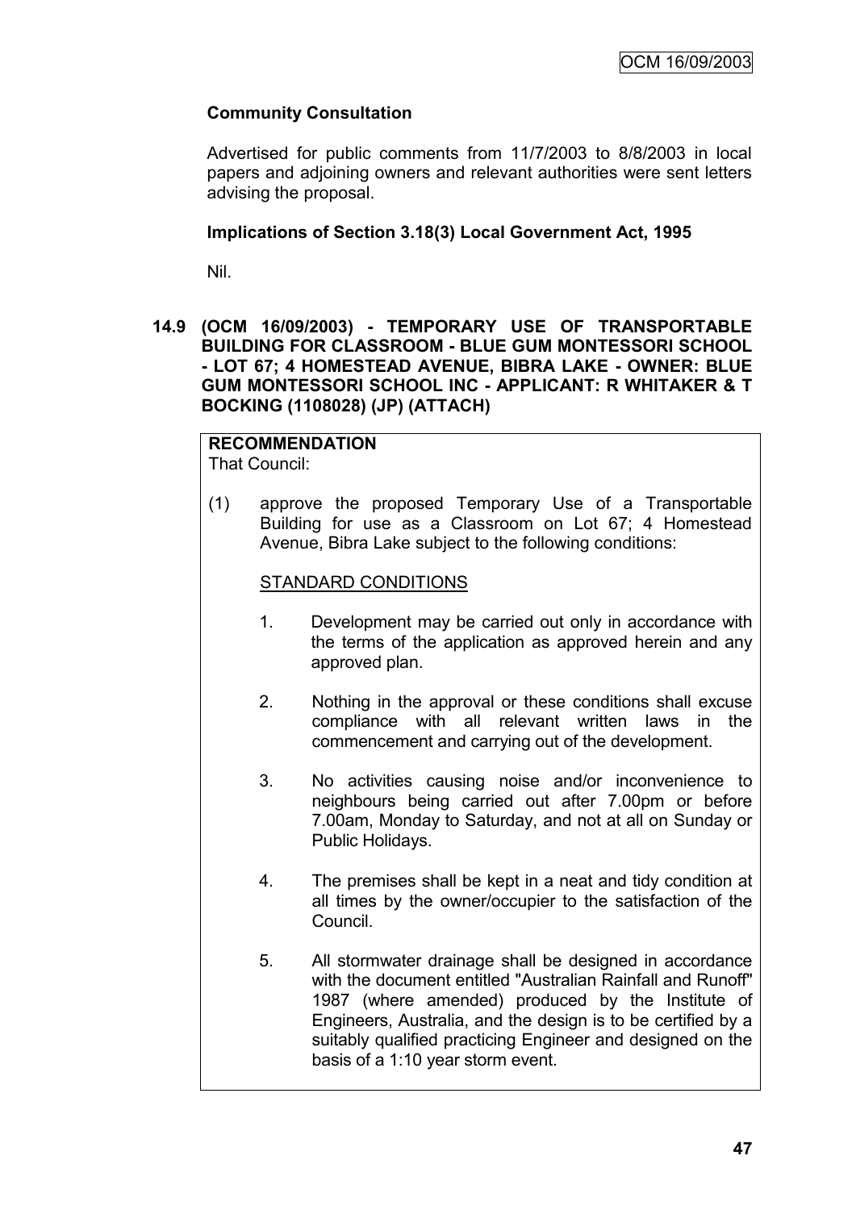**Community Consultation**

Advertised for public comments from 11/7/2003 to 8/8/2003 in local papers and adjoining owners and relevant authorities were sent letters advising the proposal.

**Implications of Section 3.18(3) Local Government Act, 1995**

Nil.

## 14.9 (OCM 16/09/2003) - TEMPORARY USE OF TRANSPORTABLE BUILDING FOR CLASSROOM - BLUE GUM MONTESSORI SCHOOL - LOT 67; 4 HOMESTEAD AVENUE, BIBRA LAKE - OWNER: BLUE GUM MONTESSORI SCHOOL INC - APPLICANT: R WHITAKER & T BOCKING (1108028) (JP) (ATTACH)

**RECOMMENDATION**

That Council:

(1) approve the proposed Temporary Use of a Transportable Building for use as a Classroom on Lot 67; 4 Homestead Avenue, Bibra Lake subject to the following conditions:

STANDARD CONDITIONS

1. Development may be carried out only in accordance with the terms of the application as approved herein and any approved plan.

2. Nothing in the approval or these conditions shall excuse compliance with all relevant written laws in the commencement and carrying out of the development.

3. No activities causing noise and/or inconvenience to neighbours being carried out after 7.00pm or before 7.00am, Monday to Saturday, and not at all on Sunday or Public Holidays.

4. The premises shall be kept in a neat and tidy condition at all times by the owner/occupier to the satisfaction of the Council.

5. All stormwater drainage shall be designed in accordance with the document entitled "Australian Rainfall and Runoff" 1987 (where amended) produced by the Institute of Engineers, Australia, and the design is to be certified by a suitably qualified practicing Engineer and designed on the basis of a 1:10 year storm event.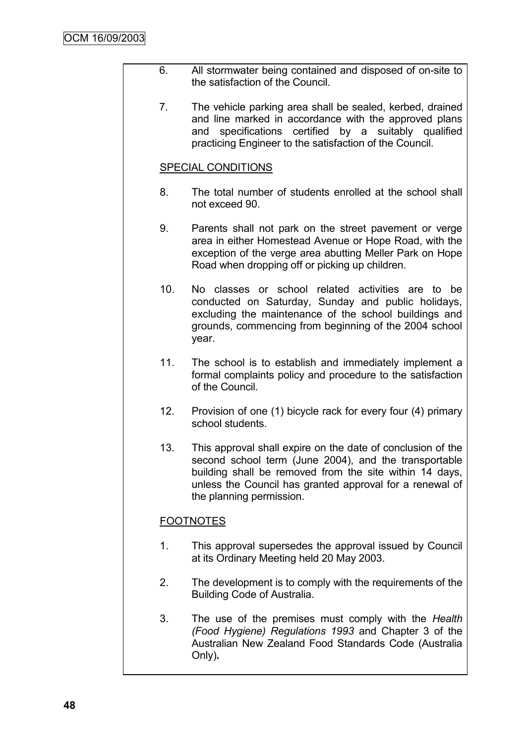6. All stormwater being contained and disposed of on-site to the satisfaction of the Council.

7. The vehicle parking area shall be sealed, kerbed, drained and line marked in accordance with the approved plans and specifications certified by a suitably qualified practicing Engineer to the satisfaction of the Council.

SPECIAL CONDITIONS

8. The total number of students enrolled at the school shall not exceed 90.

9. Parents shall not park on the street pavement or verge area in either Homestead Avenue or Hope Road, with the exception of the verge area abutting Meller Park on Hope Road when dropping off or picking up children.

10. No classes or school related activities are to be conducted on Saturday, Sunday and public holidays, excluding the maintenance of the school buildings and grounds, commencing from beginning of the 2004 school year.

11. The school is to establish and immediately implement a formal complaints policy and procedure to the satisfaction of the Council.

12. Provision of one (1) bicycle rack for every four (4) primary school students.

13. This approval shall expire on the date of conclusion of the second school term (June 2004), and the transportable building shall be removed from the site within 14 days, unless the Council has granted approval for a renewal of the planning permission.

FOOTNOTES

1. This approval supersedes the approval issued by Council at its Ordinary Meeting held 20 May 2003.

2. The development is to comply with the requirements of the Building Code of Australia.

3. The use of the premises must comply with the *Health (Food Hygiene) Regulations 1993* and Chapter 3 of the Australian New Zealand Food Standards Code (Australia Only).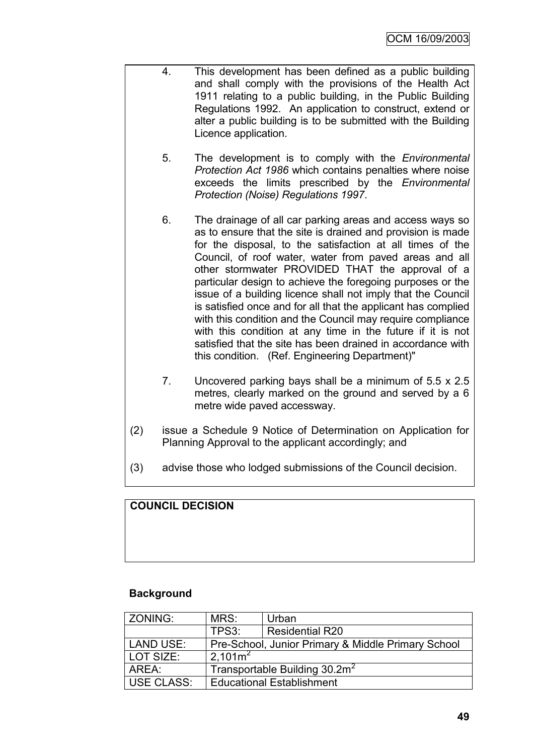4. This development has been defined as a public building and shall comply with the provisions of the Health Act 1911 relating to a public building, in the Public Building Regulations 1992. An application to construct, extend or alter a public building is to be submitted with the Building Licence application.

5. The development is to comply with the *Environmental Protection Act 1986* which contains penalties where noise exceeds the limits prescribed by the *Environmental Protection (Noise) Regulations 1997*.

6. The drainage of all car parking areas and access ways so as to ensure that the site is drained and provision is made for the disposal, to the satisfaction at all times of the Council, of roof water, water from paved areas and all other stormwater PROVIDED THAT the approval of a particular design to achieve the foregoing purposes or the issue of a building licence shall not imply that the Council is satisfied once and for all that the applicant has complied with this condition and the Council may require compliance with this condition at any time in the future if it is not satisfied that the site has been drained in accordance with this condition. (Ref. Engineering Department)"

7. Uncovered parking bays shall be a minimum of 5.5 x 2.5 metres, clearly marked on the ground and served by a 6 metre wide paved accessway.

(2) issue a Schedule 9 Notice of Determination on Application for Planning Approval to the applicant accordingly; and

(3) advise those who lodged submissions of the Council decision.

**COUNCIL DECISION**

**Background**

| ZONING: | MRS: | Urban |
|---|---|---|
| | TPS3: | Residential R20 |
| LAND USE: | Pre-School, Junior Primary & Middle Primary School | |
| LOT SIZE: | $2,101m^2$ | |
| AREA: | Transportable Building $30.2m^2$ | |
| USE CLASS: | Educational Establishment | |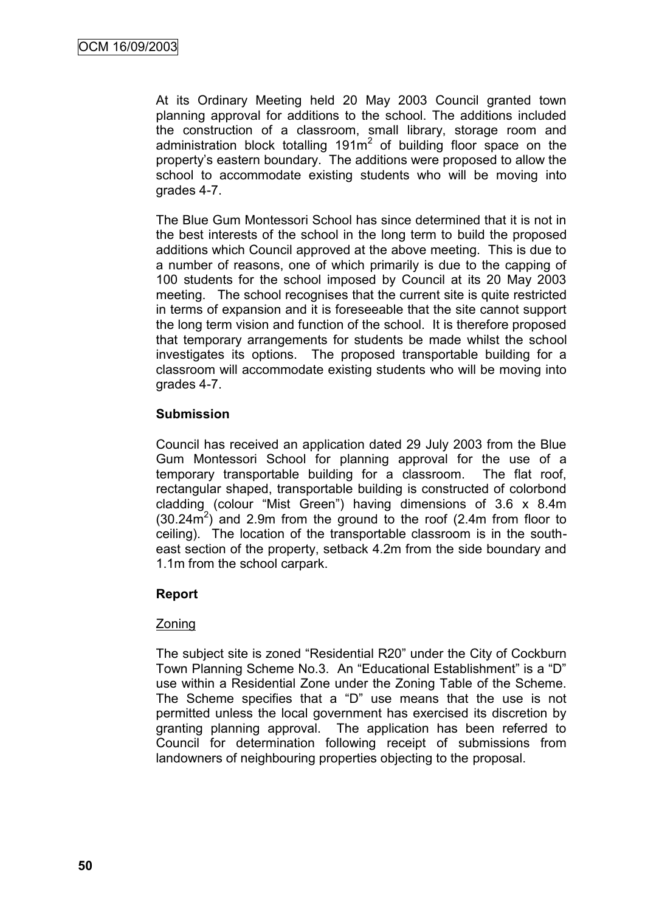At its Ordinary Meeting held 20 May 2003 Council granted town planning approval for additions to the school. The additions included the construction of a classroom, small library, storage room and administration block totalling 191m$^2$ of building floor space on the property's eastern boundary. The additions were proposed to allow the school to accommodate existing students who will be moving into grades 4-7.

The Blue Gum Montessori School has since determined that it is not in the best interests of the school in the long term to build the proposed additions which Council approved at the above meeting. This is due to a number of reasons, one of which primarily is due to the capping of 100 students for the school imposed by Council at its 20 May 2003 meeting. The school recognises that the current site is quite restricted in terms of expansion and it is foreseeable that the site cannot support the long term vision and function of the school. It is therefore proposed that temporary arrangements for students be made whilst the school investigates its options. The proposed transportable building for a classroom will accommodate existing students who will be moving into grades 4-7.

**Submission**

Council has received an application dated 29 July 2003 from the Blue Gum Montessori School for planning approval for the use of a temporary transportable building for a classroom. The flat roof, rectangular shaped, transportable building is constructed of colorbond cladding (colour "Mist Green") having dimensions of 3.6 x 8.4m (30.24m$^2$) and 2.9m from the ground to the roof (2.4m from floor to ceiling). The location of the transportable classroom is in the south-east section of the property, setback 4.2m from the side boundary and 1.1m from the school carpark.

**Report**

Zoning

The subject site is zoned "Residential R20" under the City of Cockburn Town Planning Scheme No.3. An "Educational Establishment" is a "D" use within a Residential Zone under the Zoning Table of the Scheme. The Scheme specifies that a "D" use means that the use is not permitted unless the local government has exercised its discretion by granting planning approval. The application has been referred to Council for determination following receipt of submissions from landowners of neighbouring properties objecting to the proposal.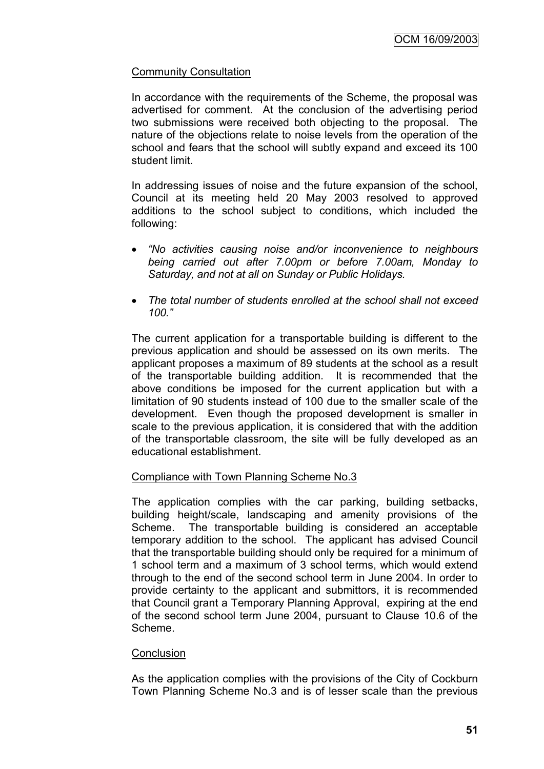Community Consultation

In accordance with the requirements of the Scheme, the proposal was advertised for comment. At the conclusion of the advertising period two submissions were received both objecting to the proposal. The nature of the objections relate to noise levels from the operation of the school and fears that the school will subtly expand and exceed its 100 student limit.

In addressing issues of noise and the future expansion of the school, Council at its meeting held 20 May 2003 resolved to approved additions to the school subject to conditions, which included the following:

- *"No activities causing noise and/or inconvenience to neighbours being carried out after 7.00pm or before 7.00am, Monday to Saturday, and not at all on Sunday or Public Holidays.*
- *The total number of students enrolled at the school shall not exceed 100."*

The current application for a transportable building is different to the previous application and should be assessed on its own merits. The applicant proposes a maximum of 89 students at the school as a result of the transportable building addition. It is recommended that the above conditions be imposed for the current application but with a limitation of 90 students instead of 100 due to the smaller scale of the development. Even though the proposed development is smaller in scale to the previous application, it is considered that with the addition of the transportable classroom, the site will be fully developed as an educational establishment.

Compliance with Town Planning Scheme No.3

The application complies with the car parking, building setbacks, building height/scale, landscaping and amenity provisions of the Scheme. The transportable building is considered an acceptable temporary addition to the school. The applicant has advised Council that the transportable building should only be required for a minimum of 1 school term and a maximum of 3 school terms, which would extend through to the end of the second school term in June 2004. In order to provide certainty to the applicant and submittors, it is recommended that Council grant a Temporary Planning Approval, expiring at the end of the second school term June 2004, pursuant to Clause 10.6 of the Scheme.

Conclusion

As the application complies with the provisions of the City of Cockburn Town Planning Scheme No.3 and is of lesser scale than the previous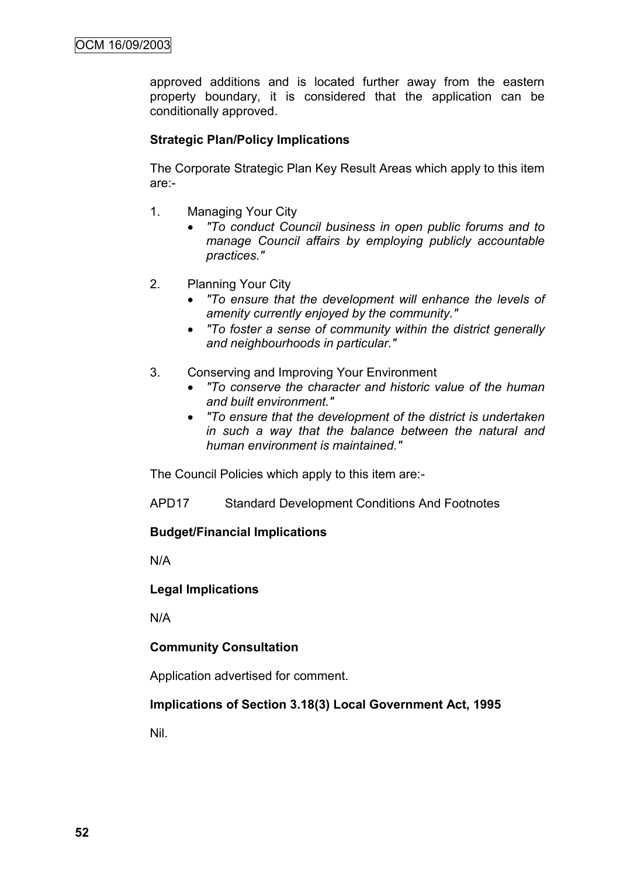approved additions and is located further away from the eastern property boundary, it is considered that the application can be conditionally approved.

**Strategic Plan/Policy Implications**

The Corporate Strategic Plan Key Result Areas which apply to this item are:-

1. Managing Your City
   - *"To conduct Council business in open public forums and to manage Council affairs by employing publicly accountable practices."*

2. Planning Your City
   - *"To ensure that the development will enhance the levels of amenity currently enjoyed by the community."*
   - *"To foster a sense of community within the district generally and neighbourhoods in particular."*

3. Conserving and Improving Your Environment
   - *"To conserve the character and historic value of the human and built environment."*
   - *"To ensure that the development of the district is undertaken in such a way that the balance between the natural and human environment is maintained."*

The Council Policies which apply to this item are:-

APD17 Standard Development Conditions And Footnotes

**Budget/Financial Implications**

N/A

**Legal Implications**

N/A

**Community Consultation**

Application advertised for comment.

**Implications of Section 3.18(3) Local Government Act, 1995**

Nil.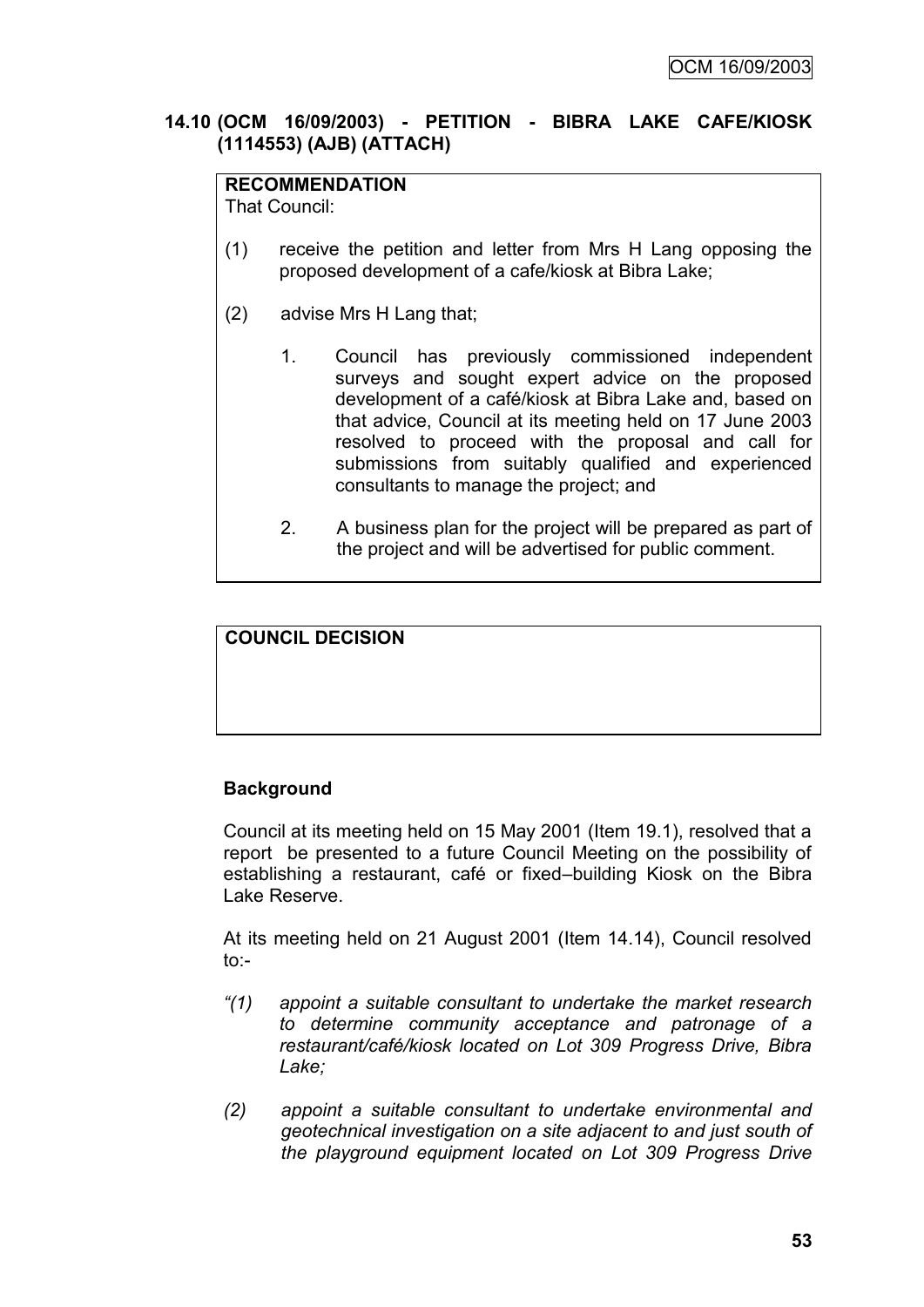## 14.10 (OCM 16/09/2003) - PETITION - BIBRA LAKE CAFE/KIOSK (1114553) (AJB) (ATTACH)

**RECOMMENDATION**
That Council:

(1) receive the petition and letter from Mrs H Lang opposing the proposed development of a cafe/kiosk at Bibra Lake;

(2) advise Mrs H Lang that;

1. Council has previously commissioned independent surveys and sought expert advice on the proposed development of a café/kiosk at Bibra Lake and, based on that advice, Council at its meeting held on 17 June 2003 resolved to proceed with the proposal and call for submissions from suitably qualified and experienced consultants to manage the project; and

2. A business plan for the project will be prepared as part of the project and will be advertised for public comment.

**COUNCIL DECISION**

**Background**

Council at its meeting held on 15 May 2001 (Item 19.1), resolved that a report be presented to a future Council Meeting on the possibility of establishing a restaurant, café or fixed–building Kiosk on the Bibra Lake Reserve.

At its meeting held on 21 August 2001 (Item 14.14), Council resolved to:-

*"(1) appoint a suitable consultant to undertake the market research to determine community acceptance and patronage of a restaurant/café/kiosk located on Lot 309 Progress Drive, Bibra Lake;*

*(2) appoint a suitable consultant to undertake environmental and geotechnical investigation on a site adjacent to and just south of the playground equipment located on Lot 309 Progress Drive*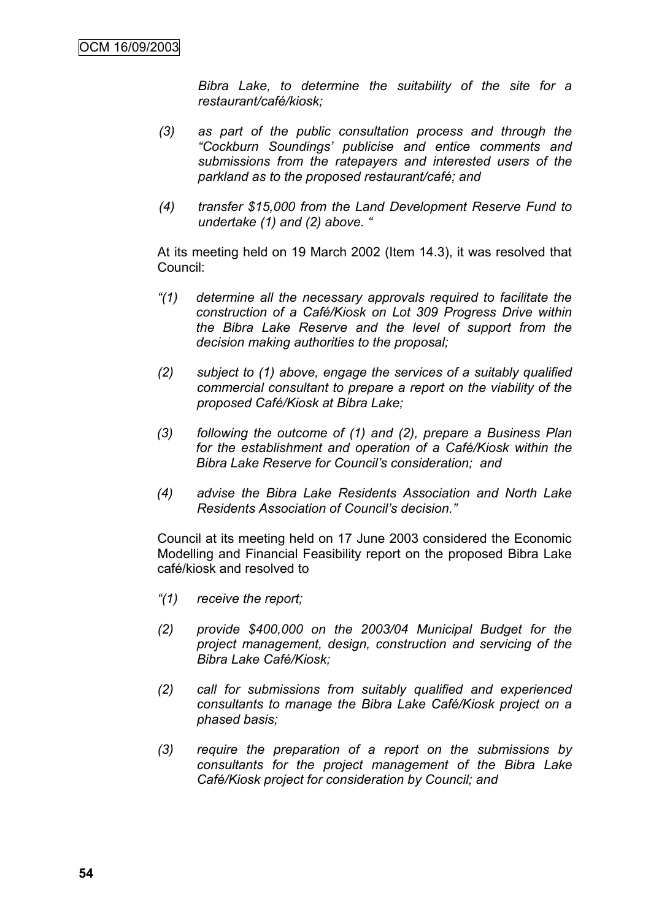*Bibra Lake, to determine the suitability of the site for a restaurant/café/kiosk;*

*(3) as part of the public consultation process and through the "Cockburn Soundings' publicise and entice comments and submissions from the ratepayers and interested users of the parkland as to the proposed restaurant/café; and*

*(4) transfer $15,000 from the Land Development Reserve Fund to undertake (1) and (2) above. "*

At its meeting held on 19 March 2002 (Item 14.3), it was resolved that Council:

*"(1) determine all the necessary approvals required to facilitate the construction of a Café/Kiosk on Lot 309 Progress Drive within the Bibra Lake Reserve and the level of support from the decision making authorities to the proposal;*

*(2) subject to (1) above, engage the services of a suitably qualified commercial consultant to prepare a report on the viability of the proposed Café/Kiosk at Bibra Lake;*

*(3) following the outcome of (1) and (2), prepare a Business Plan for the establishment and operation of a Café/Kiosk within the Bibra Lake Reserve for Council's consideration; and*

*(4) advise the Bibra Lake Residents Association and North Lake Residents Association of Council's decision."*

Council at its meeting held on 17 June 2003 considered the Economic Modelling and Financial Feasibility report on the proposed Bibra Lake café/kiosk and resolved to

*"(1) receive the report;*

*(2) provide $400,000 on the 2003/04 Municipal Budget for the project management, design, construction and servicing of the Bibra Lake Café/Kiosk;*

*(2) call for submissions from suitably qualified and experienced consultants to manage the Bibra Lake Café/Kiosk project on a phased basis;*

*(3) require the preparation of a report on the submissions by consultants for the project management of the Bibra Lake Café/Kiosk project for consideration by Council; and*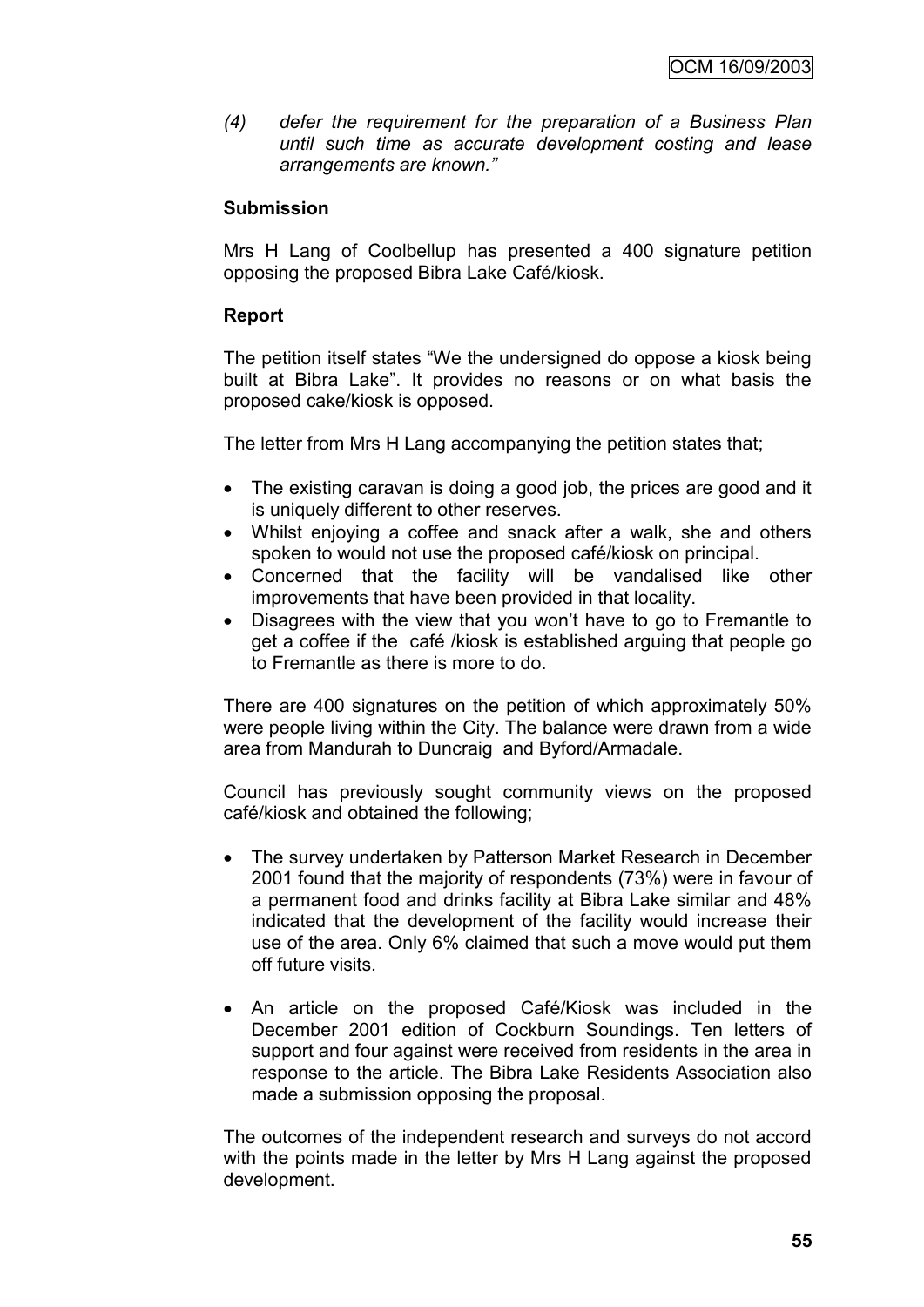*(4) defer the requirement for the preparation of a Business Plan until such time as accurate development costing and lease arrangements are known."*

**Submission**

Mrs H Lang of Coolbellup has presented a 400 signature petition opposing the proposed Bibra Lake Café/kiosk.

**Report**

The petition itself states "We the undersigned do oppose a kiosk being built at Bibra Lake". It provides no reasons or on what basis the proposed cake/kiosk is opposed.

The letter from Mrs H Lang accompanying the petition states that;

- The existing caravan is doing a good job, the prices are good and it is uniquely different to other reserves.
- Whilst enjoying a coffee and snack after a walk, she and others spoken to would not use the proposed café/kiosk on principal.
- Concerned that the facility will be vandalised like other improvements that have been provided in that locality.
- Disagrees with the view that you won't have to go to Fremantle to get a coffee if the café /kiosk is established arguing that people go to Fremantle as there is more to do.

There are 400 signatures on the petition of which approximately 50% were people living within the City. The balance were drawn from a wide area from Mandurah to Duncraig and Byford/Armadale.

Council has previously sought community views on the proposed café/kiosk and obtained the following;

- The survey undertaken by Patterson Market Research in December 2001 found that the majority of respondents (73%) were in favour of a permanent food and drinks facility at Bibra Lake similar and 48% indicated that the development of the facility would increase their use of the area. Only 6% claimed that such a move would put them off future visits.
- An article on the proposed Café/Kiosk was included in the December 2001 edition of Cockburn Soundings. Ten letters of support and four against were received from residents in the area in response to the article. The Bibra Lake Residents Association also made a submission opposing the proposal.

The outcomes of the independent research and surveys do not accord with the points made in the letter by Mrs H Lang against the proposed development.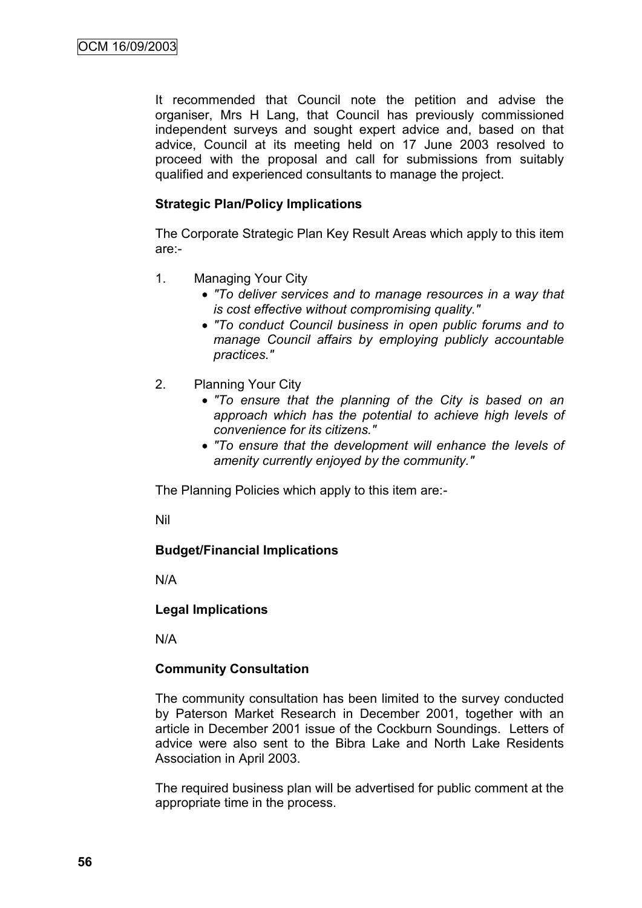It recommended that Council note the petition and advise the organiser, Mrs H Lang, that Council has previously commissioned independent surveys and sought expert advice and, based on that advice, Council at its meeting held on 17 June 2003 resolved to proceed with the proposal and call for submissions from suitably qualified and experienced consultants to manage the project.

**Strategic Plan/Policy Implications**

The Corporate Strategic Plan Key Result Areas which apply to this item are:-

1. Managing Your City
   - *"To deliver services and to manage resources in a way that is cost effective without compromising quality."*
   - *"To conduct Council business in open public forums and to manage Council affairs by employing publicly accountable practices."*

2. Planning Your City
   - *"To ensure that the planning of the City is based on an approach which has the potential to achieve high levels of convenience for its citizens."*
   - *"To ensure that the development will enhance the levels of amenity currently enjoyed by the community."*

The Planning Policies which apply to this item are:-

Nil

**Budget/Financial Implications**

N/A

**Legal Implications**

N/A

**Community Consultation**

The community consultation has been limited to the survey conducted by Paterson Market Research in December 2001, together with an article in December 2001 issue of the Cockburn Soundings. Letters of advice were also sent to the Bibra Lake and North Lake Residents Association in April 2003.

The required business plan will be advertised for public comment at the appropriate time in the process.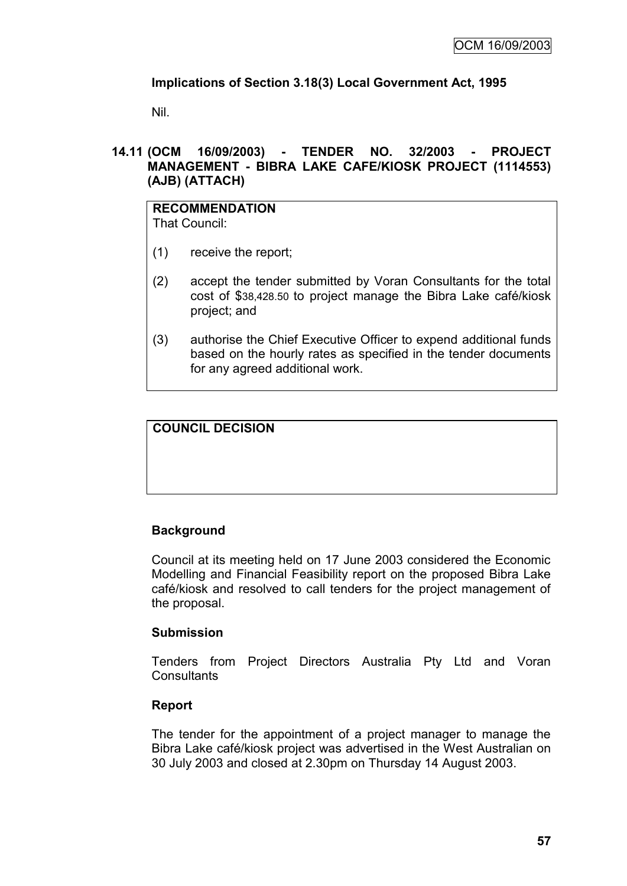**Implications of Section 3.18(3) Local Government Act, 1995**

Nil.

## 14.11 (OCM 16/09/2003) - TENDER NO. 32/2003 - PROJECT MANAGEMENT - BIBRA LAKE CAFE/KIOSK PROJECT (1114553) (AJB) (ATTACH)

**RECOMMENDATION**
That Council:

(1) receive the report;

(2) accept the tender submitted by Voran Consultants for the total cost of $38,428.50 to project manage the Bibra Lake café/kiosk project; and

(3) authorise the Chief Executive Officer to expend additional funds based on the hourly rates as specified in the tender documents for any agreed additional work.

**COUNCIL DECISION**

**Background**

Council at its meeting held on 17 June 2003 considered the Economic Modelling and Financial Feasibility report on the proposed Bibra Lake café/kiosk and resolved to call tenders for the project management of the proposal.

**Submission**

Tenders from Project Directors Australia Pty Ltd and Voran Consultants

**Report**

The tender for the appointment of a project manager to manage the Bibra Lake café/kiosk project was advertised in the West Australian on 30 July 2003 and closed at 2.30pm on Thursday 14 August 2003.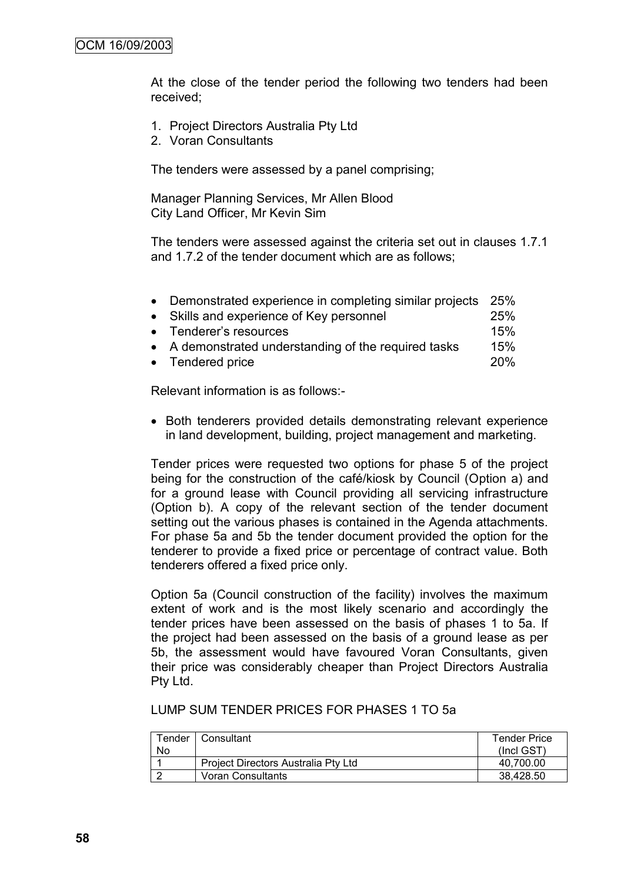At the close of the tender period the following two tenders had been received;

1. Project Directors Australia Pty Ltd
2. Voran Consultants

The tenders were assessed by a panel comprising;

Manager Planning Services, Mr Allen Blood
City Land Officer, Mr Kevin Sim

The tenders were assessed against the criteria set out in clauses 1.7.1 and 1.7.2 of the tender document which are as follows;

- Demonstrated experience in completing similar projects 25%
- Skills and experience of Key personnel 25%
- Tenderer's resources 15%
- A demonstrated understanding of the required tasks 15%
- Tendered price 20%

Relevant information is as follows:-

- Both tenderers provided details demonstrating relevant experience in land development, building, project management and marketing.

Tender prices were requested two options for phase 5 of the project being for the construction of the café/kiosk by Council (Option a) and for a ground lease with Council providing all servicing infrastructure (Option b). A copy of the relevant section of the tender document setting out the various phases is contained in the Agenda attachments. For phase 5a and 5b the tender document provided the option for the tenderer to provide a fixed price or percentage of contract value. Both tenderers offered a fixed price only.

Option 5a (Council construction of the facility) involves the maximum extent of work and is the most likely scenario and accordingly the tender prices have been assessed on the basis of phases 1 to 5a. If the project had been assessed on the basis of a ground lease as per 5b, the assessment would have favoured Voran Consultants, given their price was considerably cheaper than Project Directors Australia Pty Ltd.

LUMP SUM TENDER PRICES FOR PHASES 1 TO 5a

| Tender No | Consultant | Tender Price (Incl GST) |
|---|---|---|
| 1 | Project Directors Australia Pty Ltd | 40,700.00 |
| 2 | Voran Consultants | 38,428.50 |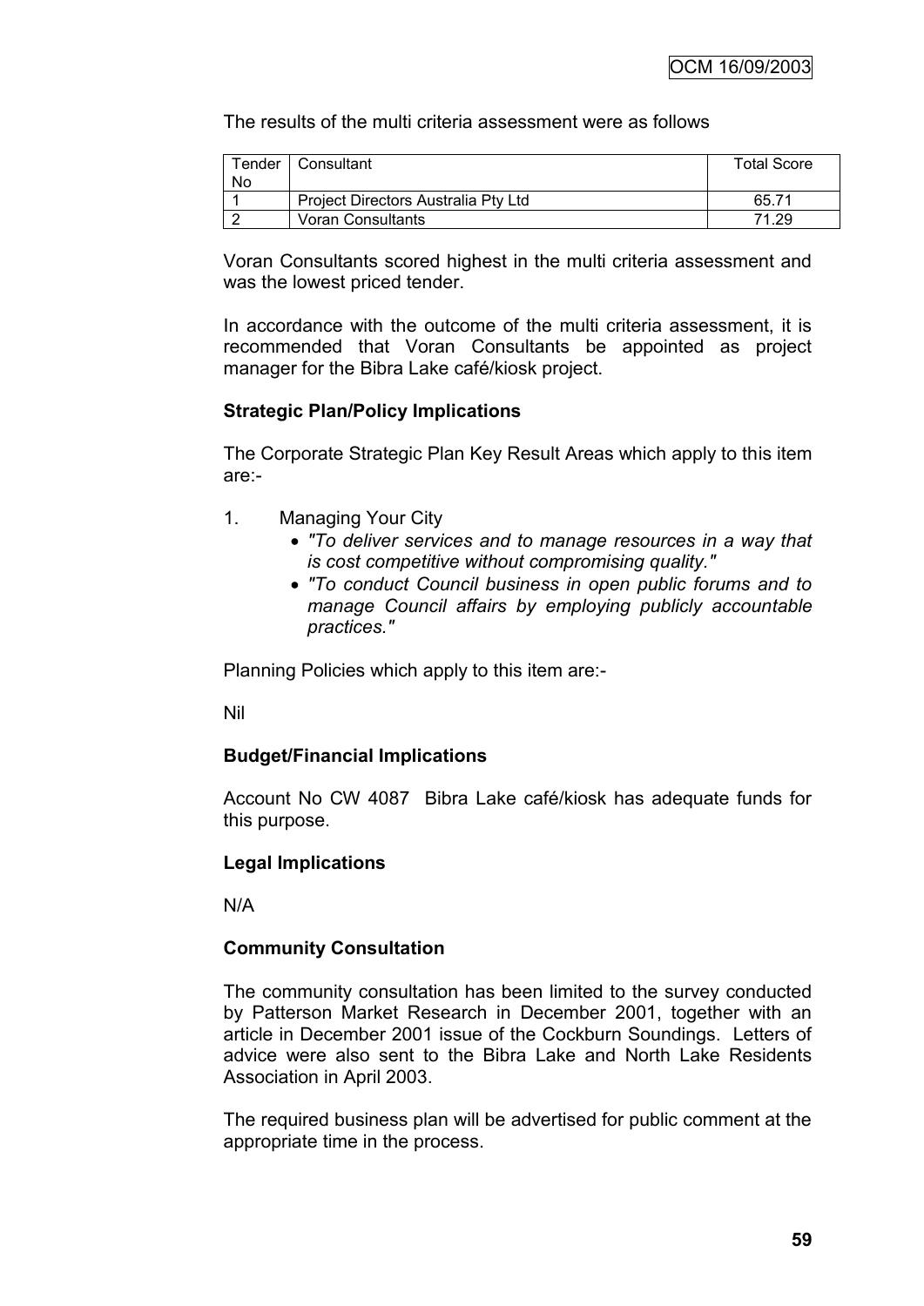The results of the multi criteria assessment were as follows

| Tender No | Consultant | Total Score |
|---|---|---|
| 1 | Project Directors Australia Pty Ltd | 65.71 |
| 2 | Voran Consultants | 71.29 |

Voran Consultants scored highest in the multi criteria assessment and was the lowest priced tender.

In accordance with the outcome of the multi criteria assessment, it is recommended that Voran Consultants be appointed as project manager for the Bibra Lake café/kiosk project.

**Strategic Plan/Policy Implications**

The Corporate Strategic Plan Key Result Areas which apply to this item are:-

1. Managing Your City
   - *"To deliver services and to manage resources in a way that is cost competitive without compromising quality."*
   - *"To conduct Council business in open public forums and to manage Council affairs by employing publicly accountable practices."*

Planning Policies which apply to this item are:-

Nil

**Budget/Financial Implications**

Account No CW 4087 Bibra Lake café/kiosk has adequate funds for this purpose.

**Legal Implications**

N/A

**Community Consultation**

The community consultation has been limited to the survey conducted by Patterson Market Research in December 2001, together with an article in December 2001 issue of the Cockburn Soundings. Letters of advice were also sent to the Bibra Lake and North Lake Residents Association in April 2003.

The required business plan will be advertised for public comment at the appropriate time in the process.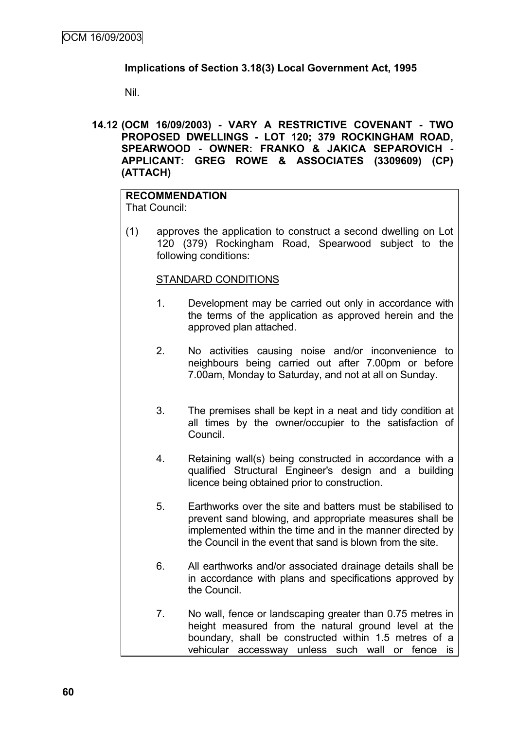**Implications of Section 3.18(3) Local Government Act, 1995**

Nil.

**14.12 (OCM 16/09/2003) - VARY A RESTRICTIVE COVENANT - TWO PROPOSED DWELLINGS - LOT 120; 379 ROCKINGHAM ROAD, SPEARWOOD - OWNER: FRANKO & JAKICA SEPAROVICH - APPLICANT: GREG ROWE & ASSOCIATES (3309609) (CP) (ATTACH)**

**RECOMMENDATION**

That Council:

(1) approves the application to construct a second dwelling on Lot 120 (379) Rockingham Road, Spearwood subject to the following conditions:

STANDARD CONDITIONS

1. Development may be carried out only in accordance with the terms of the application as approved herein and the approved plan attached.

2. No activities causing noise and/or inconvenience to neighbours being carried out after 7.00pm or before 7.00am, Monday to Saturday, and not at all on Sunday.

3. The premises shall be kept in a neat and tidy condition at all times by the owner/occupier to the satisfaction of Council.

4. Retaining wall(s) being constructed in accordance with a qualified Structural Engineer's design and a building licence being obtained prior to construction.

5. Earthworks over the site and batters must be stabilised to prevent sand blowing, and appropriate measures shall be implemented within the time and in the manner directed by the Council in the event that sand is blown from the site.

6. All earthworks and/or associated drainage details shall be in accordance with plans and specifications approved by the Council.

7. No wall, fence or landscaping greater than 0.75 metres in height measured from the natural ground level at the boundary, shall be constructed within 1.5 metres of a vehicular accessway unless such wall or fence is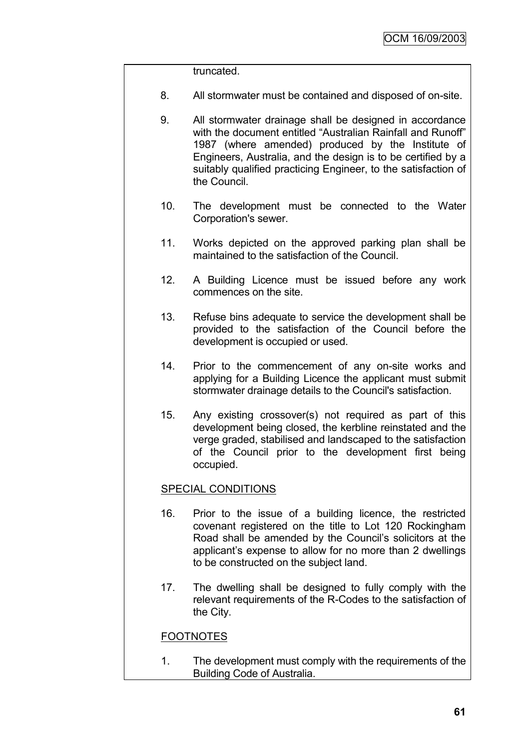truncated.

8. All stormwater must be contained and disposed of on-site.

9. All stormwater drainage shall be designed in accordance with the document entitled "Australian Rainfall and Runoff" 1987 (where amended) produced by the Institute of Engineers, Australia, and the design is to be certified by a suitably qualified practicing Engineer, to the satisfaction of the Council.

10. The development must be connected to the Water Corporation's sewer.

11. Works depicted on the approved parking plan shall be maintained to the satisfaction of the Council.

12. A Building Licence must be issued before any work commences on the site.

13. Refuse bins adequate to service the development shall be provided to the satisfaction of the Council before the development is occupied or used.

14. Prior to the commencement of any on-site works and applying for a Building Licence the applicant must submit stormwater drainage details to the Council's satisfaction.

15. Any existing crossover(s) not required as part of this development being closed, the kerbline reinstated and the verge graded, stabilised and landscaped to the satisfaction of the Council prior to the development first being occupied.

SPECIAL CONDITIONS

16. Prior to the issue of a building licence, the restricted covenant registered on the title to Lot 120 Rockingham Road shall be amended by the Council's solicitors at the applicant's expense to allow for no more than 2 dwellings to be constructed on the subject land.

17. The dwelling shall be designed to fully comply with the relevant requirements of the R-Codes to the satisfaction of the City.

FOOTNOTES

1. The development must comply with the requirements of the Building Code of Australia.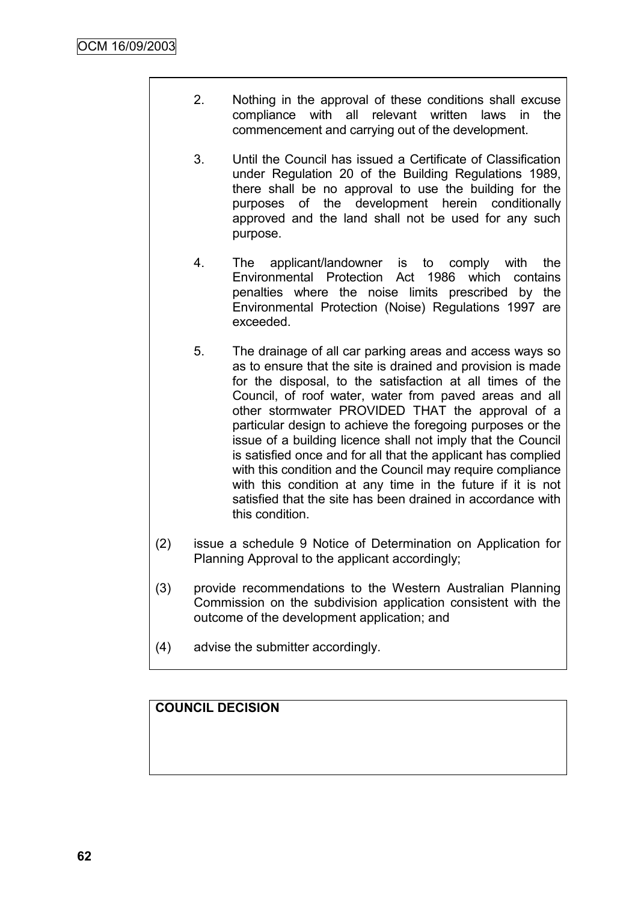2. Nothing in the approval of these conditions shall excuse compliance with all relevant written laws in the commencement and carrying out of the development.

3. Until the Council has issued a Certificate of Classification under Regulation 20 of the Building Regulations 1989, there shall be no approval to use the building for the purposes of the development herein conditionally approved and the land shall not be used for any such purpose.

4. The applicant/landowner is to comply with the Environmental Protection Act 1986 which contains penalties where the noise limits prescribed by the Environmental Protection (Noise) Regulations 1997 are exceeded.

5. The drainage of all car parking areas and access ways so as to ensure that the site is drained and provision is made for the disposal, to the satisfaction at all times of the Council, of roof water, water from paved areas and all other stormwater PROVIDED THAT the approval of a particular design to achieve the foregoing purposes or the issue of a building licence shall not imply that the Council is satisfied once and for all that the applicant has complied with this condition and the Council may require compliance with this condition at any time in the future if it is not satisfied that the site has been drained in accordance with this condition.

(2) issue a schedule 9 Notice of Determination on Application for Planning Approval to the applicant accordingly;

(3) provide recommendations to the Western Australian Planning Commission on the subdivision application consistent with the outcome of the development application; and

(4) advise the submitter accordingly.

**COUNCIL DECISION**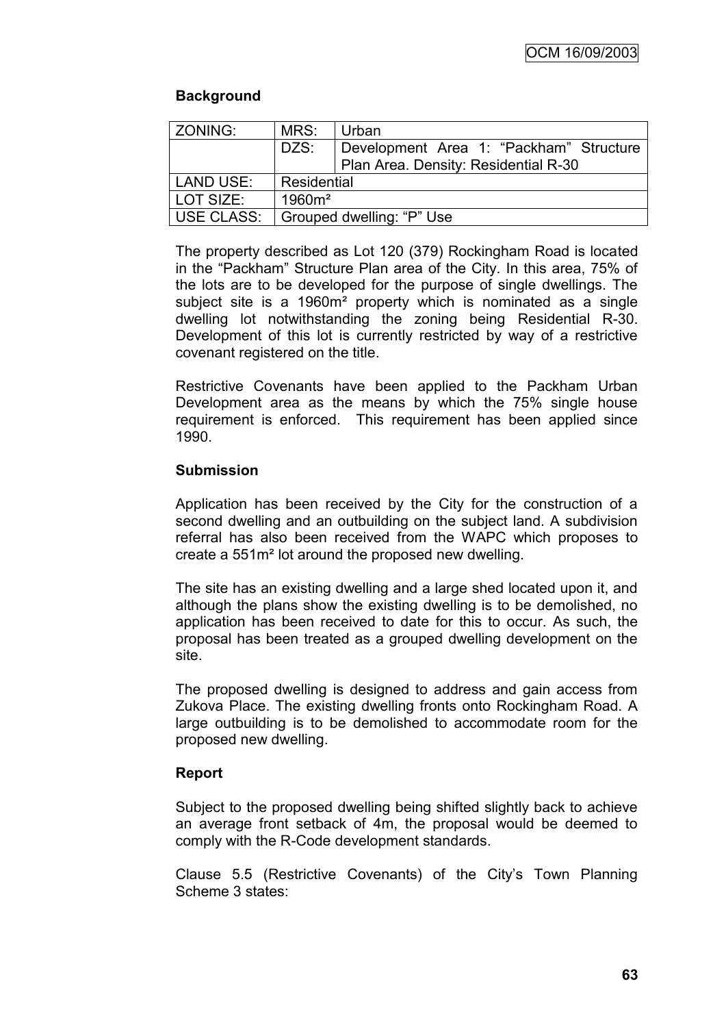**Background**

| ZONING: | MRS: | Urban |
|---|---|---|
| | DZS: | Development Area 1: "Packham" Structure Plan Area. Density: Residential R-30 |
| LAND USE: | Residential | |
| LOT SIZE: | 1960m² | |
| USE CLASS: | Grouped dwelling: "P" Use | |

The property described as Lot 120 (379) Rockingham Road is located in the "Packham" Structure Plan area of the City. In this area, 75% of the lots are to be developed for the purpose of single dwellings. The subject site is a 1960m² property which is nominated as a single dwelling lot notwithstanding the zoning being Residential R-30. Development of this lot is currently restricted by way of a restrictive covenant registered on the title.

Restrictive Covenants have been applied to the Packham Urban Development area as the means by which the 75% single house requirement is enforced. This requirement has been applied since 1990.

**Submission**

Application has been received by the City for the construction of a second dwelling and an outbuilding on the subject land. A subdivision referral has also been received from the WAPC which proposes to create a 551m² lot around the proposed new dwelling.

The site has an existing dwelling and a large shed located upon it, and although the plans show the existing dwelling is to be demolished, no application has been received to date for this to occur. As such, the proposal has been treated as a grouped dwelling development on the site.

The proposed dwelling is designed to address and gain access from Zukova Place. The existing dwelling fronts onto Rockingham Road. A large outbuilding is to be demolished to accommodate room for the proposed new dwelling.

**Report**

Subject to the proposed dwelling being shifted slightly back to achieve an average front setback of 4m, the proposal would be deemed to comply with the R-Code development standards.

Clause 5.5 (Restrictive Covenants) of the City's Town Planning Scheme 3 states: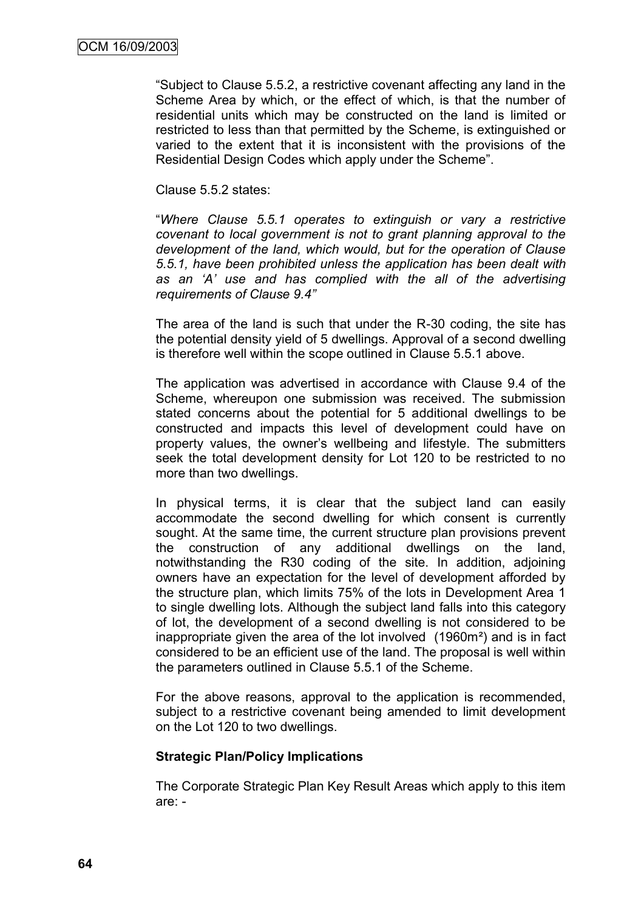"Subject to Clause 5.5.2, a restrictive covenant affecting any land in the Scheme Area by which, or the effect of which, is that the number of residential units which may be constructed on the land is limited or restricted to less than that permitted by the Scheme, is extinguished or varied to the extent that it is inconsistent with the provisions of the Residential Design Codes which apply under the Scheme".

Clause 5.5.2 states:

"*Where Clause 5.5.1 operates to extinguish or vary a restrictive covenant to local government is not to grant planning approval to the development of the land, which would, but for the operation of Clause 5.5.1, have been prohibited unless the application has been dealt with as an 'A' use and has complied with the all of the advertising requirements of Clause 9.4"*

The area of the land is such that under the R-30 coding, the site has the potential density yield of 5 dwellings. Approval of a second dwelling is therefore well within the scope outlined in Clause 5.5.1 above.

The application was advertised in accordance with Clause 9.4 of the Scheme, whereupon one submission was received. The submission stated concerns about the potential for 5 additional dwellings to be constructed and impacts this level of development could have on property values, the owner's wellbeing and lifestyle. The submitters seek the total development density for Lot 120 to be restricted to no more than two dwellings.

In physical terms, it is clear that the subject land can easily accommodate the second dwelling for which consent is currently sought. At the same time, the current structure plan provisions prevent the construction of any additional dwellings on the land, notwithstanding the R30 coding of the site. In addition, adjoining owners have an expectation for the level of development afforded by the structure plan, which limits 75% of the lots in Development Area 1 to single dwelling lots. Although the subject land falls into this category of lot, the development of a second dwelling is not considered to be inappropriate given the area of the lot involved (1960m²) and is in fact considered to be an efficient use of the land. The proposal is well within the parameters outlined in Clause 5.5.1 of the Scheme.

For the above reasons, approval to the application is recommended, subject to a restrictive covenant being amended to limit development on the Lot 120 to two dwellings.

**Strategic Plan/Policy Implications**

The Corporate Strategic Plan Key Result Areas which apply to this item are: -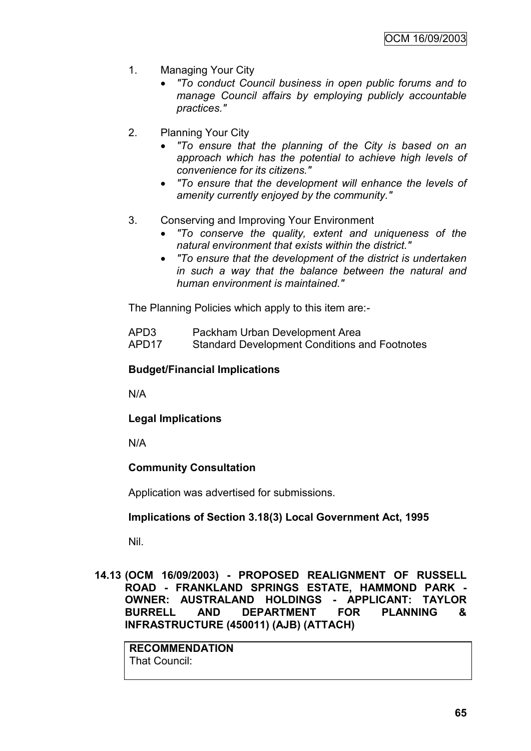1. Managing Your City
   - *"To conduct Council business in open public forums and to manage Council affairs by employing publicly accountable practices."*

2. Planning Your City
   - *"To ensure that the planning of the City is based on an approach which has the potential to achieve high levels of convenience for its citizens."*
   - *"To ensure that the development will enhance the levels of amenity currently enjoyed by the community."*

3. Conserving and Improving Your Environment
   - *"To conserve the quality, extent and uniqueness of the natural environment that exists within the district."*
   - *"To ensure that the development of the district is undertaken in such a way that the balance between the natural and human environment is maintained."*

The Planning Policies which apply to this item are:-

APD3 Packham Urban Development Area
APD17 Standard Development Conditions and Footnotes

**Budget/Financial Implications**

N/A

**Legal Implications**

N/A

**Community Consultation**

Application was advertised for submissions.

**Implications of Section 3.18(3) Local Government Act, 1995**

Nil.

**14.13 (OCM 16/09/2003) - PROPOSED REALIGNMENT OF RUSSELL ROAD - FRANKLAND SPRINGS ESTATE, HAMMOND PARK - OWNER: AUSTRALAND HOLDINGS - APPLICANT: TAYLOR BURRELL AND DEPARTMENT FOR PLANNING & INFRASTRUCTURE (450011) (AJB) (ATTACH)**

**RECOMMENDATION**
That Council: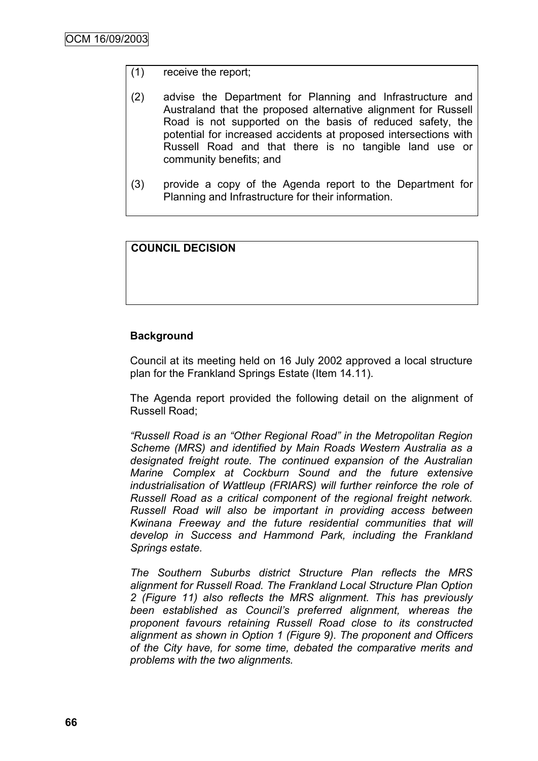(1) receive the report;

(2) advise the Department for Planning and Infrastructure and Australand that the proposed alternative alignment for Russell Road is not supported on the basis of reduced safety, the potential for increased accidents at proposed intersections with Russell Road and that there is no tangible land use or community benefits; and

(3) provide a copy of the Agenda report to the Department for Planning and Infrastructure for their information.

**COUNCIL DECISION**

**Background**

Council at its meeting held on 16 July 2002 approved a local structure plan for the Frankland Springs Estate (Item 14.11).

The Agenda report provided the following detail on the alignment of Russell Road;

*"Russell Road is an "Other Regional Road" in the Metropolitan Region Scheme (MRS) and identified by Main Roads Western Australia as a designated freight route. The continued expansion of the Australian Marine Complex at Cockburn Sound and the future extensive industrialisation of Wattleup (FRIARS) will further reinforce the role of Russell Road as a critical component of the regional freight network. Russell Road will also be important in providing access between Kwinana Freeway and the future residential communities that will develop in Success and Hammond Park, including the Frankland Springs estate.*

*The Southern Suburbs district Structure Plan reflects the MRS alignment for Russell Road. The Frankland Local Structure Plan Option 2 (Figure 11) also reflects the MRS alignment. This has previously been established as Council's preferred alignment, whereas the proponent favours retaining Russell Road close to its constructed alignment as shown in Option 1 (Figure 9). The proponent and Officers of the City have, for some time, debated the comparative merits and problems with the two alignments.*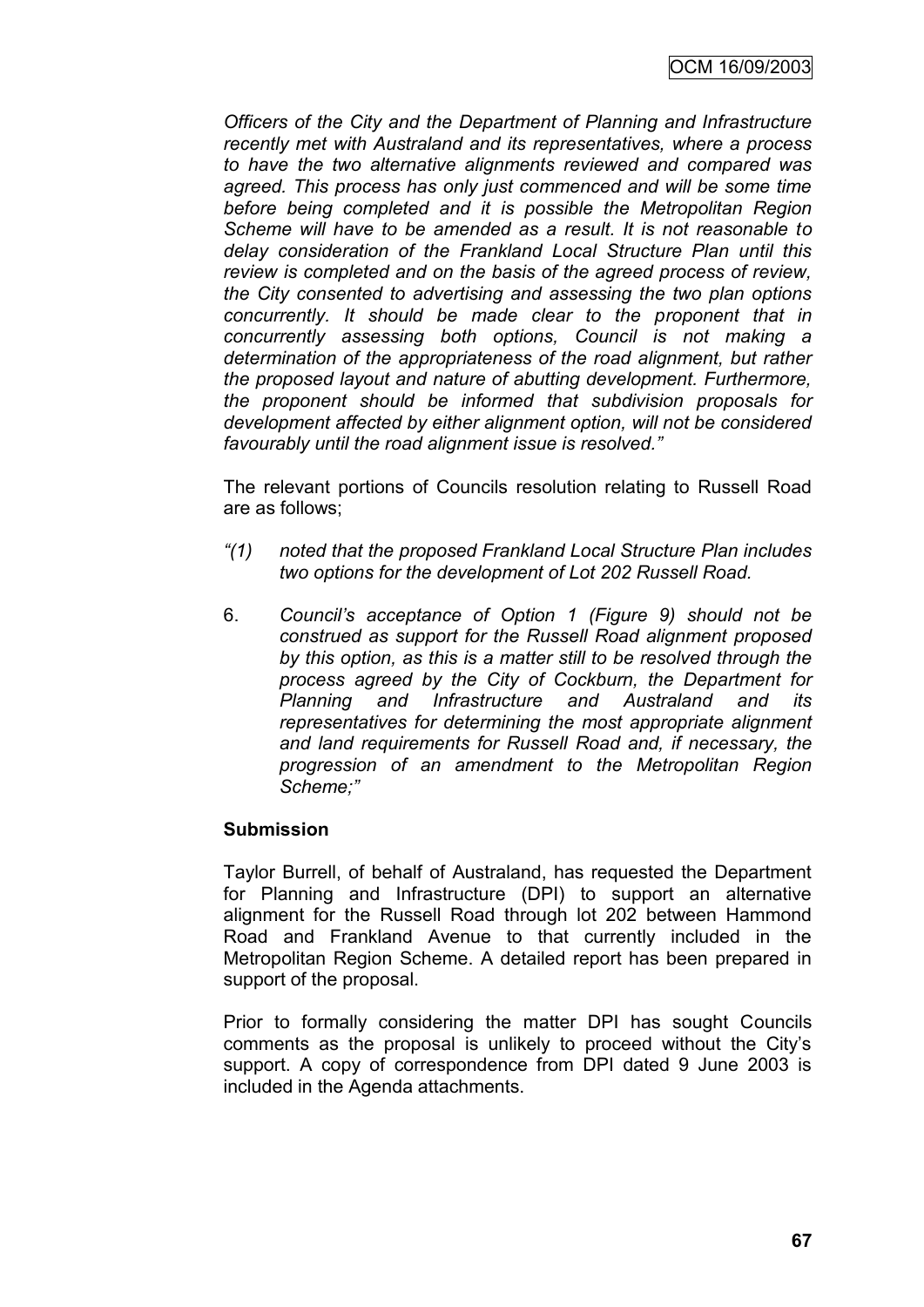*Officers of the City and the Department of Planning and Infrastructure recently met with Australand and its representatives, where a process to have the two alternative alignments reviewed and compared was agreed. This process has only just commenced and will be some time before being completed and it is possible the Metropolitan Region Scheme will have to be amended as a result. It is not reasonable to delay consideration of the Frankland Local Structure Plan until this review is completed and on the basis of the agreed process of review, the City consented to advertising and assessing the two plan options concurrently. It should be made clear to the proponent that in concurrently assessing both options, Council is not making a determination of the appropriateness of the road alignment, but rather the proposed layout and nature of abutting development. Furthermore, the proponent should be informed that subdivision proposals for development affected by either alignment option, will not be considered favourably until the road alignment issue is resolved."*

The relevant portions of Councils resolution relating to Russell Road are as follows;

*"(1) noted that the proposed Frankland Local Structure Plan includes two options for the development of Lot 202 Russell Road.*

6. *Council's acceptance of Option 1 (Figure 9) should not be construed as support for the Russell Road alignment proposed by this option, as this is a matter still to be resolved through the process agreed by the City of Cockburn, the Department for Planning and Infrastructure and Australand and its representatives for determining the most appropriate alignment and land requirements for Russell Road and, if necessary, the progression of an amendment to the Metropolitan Region Scheme;"*

**Submission**

Taylor Burrell, of behalf of Australand, has requested the Department for Planning and Infrastructure (DPI) to support an alternative alignment for the Russell Road through lot 202 between Hammond Road and Frankland Avenue to that currently included in the Metropolitan Region Scheme. A detailed report has been prepared in support of the proposal.

Prior to formally considering the matter DPI has sought Councils comments as the proposal is unlikely to proceed without the City's support. A copy of correspondence from DPI dated 9 June 2003 is included in the Agenda attachments.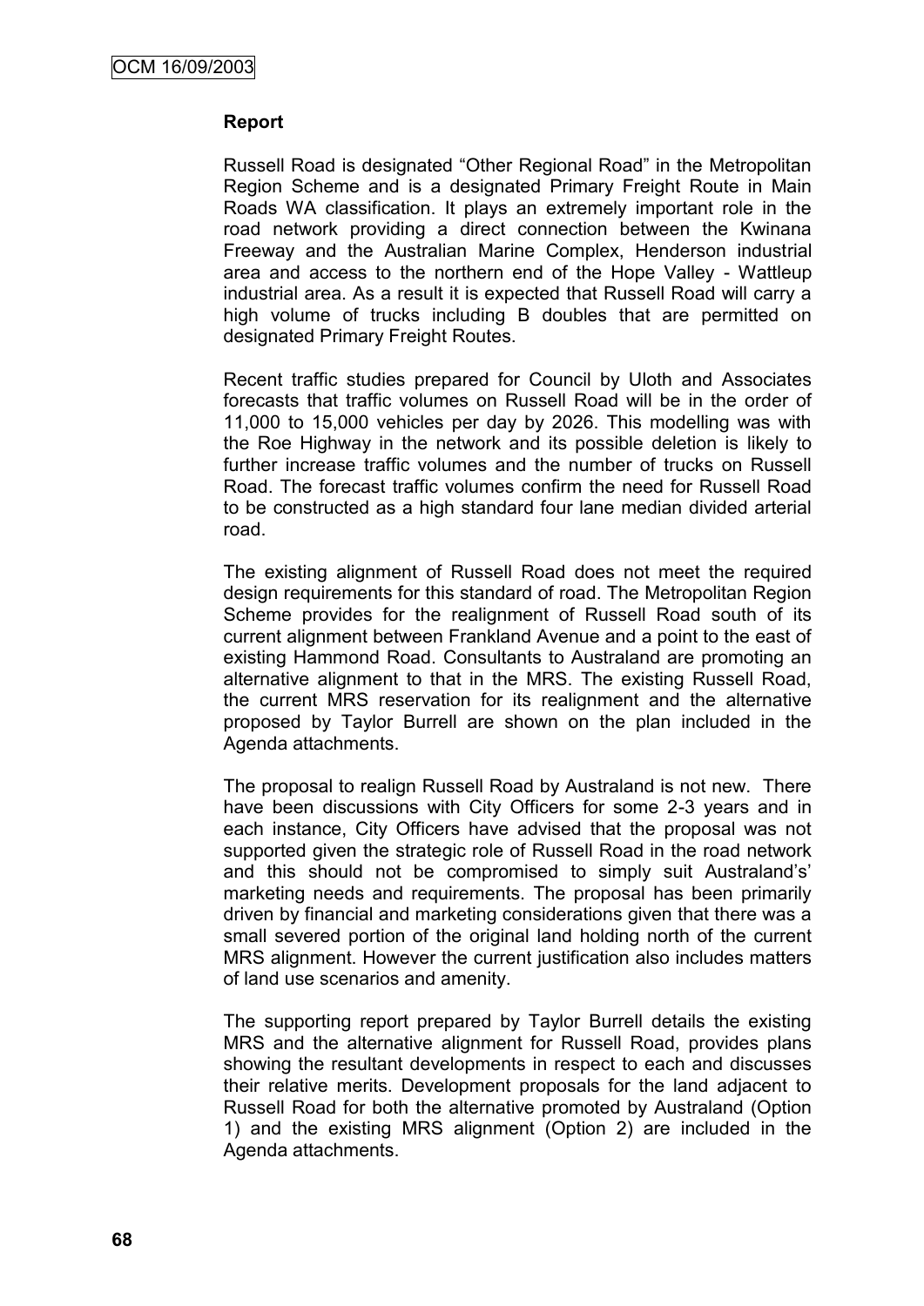**Report**

Russell Road is designated "Other Regional Road" in the Metropolitan Region Scheme and is a designated Primary Freight Route in Main Roads WA classification. It plays an extremely important role in the road network providing a direct connection between the Kwinana Freeway and the Australian Marine Complex, Henderson industrial area and access to the northern end of the Hope Valley - Wattleup industrial area. As a result it is expected that Russell Road will carry a high volume of trucks including B doubles that are permitted on designated Primary Freight Routes.

Recent traffic studies prepared for Council by Uloth and Associates forecasts that traffic volumes on Russell Road will be in the order of 11,000 to 15,000 vehicles per day by 2026. This modelling was with the Roe Highway in the network and its possible deletion is likely to further increase traffic volumes and the number of trucks on Russell Road. The forecast traffic volumes confirm the need for Russell Road to be constructed as a high standard four lane median divided arterial road.

The existing alignment of Russell Road does not meet the required design requirements for this standard of road. The Metropolitan Region Scheme provides for the realignment of Russell Road south of its current alignment between Frankland Avenue and a point to the east of existing Hammond Road. Consultants to Australand are promoting an alternative alignment to that in the MRS. The existing Russell Road, the current MRS reservation for its realignment and the alternative proposed by Taylor Burrell are shown on the plan included in the Agenda attachments.

The proposal to realign Russell Road by Australand is not new. There have been discussions with City Officers for some 2-3 years and in each instance, City Officers have advised that the proposal was not supported given the strategic role of Russell Road in the road network and this should not be compromised to simply suit Australand's' marketing needs and requirements. The proposal has been primarily driven by financial and marketing considerations given that there was a small severed portion of the original land holding north of the current MRS alignment. However the current justification also includes matters of land use scenarios and amenity.

The supporting report prepared by Taylor Burrell details the existing MRS and the alternative alignment for Russell Road, provides plans showing the resultant developments in respect to each and discusses their relative merits. Development proposals for the land adjacent to Russell Road for both the alternative promoted by Australand (Option 1) and the existing MRS alignment (Option 2) are included in the Agenda attachments.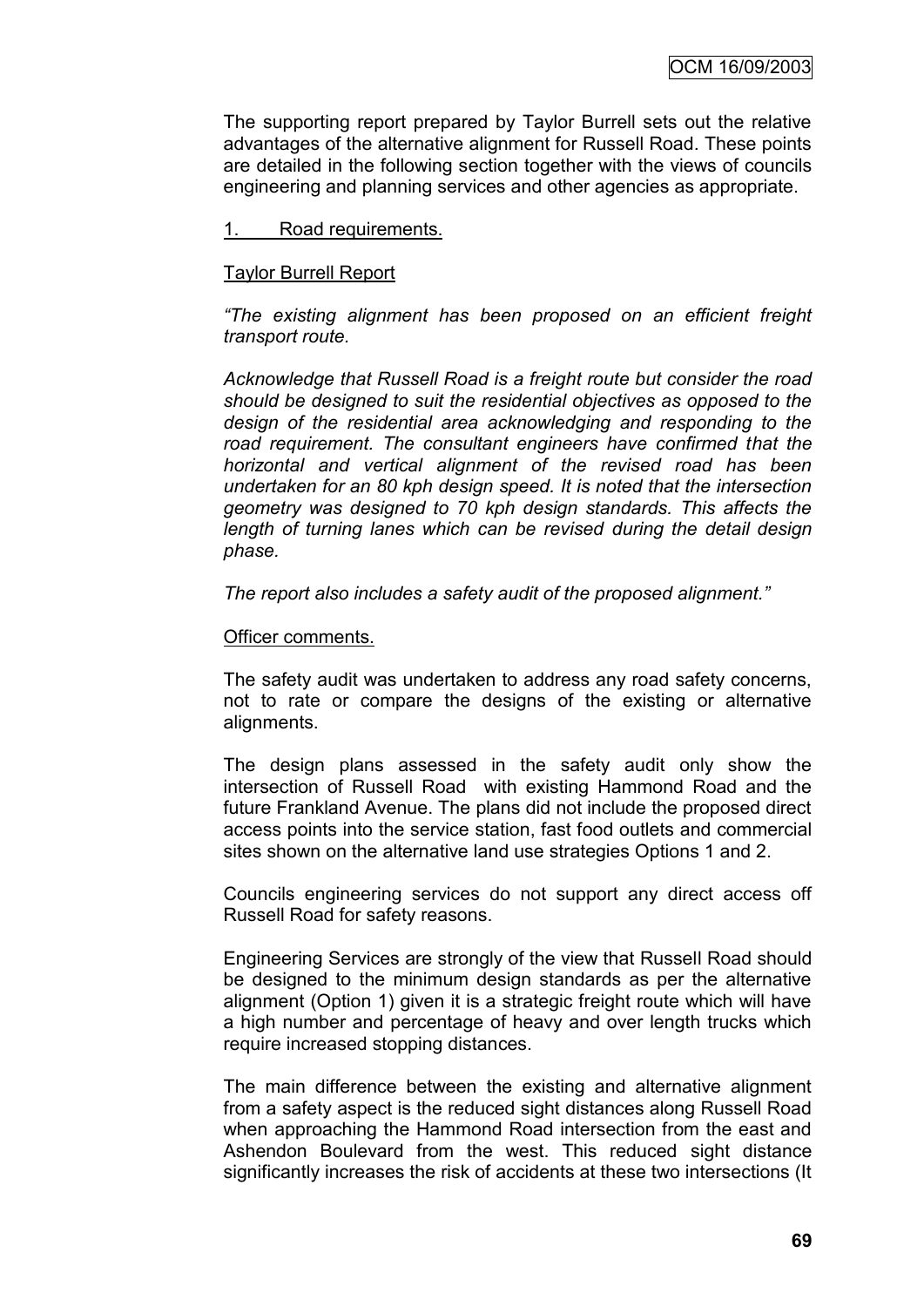The supporting report prepared by Taylor Burrell sets out the relative advantages of the alternative alignment for Russell Road. These points are detailed in the following section together with the views of councils engineering and planning services and other agencies as appropriate.

1. Road requirements.

Taylor Burrell Report

*"The existing alignment has been proposed on an efficient freight transport route.*

*Acknowledge that Russell Road is a freight route but consider the road should be designed to suit the residential objectives as opposed to the design of the residential area acknowledging and responding to the road requirement. The consultant engineers have confirmed that the horizontal and vertical alignment of the revised road has been undertaken for an 80 kph design speed. It is noted that the intersection geometry was designed to 70 kph design standards. This affects the length of turning lanes which can be revised during the detail design phase.*

*The report also includes a safety audit of the proposed alignment."*

Officer comments.

The safety audit was undertaken to address any road safety concerns, not to rate or compare the designs of the existing or alternative alignments.

The design plans assessed in the safety audit only show the intersection of Russell Road with existing Hammond Road and the future Frankland Avenue. The plans did not include the proposed direct access points into the service station, fast food outlets and commercial sites shown on the alternative land use strategies Options 1 and 2.

Councils engineering services do not support any direct access off Russell Road for safety reasons.

Engineering Services are strongly of the view that Russell Road should be designed to the minimum design standards as per the alternative alignment (Option 1) given it is a strategic freight route which will have a high number and percentage of heavy and over length trucks which require increased stopping distances.

The main difference between the existing and alternative alignment from a safety aspect is the reduced sight distances along Russell Road when approaching the Hammond Road intersection from the east and Ashendon Boulevard from the west. This reduced sight distance significantly increases the risk of accidents at these two intersections (It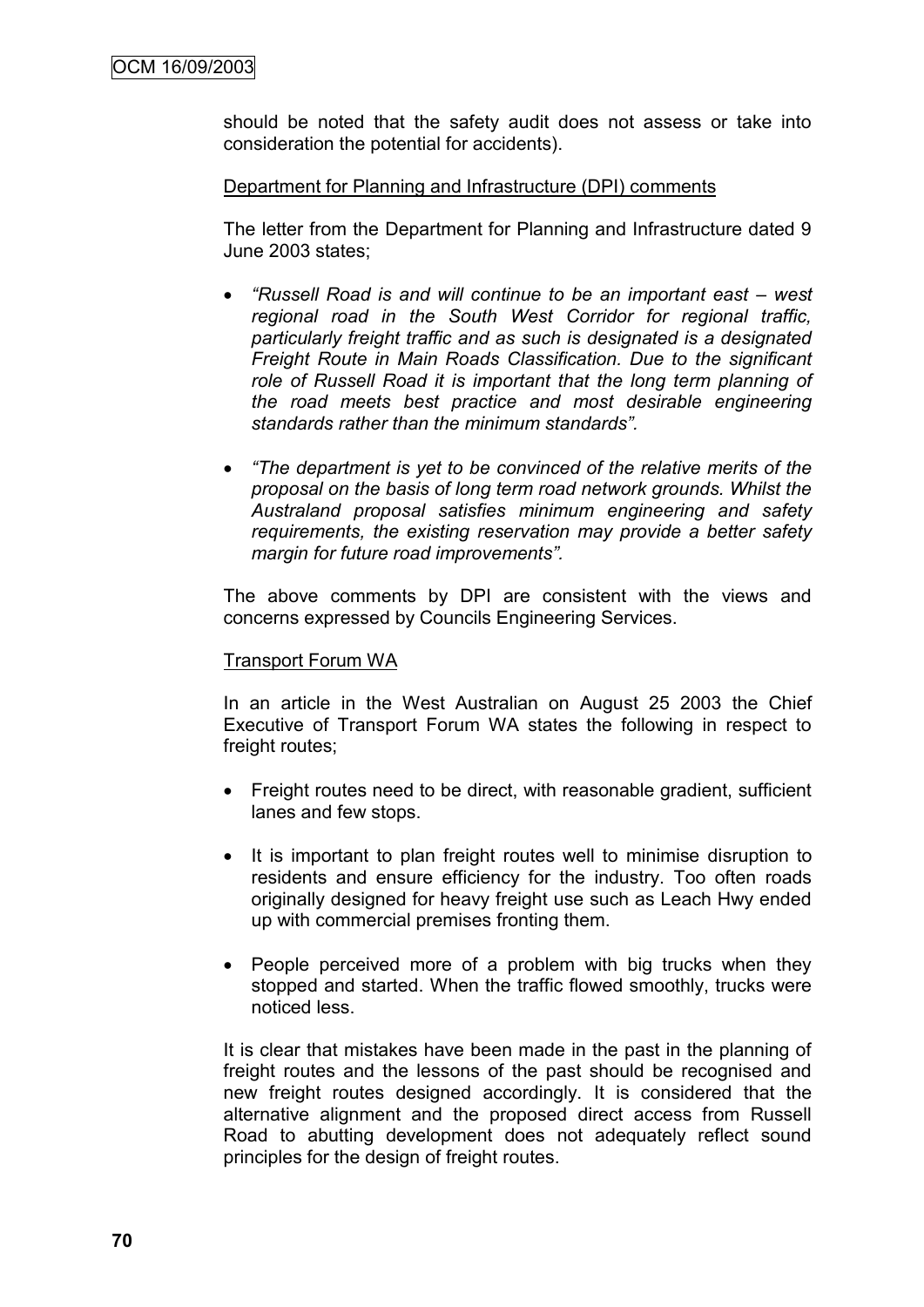should be noted that the safety audit does not assess or take into consideration the potential for accidents).

Department for Planning and Infrastructure (DPI) comments

The letter from the Department for Planning and Infrastructure dated 9 June 2003 states;

- *"Russell Road is and will continue to be an important east – west regional road in the South West Corridor for regional traffic, particularly freight traffic and as such is designated is a designated Freight Route in Main Roads Classification. Due to the significant role of Russell Road it is important that the long term planning of the road meets best practice and most desirable engineering standards rather than the minimum standards".*

- *"The department is yet to be convinced of the relative merits of the proposal on the basis of long term road network grounds. Whilst the Australand proposal satisfies minimum engineering and safety requirements, the existing reservation may provide a better safety margin for future road improvements".*

The above comments by DPI are consistent with the views and concerns expressed by Councils Engineering Services.

Transport Forum WA

In an article in the West Australian on August 25 2003 the Chief Executive of Transport Forum WA states the following in respect to freight routes;

- Freight routes need to be direct, with reasonable gradient, sufficient lanes and few stops.

- It is important to plan freight routes well to minimise disruption to residents and ensure efficiency for the industry. Too often roads originally designed for heavy freight use such as Leach Hwy ended up with commercial premises fronting them.

- People perceived more of a problem with big trucks when they stopped and started. When the traffic flowed smoothly, trucks were noticed less.

It is clear that mistakes have been made in the past in the planning of freight routes and the lessons of the past should be recognised and new freight routes designed accordingly. It is considered that the alternative alignment and the proposed direct access from Russell Road to abutting development does not adequately reflect sound principles for the design of freight routes.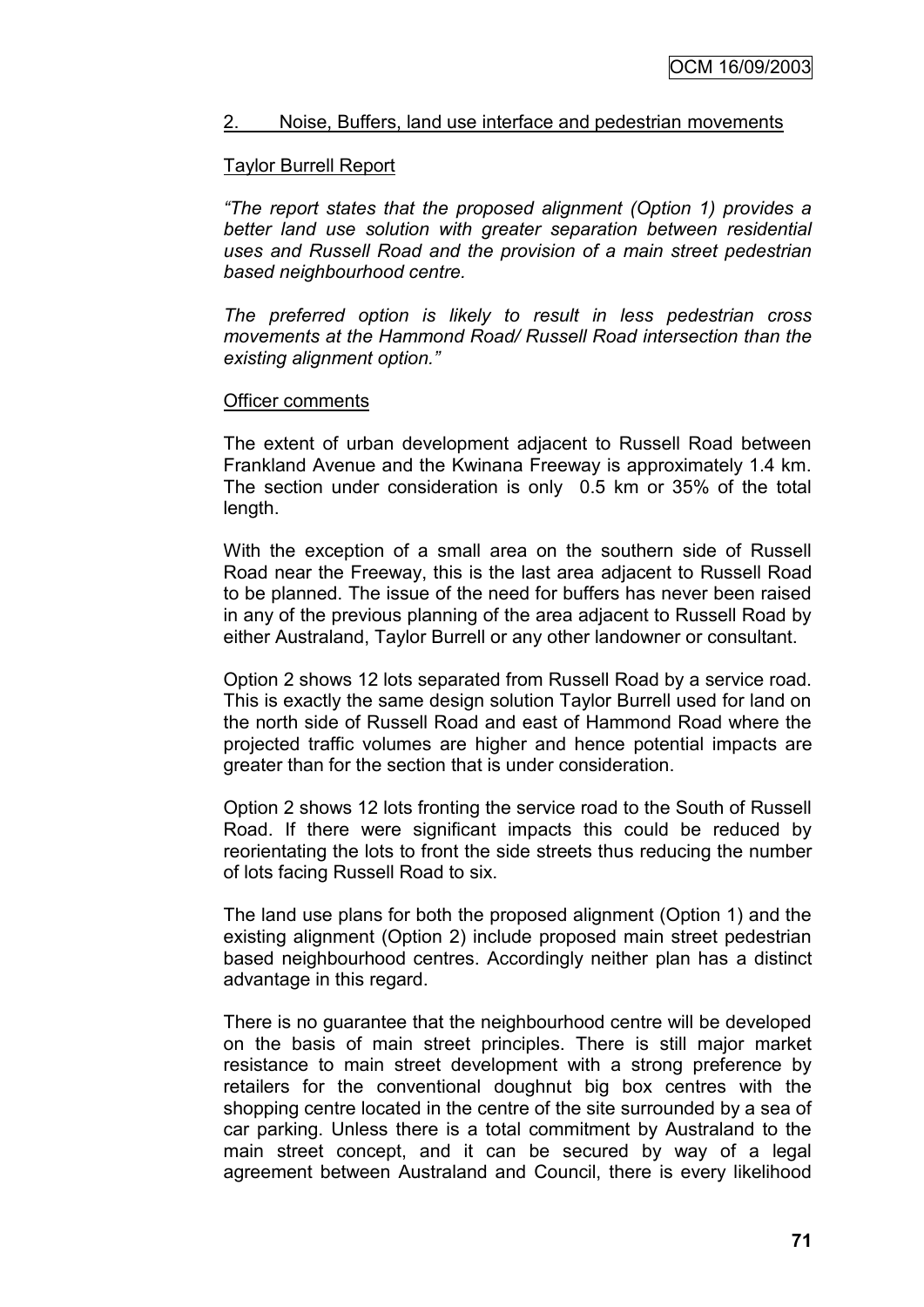## 2. Noise, Buffers, land use interface and pedestrian movements

### Taylor Burrell Report

*"The report states that the proposed alignment (Option 1) provides a better land use solution with greater separation between residential uses and Russell Road and the provision of a main street pedestrian based neighbourhood centre.*

*The preferred option is likely to result in less pedestrian cross movements at the Hammond Road/ Russell Road intersection than the existing alignment option."*

### Officer comments

The extent of urban development adjacent to Russell Road between Frankland Avenue and the Kwinana Freeway is approximately 1.4 km. The section under consideration is only 0.5 km or 35% of the total length.

With the exception of a small area on the southern side of Russell Road near the Freeway, this is the last area adjacent to Russell Road to be planned. The issue of the need for buffers has never been raised in any of the previous planning of the area adjacent to Russell Road by either Australand, Taylor Burrell or any other landowner or consultant.

Option 2 shows 12 lots separated from Russell Road by a service road. This is exactly the same design solution Taylor Burrell used for land on the north side of Russell Road and east of Hammond Road where the projected traffic volumes are higher and hence potential impacts are greater than for the section that is under consideration.

Option 2 shows 12 lots fronting the service road to the South of Russell Road. If there were significant impacts this could be reduced by reorientating the lots to front the side streets thus reducing the number of lots facing Russell Road to six.

The land use plans for both the proposed alignment (Option 1) and the existing alignment (Option 2) include proposed main street pedestrian based neighbourhood centres. Accordingly neither plan has a distinct advantage in this regard.

There is no guarantee that the neighbourhood centre will be developed on the basis of main street principles. There is still major market resistance to main street development with a strong preference by retailers for the conventional doughnut big box centres with the shopping centre located in the centre of the site surrounded by a sea of car parking. Unless there is a total commitment by Australand to the main street concept, and it can be secured by way of a legal agreement between Australand and Council, there is every likelihood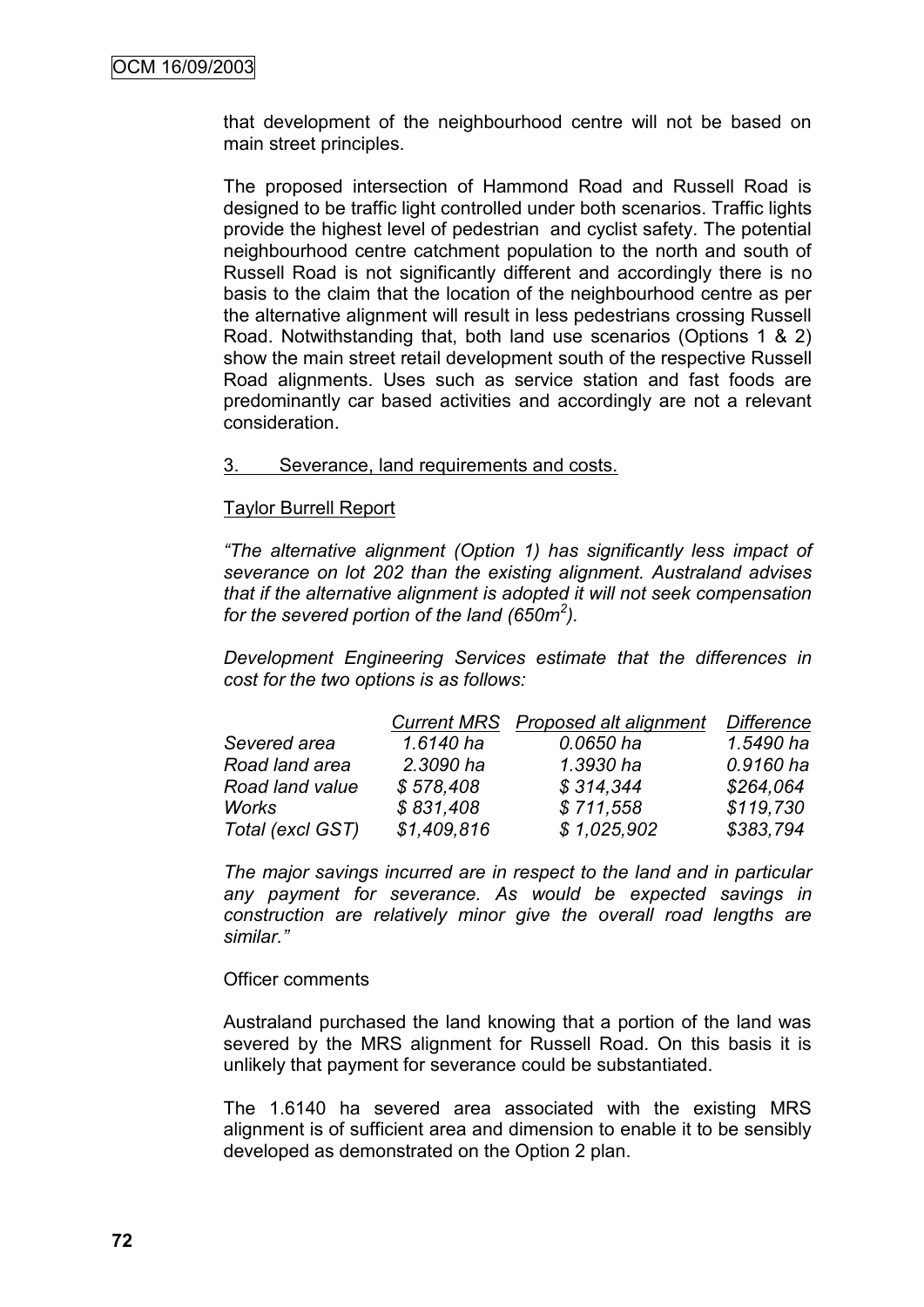that development of the neighbourhood centre will not be based on main street principles.

The proposed intersection of Hammond Road and Russell Road is designed to be traffic light controlled under both scenarios. Traffic lights provide the highest level of pedestrian and cyclist safety. The potential neighbourhood centre catchment population to the north and south of Russell Road is not significantly different and accordingly there is no basis to the claim that the location of the neighbourhood centre as per the alternative alignment will result in less pedestrians crossing Russell Road. Notwithstanding that, both land use scenarios (Options 1 & 2) show the main street retail development south of the respective Russell Road alignments. Uses such as service station and fast foods are predominantly car based activities and accordingly are not a relevant consideration.

3. Severance, land requirements and costs.

Taylor Burrell Report

*"The alternative alignment (Option 1) has significantly less impact of severance on lot 202 than the existing alignment. Australand advises that if the alternative alignment is adopted it will not seek compensation for the severed portion of the land (650m$^2$).*

*Development Engineering Services estimate that the differences in cost for the two options is as follows:*

| | *Current MRS* | *Proposed alt alignment* | *Difference* |
|---|---|---|---|
| *Severed area* | *1.6140 ha* | *0.0650 ha* | *1.5490 ha* |
| *Road land area* | *2.3090 ha* | *1.3930 ha* | *0.9160 ha* |
| *Road land value* | *$ 578,408* | *$ 314,344* | *$264,064* |
| *Works* | *$ 831,408* | *$ 711,558* | *$119,730* |
| *Total (excl GST)* | *$1,409,816* | *$ 1,025,902* | *$383,794* |

*The major savings incurred are in respect to the land and in particular any payment for severance. As would be expected savings in construction are relatively minor give the overall road lengths are similar."*

Officer comments

Australand purchased the land knowing that a portion of the land was severed by the MRS alignment for Russell Road. On this basis it is unlikely that payment for severance could be substantiated.

The 1.6140 ha severed area associated with the existing MRS alignment is of sufficient area and dimension to enable it to be sensibly developed as demonstrated on the Option 2 plan.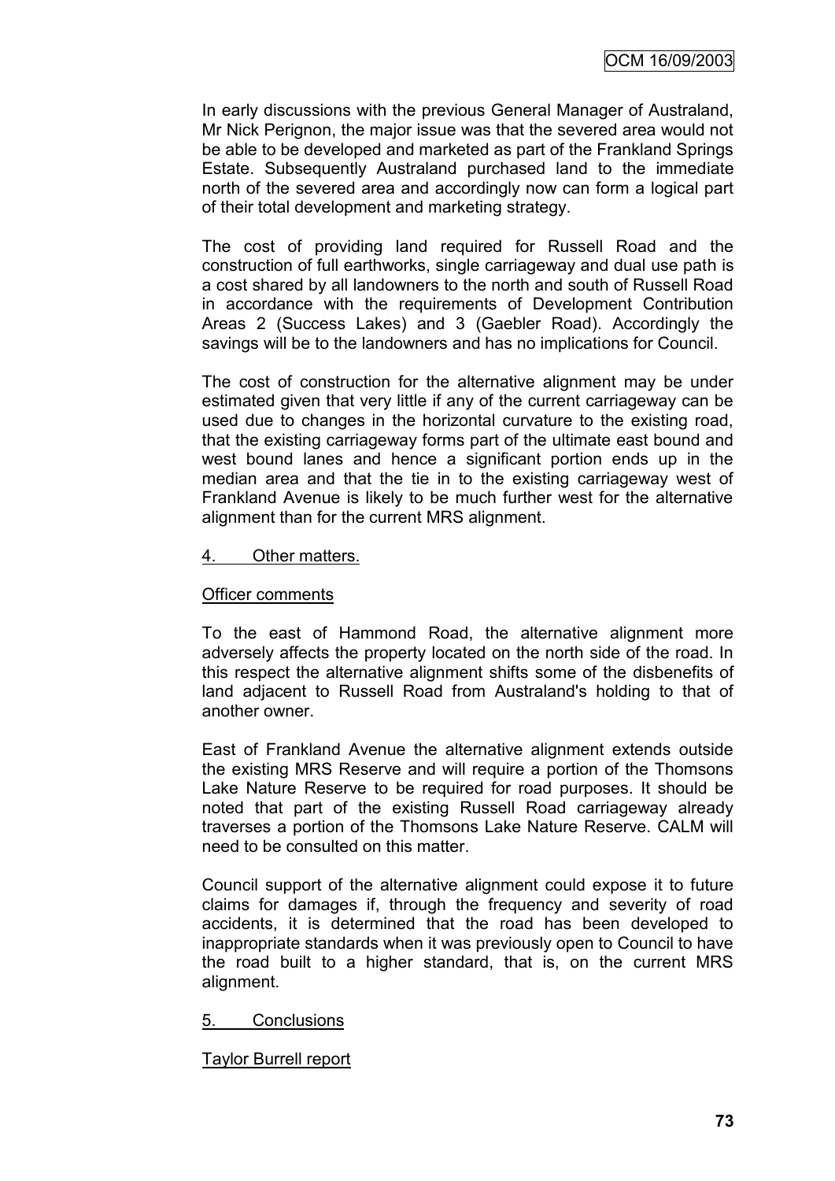In early discussions with the previous General Manager of Australand, Mr Nick Perignon, the major issue was that the severed area would not be able to be developed and marketed as part of the Frankland Springs Estate. Subsequently Australand purchased land to the immediate north of the severed area and accordingly now can form a logical part of their total development and marketing strategy.

The cost of providing land required for Russell Road and the construction of full earthworks, single carriageway and dual use path is a cost shared by all landowners to the north and south of Russell Road in accordance with the requirements of Development Contribution Areas 2 (Success Lakes) and 3 (Gaebler Road). Accordingly the savings will be to the landowners and has no implications for Council.

The cost of construction for the alternative alignment may be under estimated given that very little if any of the current carriageway can be used due to changes in the horizontal curvature to the existing road, that the existing carriageway forms part of the ultimate east bound and west bound lanes and hence a significant portion ends up in the median area and that the tie in to the existing carriageway west of Frankland Avenue is likely to be much further west for the alternative alignment than for the current MRS alignment.

4. Other matters.

Officer comments

To the east of Hammond Road, the alternative alignment more adversely affects the property located on the north side of the road. In this respect the alternative alignment shifts some of the disbenefits of land adjacent to Russell Road from Australand's holding to that of another owner.

East of Frankland Avenue the alternative alignment extends outside the existing MRS Reserve and will require a portion of the Thomsons Lake Nature Reserve to be required for road purposes. It should be noted that part of the existing Russell Road carriageway already traverses a portion of the Thomsons Lake Nature Reserve. CALM will need to be consulted on this matter.

Council support of the alternative alignment could expose it to future claims for damages if, through the frequency and severity of road accidents, it is determined that the road has been developed to inappropriate standards when it was previously open to Council to have the road built to a higher standard, that is, on the current MRS alignment.

5. Conclusions

Taylor Burrell report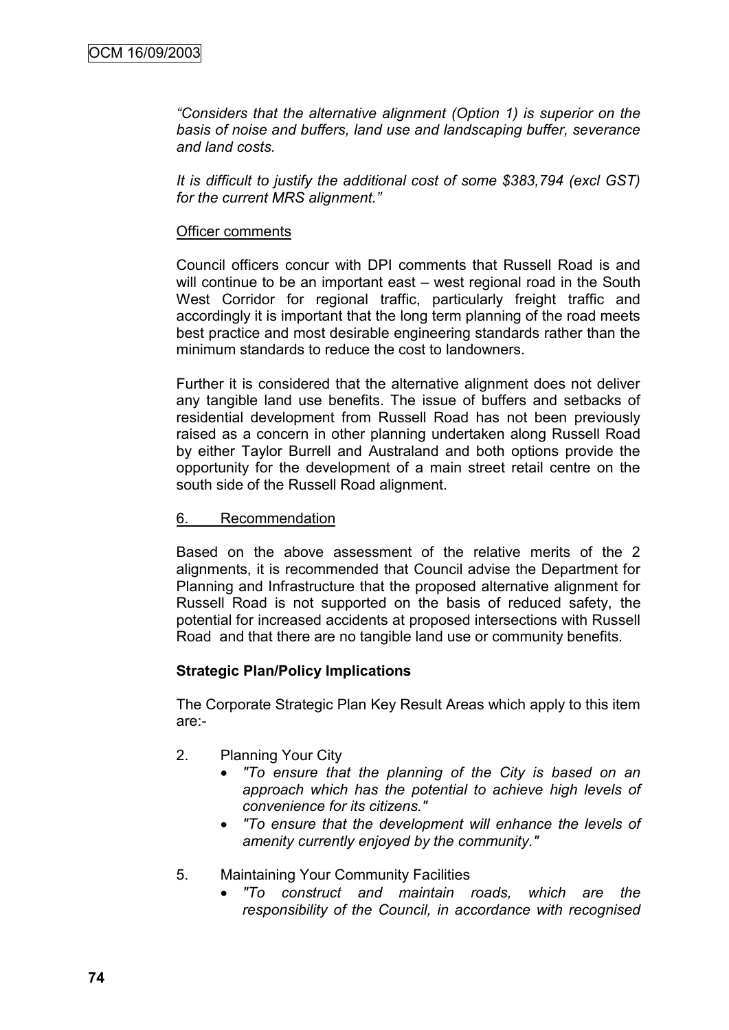*"Considers that the alternative alignment (Option 1) is superior on the basis of noise and buffers, land use and landscaping buffer, severance and land costs.*

*It is difficult to justify the additional cost of some $383,794 (excl GST) for the current MRS alignment."*

Officer comments

Council officers concur with DPI comments that Russell Road is and will continue to be an important east – west regional road in the South West Corridor for regional traffic, particularly freight traffic and accordingly it is important that the long term planning of the road meets best practice and most desirable engineering standards rather than the minimum standards to reduce the cost to landowners.

Further it is considered that the alternative alignment does not deliver any tangible land use benefits. The issue of buffers and setbacks of residential development from Russell Road has not been previously raised as a concern in other planning undertaken along Russell Road by either Taylor Burrell and Australand and both options provide the opportunity for the development of a main street retail centre on the south side of the Russell Road alignment.

6. Recommendation

Based on the above assessment of the relative merits of the 2 alignments, it is recommended that Council advise the Department for Planning and Infrastructure that the proposed alternative alignment for Russell Road is not supported on the basis of reduced safety, the potential for increased accidents at proposed intersections with Russell Road and that there are no tangible land use or community benefits.

**Strategic Plan/Policy Implications**

The Corporate Strategic Plan Key Result Areas which apply to this item are:-

2. Planning Your City
   - *"To ensure that the planning of the City is based on an approach which has the potential to achieve high levels of convenience for its citizens."*
   - *"To ensure that the development will enhance the levels of amenity currently enjoyed by the community."*

5. Maintaining Your Community Facilities
   - *"To construct and maintain roads, which are the responsibility of the Council, in accordance with recognised*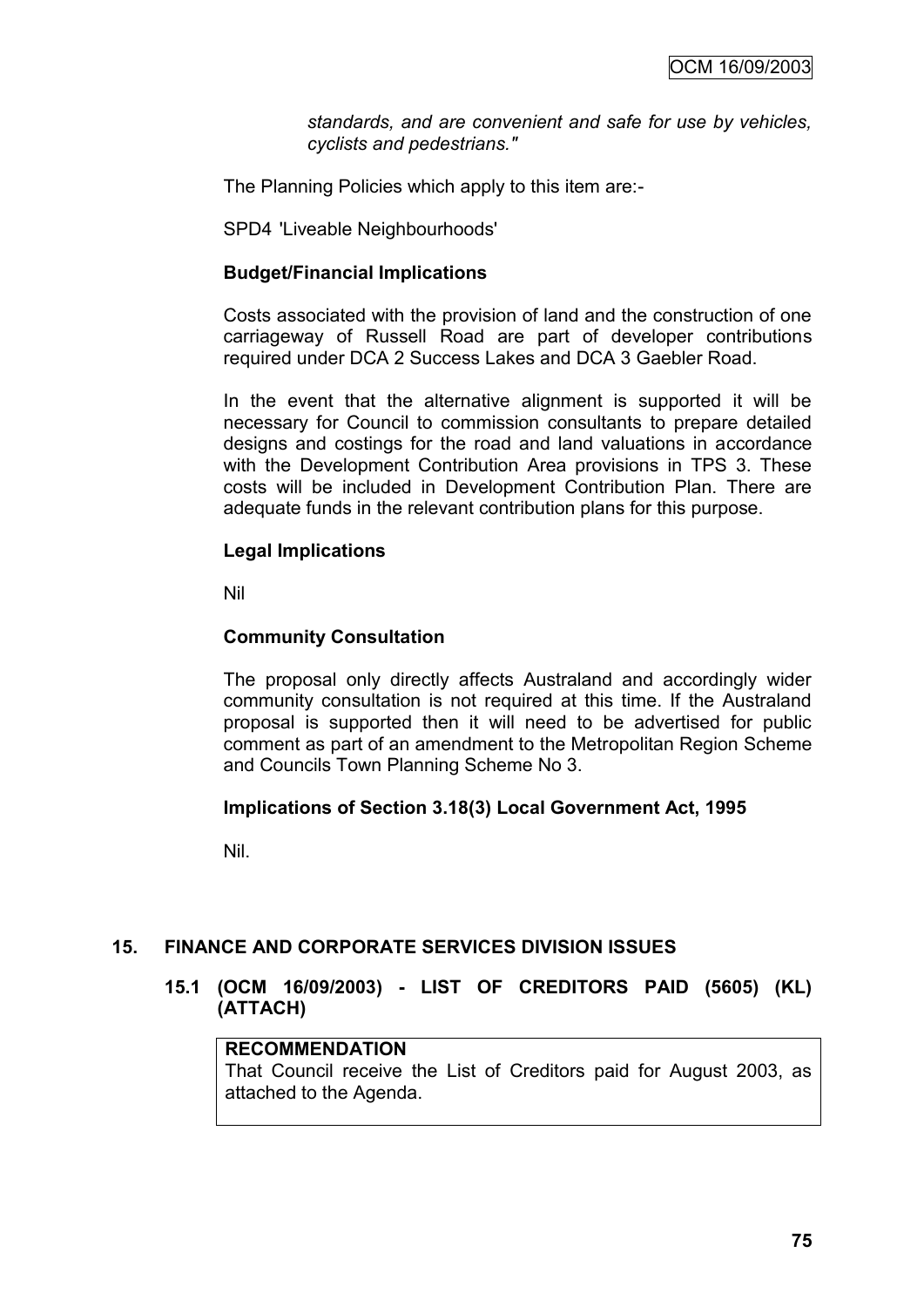*standards, and are convenient and safe for use by vehicles, cyclists and pedestrians."*

The Planning Policies which apply to this item are:-

SPD4 'Liveable Neighbourhoods'

**Budget/Financial Implications**

Costs associated with the provision of land and the construction of one carriageway of Russell Road are part of developer contributions required under DCA 2 Success Lakes and DCA 3 Gaebler Road.

In the event that the alternative alignment is supported it will be necessary for Council to commission consultants to prepare detailed designs and costings for the road and land valuations in accordance with the Development Contribution Area provisions in TPS 3. These costs will be included in Development Contribution Plan. There are adequate funds in the relevant contribution plans for this purpose.

**Legal Implications**

Nil

**Community Consultation**

The proposal only directly affects Australand and accordingly wider community consultation is not required at this time. If the Australand proposal is supported then it will need to be advertised for public comment as part of an amendment to the Metropolitan Region Scheme and Councils Town Planning Scheme No 3.

**Implications of Section 3.18(3) Local Government Act, 1995**

Nil.

## 15. FINANCE AND CORPORATE SERVICES DIVISION ISSUES

### 15.1 (OCM 16/09/2003) - LIST OF CREDITORS PAID (5605) (KL) (ATTACH)

**RECOMMENDATION**
That Council receive the List of Creditors paid for August 2003, as attached to the Agenda.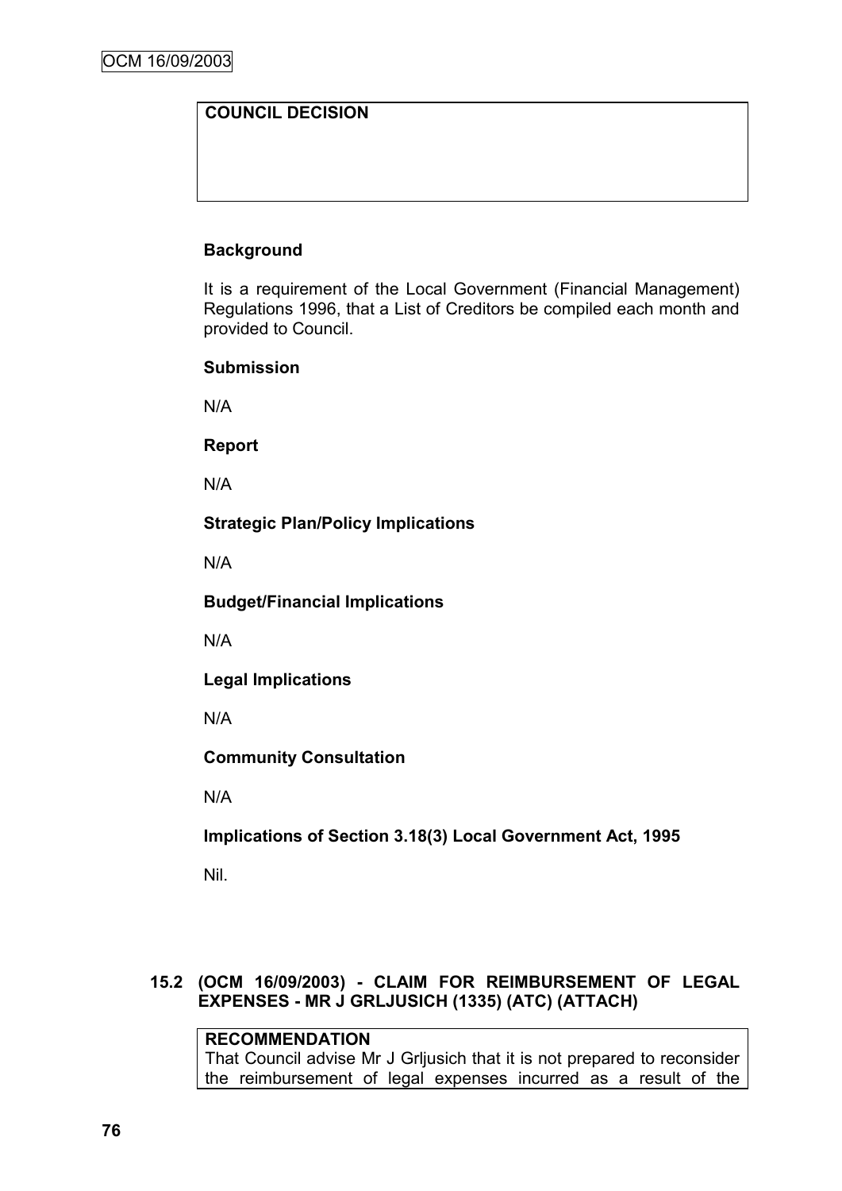**COUNCIL DECISION**

**Background**

It is a requirement of the Local Government (Financial Management) Regulations 1996, that a List of Creditors be compiled each month and provided to Council.

**Submission**

N/A

**Report**

N/A

**Strategic Plan/Policy Implications**

N/A

**Budget/Financial Implications**

N/A

**Legal Implications**

N/A

**Community Consultation**

N/A

**Implications of Section 3.18(3) Local Government Act, 1995**

Nil.

## 15.2 (OCM 16/09/2003) - CLAIM FOR REIMBURSEMENT OF LEGAL EXPENSES - MR J GRLJUSICH (1335) (ATC) (ATTACH)

**RECOMMENDATION**

That Council advise Mr J Grljusich that it is not prepared to reconsider the reimbursement of legal expenses incurred as a result of the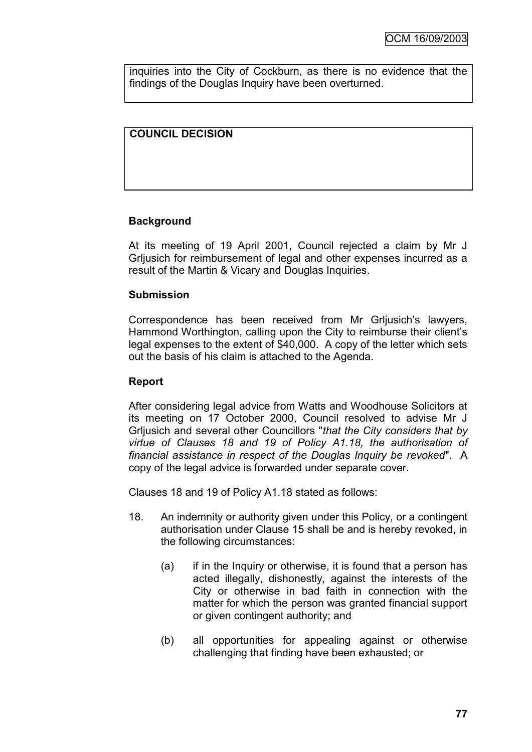inquiries into the City of Cockburn, as there is no evidence that the findings of the Douglas Inquiry have been overturned.

**COUNCIL DECISION**

**Background**

At its meeting of 19 April 2001, Council rejected a claim by Mr J Grljusich for reimbursement of legal and other expenses incurred as a result of the Martin & Vicary and Douglas Inquiries.

**Submission**

Correspondence has been received from Mr Grljusich's lawyers, Hammond Worthington, calling upon the City to reimburse their client's legal expenses to the extent of $40,000. A copy of the letter which sets out the basis of his claim is attached to the Agenda.

**Report**

After considering legal advice from Watts and Woodhouse Solicitors at its meeting on 17 October 2000, Council resolved to advise Mr J Grljusich and several other Councillors "*that the City considers that by virtue of Clauses 18 and 19 of Policy A1.18, the authorisation of financial assistance in respect of the Douglas Inquiry be revoked*". A copy of the legal advice is forwarded under separate cover.

Clauses 18 and 19 of Policy A1.18 stated as follows:

18. An indemnity or authority given under this Policy, or a contingent authorisation under Clause 15 shall be and is hereby revoked, in the following circumstances:

    (a) if in the Inquiry or otherwise, it is found that a person has acted illegally, dishonestly, against the interests of the City or otherwise in bad faith in connection with the matter for which the person was granted financial support or given contingent authority; and

    (b) all opportunities for appealing against or otherwise challenging that finding have been exhausted; or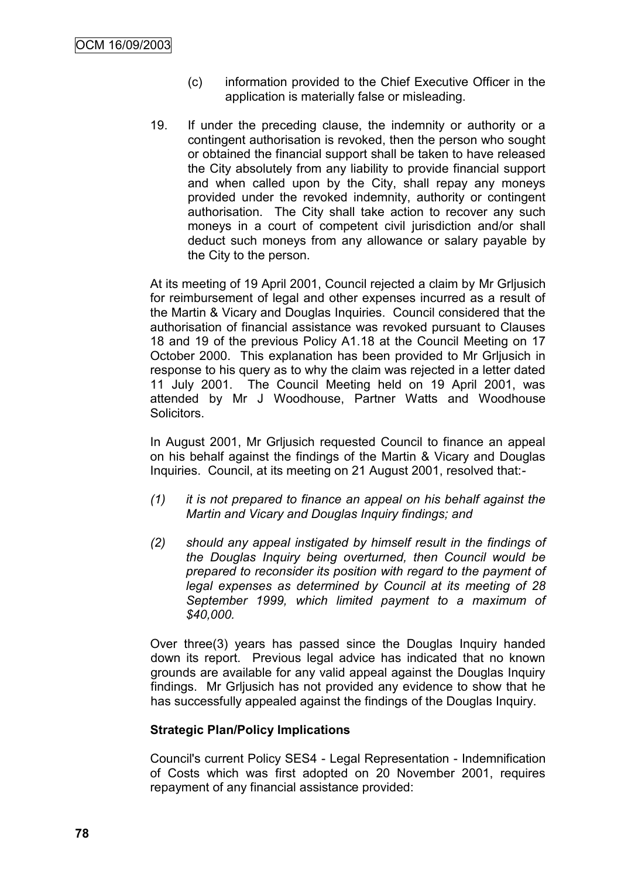(c) information provided to the Chief Executive Officer in the application is materially false or misleading.

19. If under the preceding clause, the indemnity or authority or a contingent authorisation is revoked, then the person who sought or obtained the financial support shall be taken to have released the City absolutely from any liability to provide financial support and when called upon by the City, shall repay any moneys provided under the revoked indemnity, authority or contingent authorisation. The City shall take action to recover any such moneys in a court of competent civil jurisdiction and/or shall deduct such moneys from any allowance or salary payable by the City to the person.

At its meeting of 19 April 2001, Council rejected a claim by Mr Grljusich for reimbursement of legal and other expenses incurred as a result of the Martin & Vicary and Douglas Inquiries. Council considered that the authorisation of financial assistance was revoked pursuant to Clauses 18 and 19 of the previous Policy A1.18 at the Council Meeting on 17 October 2000. This explanation has been provided to Mr Grljusich in response to his query as to why the claim was rejected in a letter dated 11 July 2001. The Council Meeting held on 19 April 2001, was attended by Mr J Woodhouse, Partner Watts and Woodhouse Solicitors.

In August 2001, Mr Grljusich requested Council to finance an appeal on his behalf against the findings of the Martin & Vicary and Douglas Inquiries. Council, at its meeting on 21 August 2001, resolved that:-

*(1) it is not prepared to finance an appeal on his behalf against the Martin and Vicary and Douglas Inquiry findings; and*

*(2) should any appeal instigated by himself result in the findings of the Douglas Inquiry being overturned, then Council would be prepared to reconsider its position with regard to the payment of legal expenses as determined by Council at its meeting of 28 September 1999, which limited payment to a maximum of $40,000.*

Over three(3) years has passed since the Douglas Inquiry handed down its report. Previous legal advice has indicated that no known grounds are available for any valid appeal against the Douglas Inquiry findings. Mr Grljusich has not provided any evidence to show that he has successfully appealed against the findings of the Douglas Inquiry.

**Strategic Plan/Policy Implications**

Council's current Policy SES4 - Legal Representation - Indemnification of Costs which was first adopted on 20 November 2001, requires repayment of any financial assistance provided: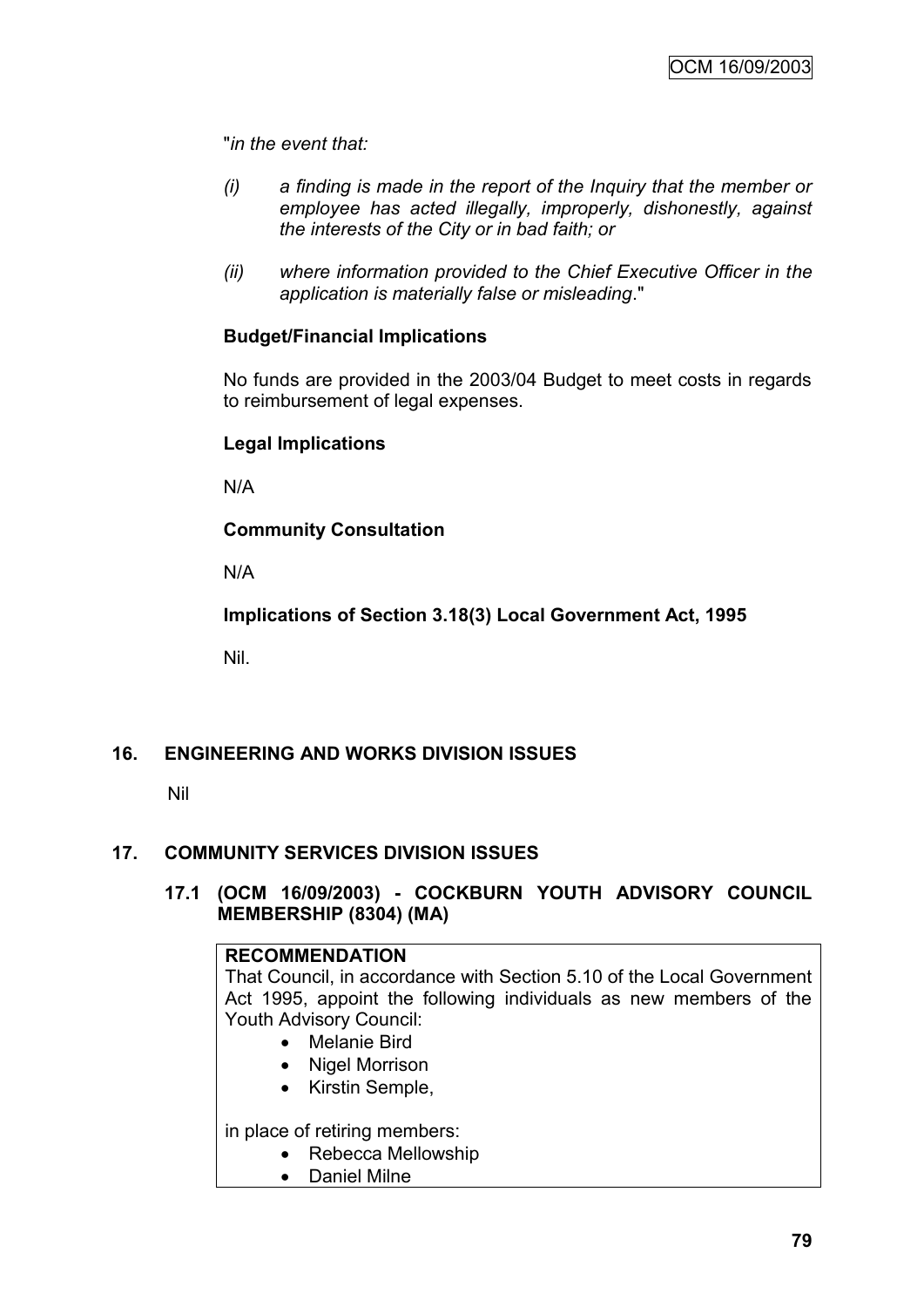"*in the event that:*

*(i) a finding is made in the report of the Inquiry that the member or employee has acted illegally, improperly, dishonestly, against the interests of the City or in bad faith; or*

*(ii) where information provided to the Chief Executive Officer in the application is materially false or misleading*."

**Budget/Financial Implications**

No funds are provided in the 2003/04 Budget to meet costs in regards to reimbursement of legal expenses.

**Legal Implications**

N/A

**Community Consultation**

N/A

**Implications of Section 3.18(3) Local Government Act, 1995**

Nil.

## 16. ENGINEERING AND WORKS DIVISION ISSUES

Nil

## 17. COMMUNITY SERVICES DIVISION ISSUES

### 17.1 (OCM 16/09/2003) - COCKBURN YOUTH ADVISORY COUNCIL MEMBERSHIP (8304) (MA)

**RECOMMENDATION**

That Council, in accordance with Section 5.10 of the Local Government Act 1995, appoint the following individuals as new members of the Youth Advisory Council:

- Melanie Bird
- Nigel Morrison
- Kirstin Semple,

in place of retiring members:

- Rebecca Mellowship
- Daniel Milne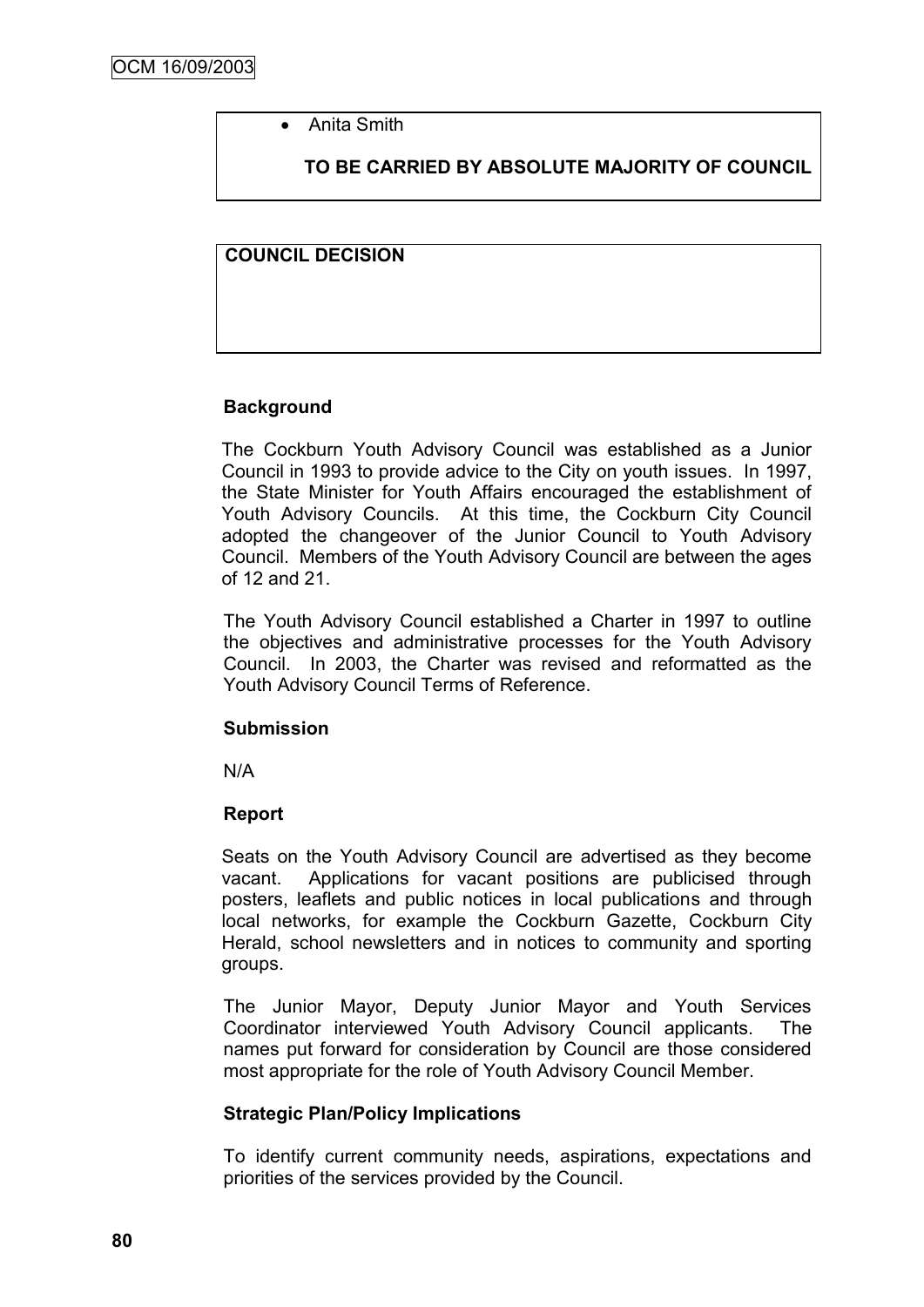- Anita Smith

**TO BE CARRIED BY ABSOLUTE MAJORITY OF COUNCIL**

**COUNCIL DECISION**

**Background**

The Cockburn Youth Advisory Council was established as a Junior Council in 1993 to provide advice to the City on youth issues. In 1997, the State Minister for Youth Affairs encouraged the establishment of Youth Advisory Councils. At this time, the Cockburn City Council adopted the changeover of the Junior Council to Youth Advisory Council. Members of the Youth Advisory Council are between the ages of 12 and 21.

The Youth Advisory Council established a Charter in 1997 to outline the objectives and administrative processes for the Youth Advisory Council. In 2003, the Charter was revised and reformatted as the Youth Advisory Council Terms of Reference.

**Submission**

N/A

**Report**

Seats on the Youth Advisory Council are advertised as they become vacant. Applications for vacant positions are publicised through posters, leaflets and public notices in local publications and through local networks, for example the Cockburn Gazette, Cockburn City Herald, school newsletters and in notices to community and sporting groups.

The Junior Mayor, Deputy Junior Mayor and Youth Services Coordinator interviewed Youth Advisory Council applicants. The names put forward for consideration by Council are those considered most appropriate for the role of Youth Advisory Council Member.

**Strategic Plan/Policy Implications**

To identify current community needs, aspirations, expectations and priorities of the services provided by the Council.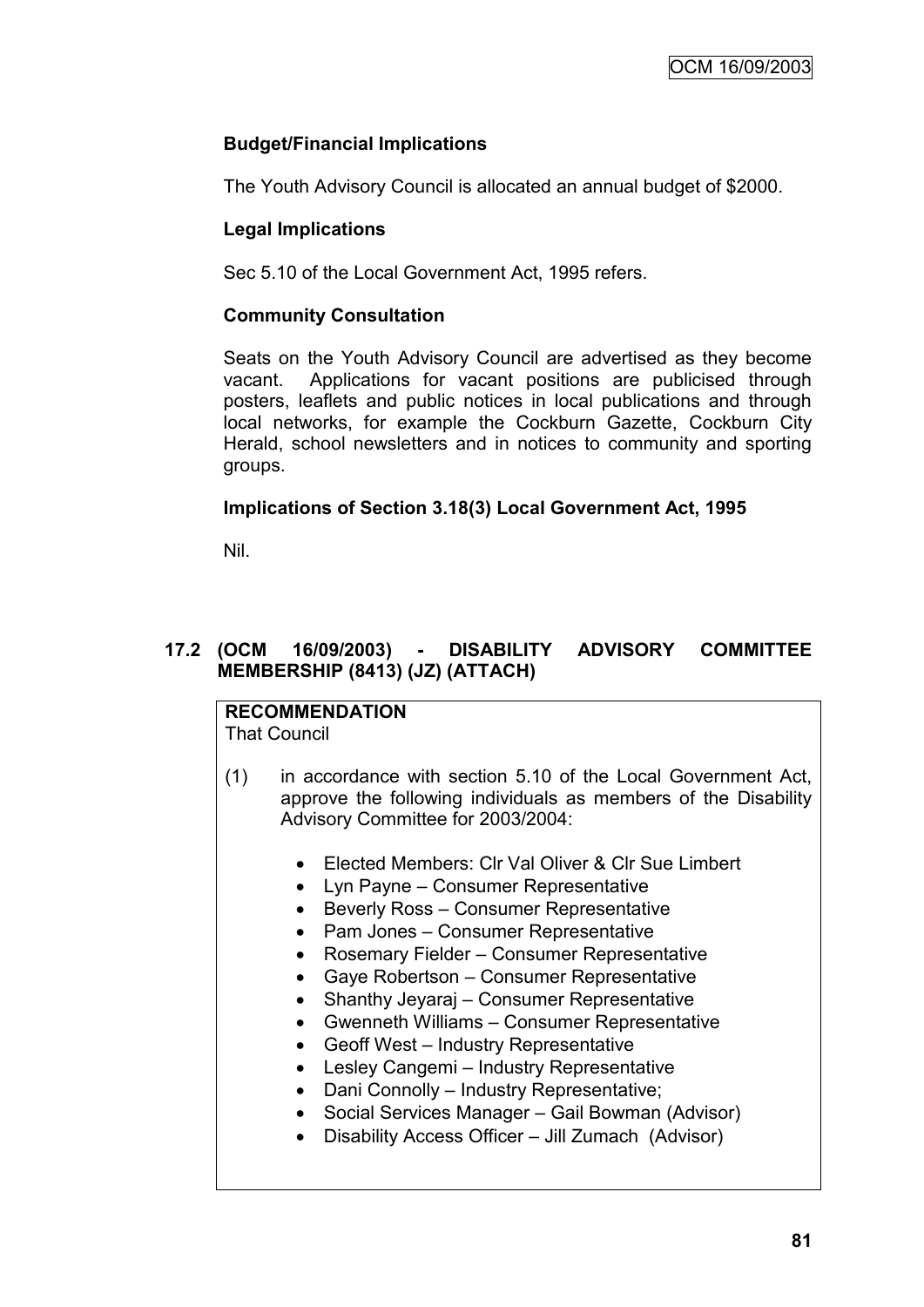### Budget/Financial Implications

The Youth Advisory Council is allocated an annual budget of $2000.

### Legal Implications

Sec 5.10 of the Local Government Act, 1995 refers.

### Community Consultation

Seats on the Youth Advisory Council are advertised as they become vacant. Applications for vacant positions are publicised through posters, leaflets and public notices in local publications and through local networks, for example the Cockburn Gazette, Cockburn City Herald, school newsletters and in notices to community and sporting groups.

### Implications of Section 3.18(3) Local Government Act, 1995

Nil.

## 17.2 (OCM 16/09/2003) - DISABILITY ADVISORY COMMITTEE MEMBERSHIP (8413) (JZ) (ATTACH)

**RECOMMENDATION**
That Council

(1) in accordance with section 5.10 of the Local Government Act, approve the following individuals as members of the Disability Advisory Committee for 2003/2004:

- Elected Members: Clr Val Oliver & Clr Sue Limbert
- Lyn Payne – Consumer Representative
- Beverly Ross – Consumer Representative
- Pam Jones – Consumer Representative
- Rosemary Fielder – Consumer Representative
- Gaye Robertson – Consumer Representative
- Shanthy Jeyaraj – Consumer Representative
- Gwenneth Williams – Consumer Representative
- Geoff West – Industry Representative
- Lesley Cangemi – Industry Representative
- Dani Connolly – Industry Representative;
- Social Services Manager – Gail Bowman (Advisor)
- Disability Access Officer – Jill Zumach (Advisor)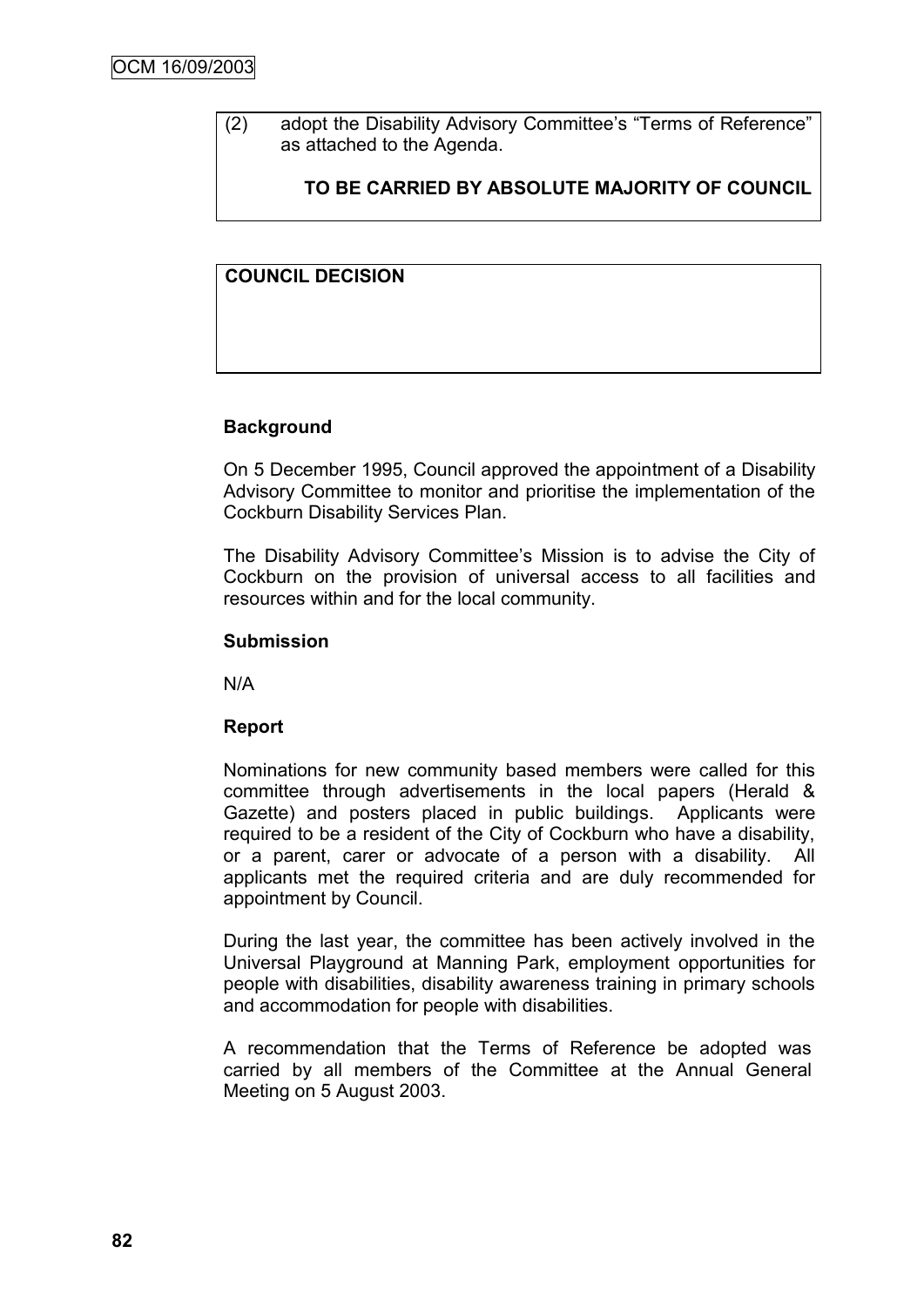(2) adopt the Disability Advisory Committee's "Terms of Reference" as attached to the Agenda.

**TO BE CARRIED BY ABSOLUTE MAJORITY OF COUNCIL**

**COUNCIL DECISION**

**Background**

On 5 December 1995, Council approved the appointment of a Disability Advisory Committee to monitor and prioritise the implementation of the Cockburn Disability Services Plan.

The Disability Advisory Committee's Mission is to advise the City of Cockburn on the provision of universal access to all facilities and resources within and for the local community.

**Submission**

N/A

**Report**

Nominations for new community based members were called for this committee through advertisements in the local papers (Herald & Gazette) and posters placed in public buildings. Applicants were required to be a resident of the City of Cockburn who have a disability, or a parent, carer or advocate of a person with a disability. All applicants met the required criteria and are duly recommended for appointment by Council.

During the last year, the committee has been actively involved in the Universal Playground at Manning Park, employment opportunities for people with disabilities, disability awareness training in primary schools and accommodation for people with disabilities.

A recommendation that the Terms of Reference be adopted was carried by all members of the Committee at the Annual General Meeting on 5 August 2003.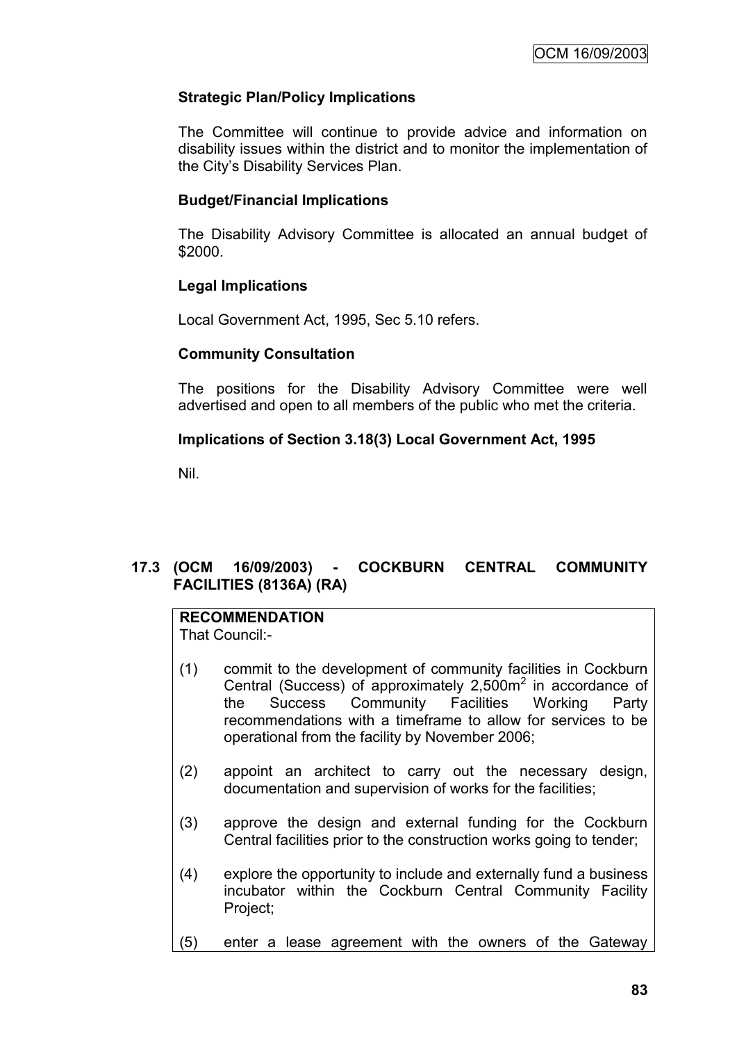### Strategic Plan/Policy Implications

The Committee will continue to provide advice and information on disability issues within the district and to monitor the implementation of the City's Disability Services Plan.

### Budget/Financial Implications

The Disability Advisory Committee is allocated an annual budget of $2000.

### Legal Implications

Local Government Act, 1995, Sec 5.10 refers.

### Community Consultation

The positions for the Disability Advisory Committee were well advertised and open to all members of the public who met the criteria.

### Implications of Section 3.18(3) Local Government Act, 1995

Nil.

## 17.3 (OCM 16/09/2003) - COCKBURN CENTRAL COMMUNITY FACILITIES (8136A) (RA)

**RECOMMENDATION**

That Council:-

(1) commit to the development of community facilities in Cockburn Central (Success) of approximately 2,500m$^2$ in accordance of the Success Community Facilities Working Party recommendations with a timeframe to allow for services to be operational from the facility by November 2006;

(2) appoint an architect to carry out the necessary design, documentation and supervision of works for the facilities;

(3) approve the design and external funding for the Cockburn Central facilities prior to the construction works going to tender;

(4) explore the opportunity to include and externally fund a business incubator within the Cockburn Central Community Facility Project;

(5) enter a lease agreement with the owners of the Gateway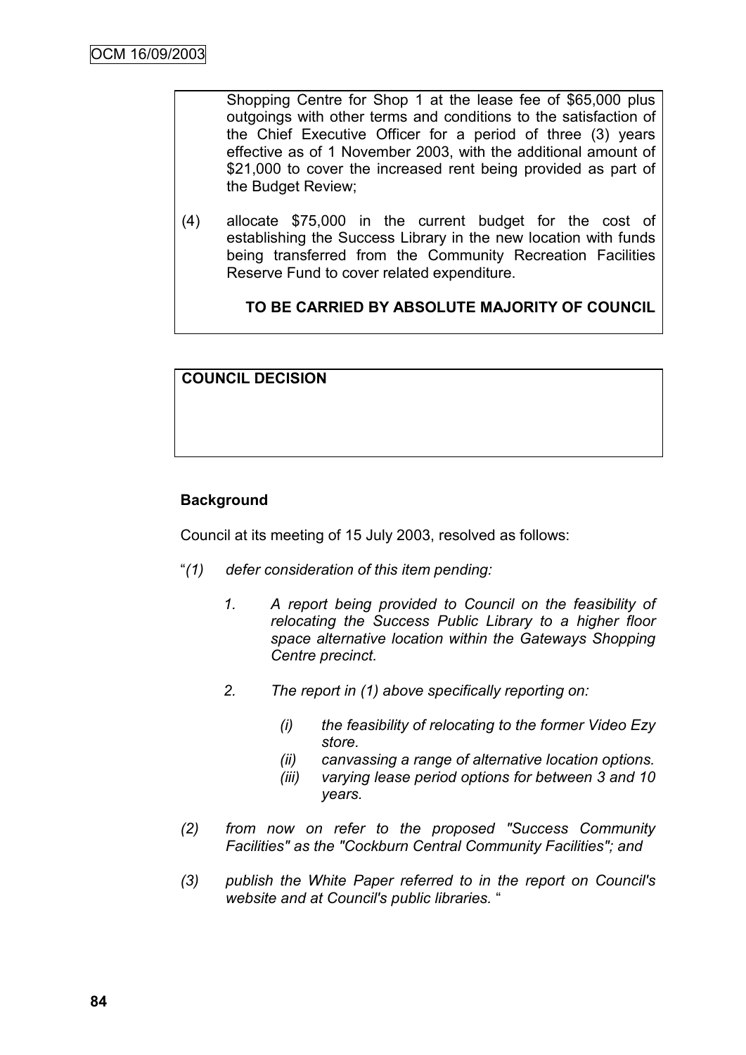Shopping Centre for Shop 1 at the lease fee of $65,000 plus outgoings with other terms and conditions to the satisfaction of the Chief Executive Officer for a period of three (3) years effective as of 1 November 2003, with the additional amount of $21,000 to cover the increased rent being provided as part of the Budget Review;

(4) allocate $75,000 in the current budget for the cost of establishing the Success Library in the new location with funds being transferred from the Community Recreation Facilities Reserve Fund to cover related expenditure.

**TO BE CARRIED BY ABSOLUTE MAJORITY OF COUNCIL**

**COUNCIL DECISION**

**Background**

Council at its meeting of 15 July 2003, resolved as follows:

"*(1) defer consideration of this item pending:*

*1. A report being provided to Council on the feasibility of relocating the Success Public Library to a higher floor space alternative location within the Gateways Shopping Centre precinct.*

*2. The report in (1) above specifically reporting on:*

*(i) the feasibility of relocating to the former Video Ezy store.*

*(ii) canvassing a range of alternative location options.*

*(iii) varying lease period options for between 3 and 10 years.*

*(2) from now on refer to the proposed "Success Community Facilities" as the "Cockburn Central Community Facilities"; and*

*(3) publish the White Paper referred to in the report on Council's website and at Council's public libraries.* "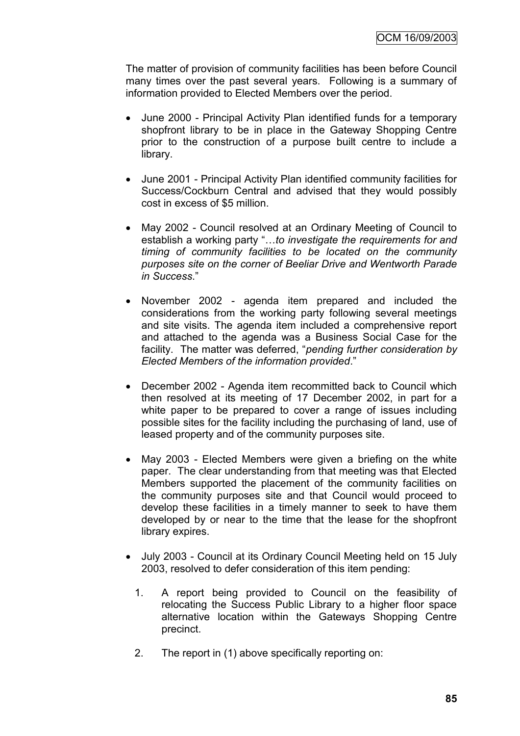The matter of provision of community facilities has been before Council many times over the past several years. Following is a summary of information provided to Elected Members over the period.

- June 2000 - Principal Activity Plan identified funds for a temporary shopfront library to be in place in the Gateway Shopping Centre prior to the construction of a purpose built centre to include a library.

- June 2001 - Principal Activity Plan identified community facilities for Success/Cockburn Central and advised that they would possibly cost in excess of $5 million.

- May 2002 - Council resolved at an Ordinary Meeting of Council to establish a working party "…*to investigate the requirements for and timing of community facilities to be located on the community purposes site on the corner of Beeliar Drive and Wentworth Parade in Success*."

- November 2002 - agenda item prepared and included the considerations from the working party following several meetings and site visits. The agenda item included a comprehensive report and attached to the agenda was a Business Social Case for the facility. The matter was deferred, "*pending further consideration by Elected Members of the information provided*."

- December 2002 - Agenda item recommitted back to Council which then resolved at its meeting of 17 December 2002, in part for a white paper to be prepared to cover a range of issues including possible sites for the facility including the purchasing of land, use of leased property and of the community purposes site.

- May 2003 - Elected Members were given a briefing on the white paper. The clear understanding from that meeting was that Elected Members supported the placement of the community facilities on the community purposes site and that Council would proceed to develop these facilities in a timely manner to seek to have them developed by or near to the time that the lease for the shopfront library expires.

- July 2003 - Council at its Ordinary Council Meeting held on 15 July 2003, resolved to defer consideration of this item pending:

  1. A report being provided to Council on the feasibility of relocating the Success Public Library to a higher floor space alternative location within the Gateways Shopping Centre precinct.

  2. The report in (1) above specifically reporting on: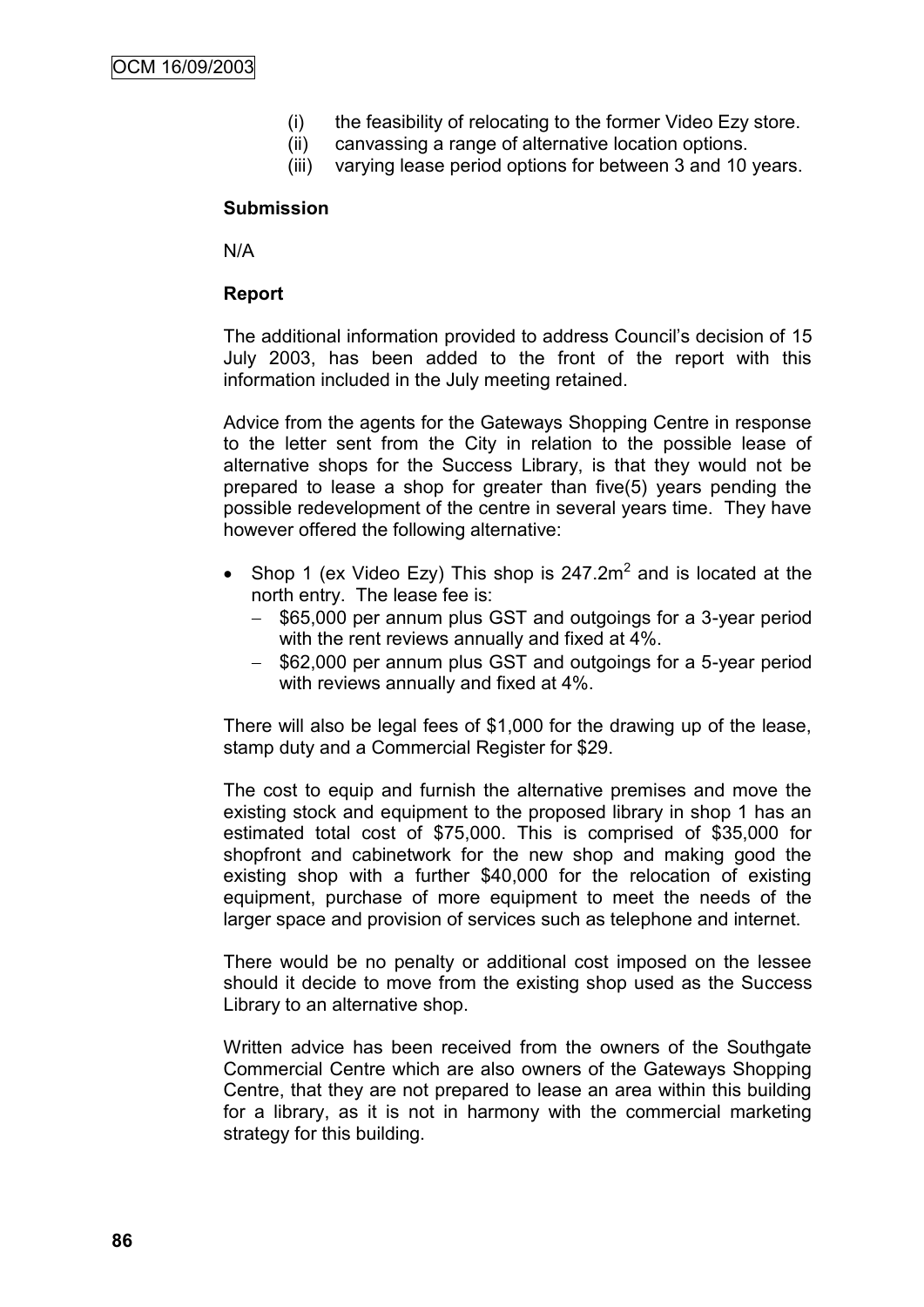(i) the feasibility of relocating to the former Video Ezy store.
(ii) canvassing a range of alternative location options.
(iii) varying lease period options for between 3 and 10 years.

**Submission**

N/A

**Report**

The additional information provided to address Council's decision of 15 July 2003, has been added to the front of the report with this information included in the July meeting retained.

Advice from the agents for the Gateways Shopping Centre in response to the letter sent from the City in relation to the possible lease of alternative shops for the Success Library, is that they would not be prepared to lease a shop for greater than five(5) years pending the possible redevelopment of the centre in several years time. They have however offered the following alternative:

- Shop 1 (ex Video Ezy) This shop is $247.2m^2$ and is located at the north entry. The lease fee is:
  - $65,000 per annum plus GST and outgoings for a 3-year period with the rent reviews annually and fixed at 4%.
  - $62,000 per annum plus GST and outgoings for a 5-year period with reviews annually and fixed at 4%.

There will also be legal fees of $1,000 for the drawing up of the lease, stamp duty and a Commercial Register for $29.

The cost to equip and furnish the alternative premises and move the existing stock and equipment to the proposed library in shop 1 has an estimated total cost of $75,000. This is comprised of $35,000 for shopfront and cabinetwork for the new shop and making good the existing shop with a further $40,000 for the relocation of existing equipment, purchase of more equipment to meet the needs of the larger space and provision of services such as telephone and internet.

There would be no penalty or additional cost imposed on the lessee should it decide to move from the existing shop used as the Success Library to an alternative shop.

Written advice has been received from the owners of the Southgate Commercial Centre which are also owners of the Gateways Shopping Centre, that they are not prepared to lease an area within this building for a library, as it is not in harmony with the commercial marketing strategy for this building.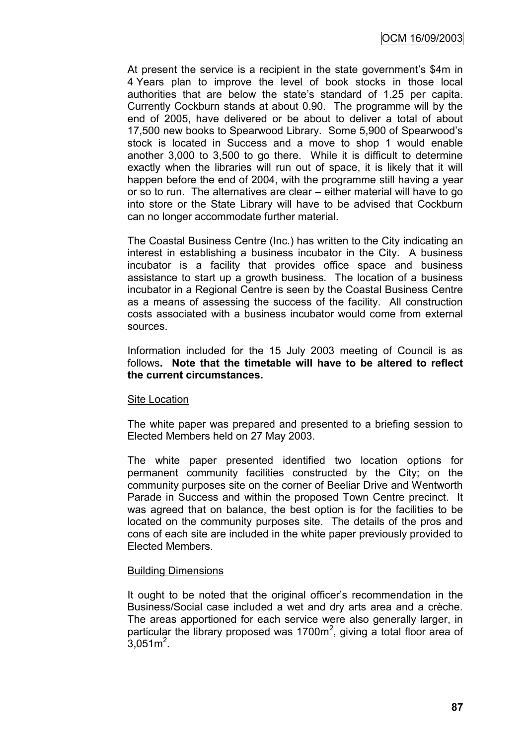At present the service is a recipient in the state government's $4m in 4 Years plan to improve the level of book stocks in those local authorities that are below the state's standard of 1.25 per capita. Currently Cockburn stands at about 0.90. The programme will by the end of 2005, have delivered or be about to deliver a total of about 17,500 new books to Spearwood Library. Some 5,900 of Spearwood's stock is located in Success and a move to shop 1 would enable another 3,000 to 3,500 to go there. While it is difficult to determine exactly when the libraries will run out of space, it is likely that it will happen before the end of 2004, with the programme still having a year or so to run. The alternatives are clear – either material will have to go into store or the State Library will have to be advised that Cockburn can no longer accommodate further material.

The Coastal Business Centre (Inc.) has written to the City indicating an interest in establishing a business incubator in the City. A business incubator is a facility that provides office space and business assistance to start up a growth business. The location of a business incubator in a Regional Centre is seen by the Coastal Business Centre as a means of assessing the success of the facility. All construction costs associated with a business incubator would come from external sources.

Information included for the 15 July 2003 meeting of Council is as follows. **Note that the timetable will have to be altered to reflect the current circumstances.**

<u>Site Location</u>

The white paper was prepared and presented to a briefing session to Elected Members held on 27 May 2003.

The white paper presented identified two location options for permanent community facilities constructed by the City; on the community purposes site on the corner of Beeliar Drive and Wentworth Parade in Success and within the proposed Town Centre precinct. It was agreed that on balance, the best option is for the facilities to be located on the community purposes site. The details of the pros and cons of each site are included in the white paper previously provided to Elected Members.

<u>Building Dimensions</u>

It ought to be noted that the original officer's recommendation in the Business/Social case included a wet and dry arts area and a crèche. The areas apportioned for each service were also generally larger, in particular the library proposed was 1700m$^2$, giving a total floor area of 3,051m$^2$.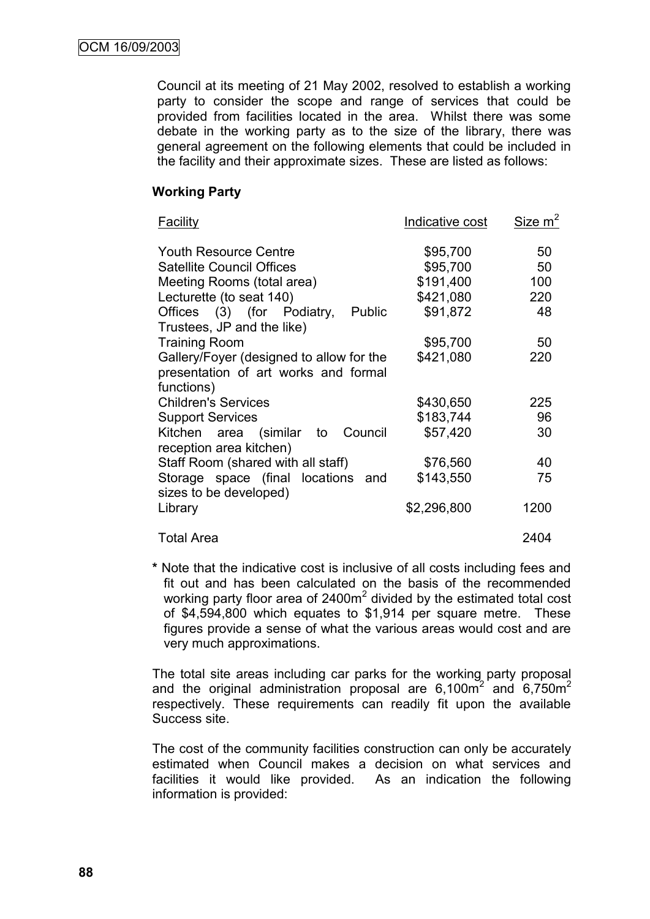Council at its meeting of 21 May 2002, resolved to establish a working party to consider the scope and range of services that could be provided from facilities located in the area. Whilst there was some debate in the working party as to the size of the library, there was general agreement on the following elements that could be included in the facility and their approximate sizes. These are listed as follows:

**Working Party**

| Facility | Indicative cost | Size $m^2$ |
|---|---|---|
| Youth Resource Centre | $95,700 | 50 |
| Satellite Council Offices | $95,700 | 50 |
| Meeting Rooms (total area) | $191,400 | 100 |
| Lecturette (to seat 140) | $421,080 | 220 |
| Offices (3) (for Podiatry, Public Trustees, JP and the like) | $91,872 | 48 |
| Training Room | $95,700 | 50 |
| Gallery/Foyer (designed to allow for the presentation of art works and formal functions) | $421,080 | 220 |
| Children's Services | $430,650 | 225 |
| Support Services | $183,744 | 96 |
| Kitchen area (similar to Council reception area kitchen) | $57,420 | 30 |
| Staff Room (shared with all staff) | $76,560 | 40 |
| Storage space (final locations and sizes to be developed) | $143,550 | 75 |
| Library | $2,296,800 | 1200 |
| Total Area | | 2404 |

* Note that the indicative cost is inclusive of all costs including fees and fit out and has been calculated on the basis of the recommended working party floor area of 2400m$^2$ divided by the estimated total cost of $4,594,800 which equates to $1,914 per square metre. These figures provide a sense of what the various areas would cost and are very much approximations.

The total site areas including car parks for the working party proposal and the original administration proposal are 6,100m$^2$ and 6,750m$^2$ respectively. These requirements can readily fit upon the available Success site.

The cost of the community facilities construction can only be accurately estimated when Council makes a decision on what services and facilities it would like provided. As an indication the following information is provided: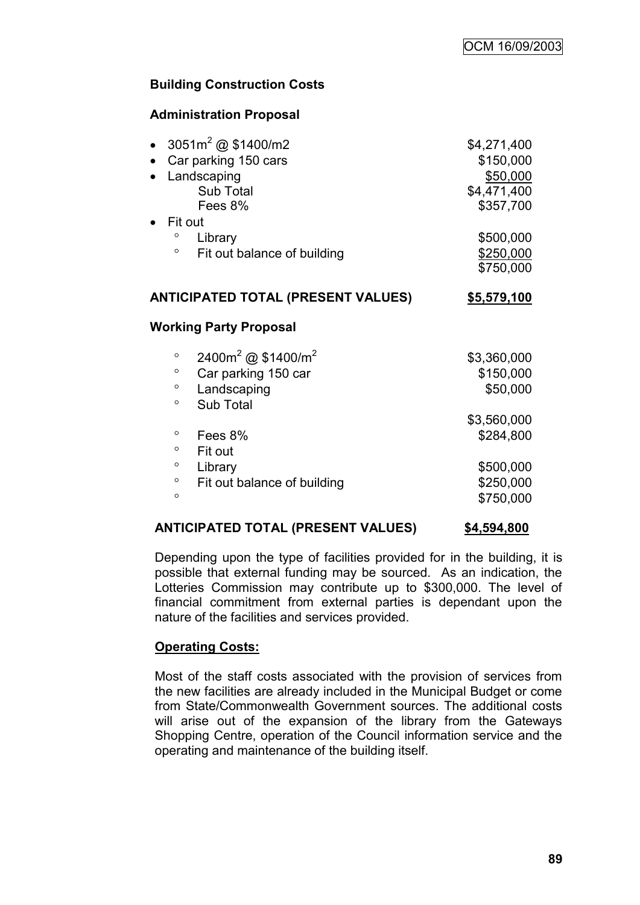### Building Construction Costs

#### Administration Proposal

| Item | Cost |
|---|---|
| • $3051m^2$ @ \$1400/m2 | \$4,271,400 |
| • Car parking 150 cars | \$150,000 |
| • Landscaping | \$50,000 |
| Sub Total | \$4,471,400 |
| Fees 8% | \$357,700 |
| • Fit out | |
| ◦ Library | \$500,000 |
| ◦ Fit out balance of building | \$250,000 |
| | \$750,000 |
| **ANTICIPATED TOTAL (PRESENT VALUES)** | **\$5,579,100** |

#### Working Party Proposal

| Item | Cost |
|---|---|
| ◦ $2400m^2$ @ \$1400/$m^2$ | \$3,360,000 |
| ◦ Car parking 150 car | \$150,000 |
| ◦ Landscaping | \$50,000 |
| ◦ Sub Total | |
| | \$3,560,000 |
| ◦ Fees 8% | \$284,800 |
| ◦ Fit out | |
| ◦ Library | \$500,000 |
| ◦ Fit out balance of building | \$250,000 |
| ◦ | \$750,000 |
| **ANTICIPATED TOTAL (PRESENT VALUES)** | **\$4,594,800** |

Depending upon the type of facilities provided for in the building, it is possible that external funding may be sourced. As an indication, the Lotteries Commission may contribute up to \$300,000. The level of financial commitment from external parties is dependant upon the nature of the facilities and services provided.

**Operating Costs:**

Most of the staff costs associated with the provision of services from the new facilities are already included in the Municipal Budget or come from State/Commonwealth Government sources. The additional costs will arise out of the expansion of the library from the Gateways Shopping Centre, operation of the Council information service and the operating and maintenance of the building itself.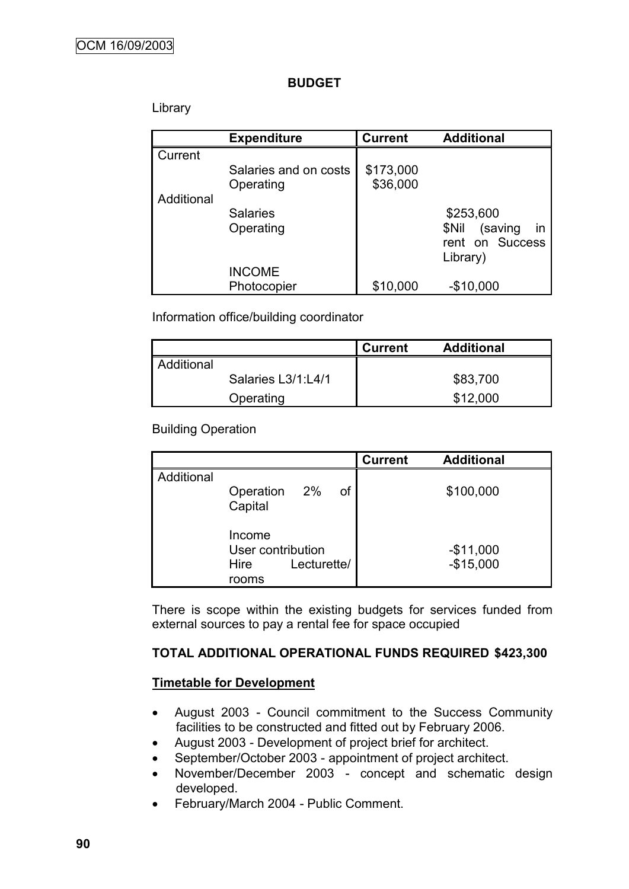**BUDGET**

Library

| | Expenditure | Current | Additional |
|---|---|---|---|
| Current | | | |
| | Salaries and on costs | $173,000 | |
| | Operating | $36,000 | |
| Additional | | | |
| | Salaries | | $253,600 |
| | Operating | | $Nil (saving in rent on Success Library) |
| | INCOME | | |
| | Photocopier | $10,000 | -$10,000 |

Information office/building coordinator

| | | Current | Additional |
|---|---|---|---|
| Additional | | | |
| | Salaries L3/1:L4/1 | | $83,700 |
| | Operating | | $12,000 |

Building Operation

| | | Current | Additional |
|---|---|---|---|
| Additional | | | |
| | Operation 2% of Capital | | $100,000 |
| | Income | | |
| | User contribution | | -$11,000 |
| | Hire Lecturette/ rooms | | -$15,000 |

There is scope within the existing budgets for services funded from external sources to pay a rental fee for space occupied

**TOTAL ADDITIONAL OPERATIONAL FUNDS REQUIRED $423,300**

**Timetable for Development**

- August 2003 - Council commitment to the Success Community facilities to be constructed and fitted out by February 2006.
- August 2003 - Development of project brief for architect.
- September/October 2003 - appointment of project architect.
- November/December 2003 - concept and schematic design developed.
- February/March 2004 - Public Comment.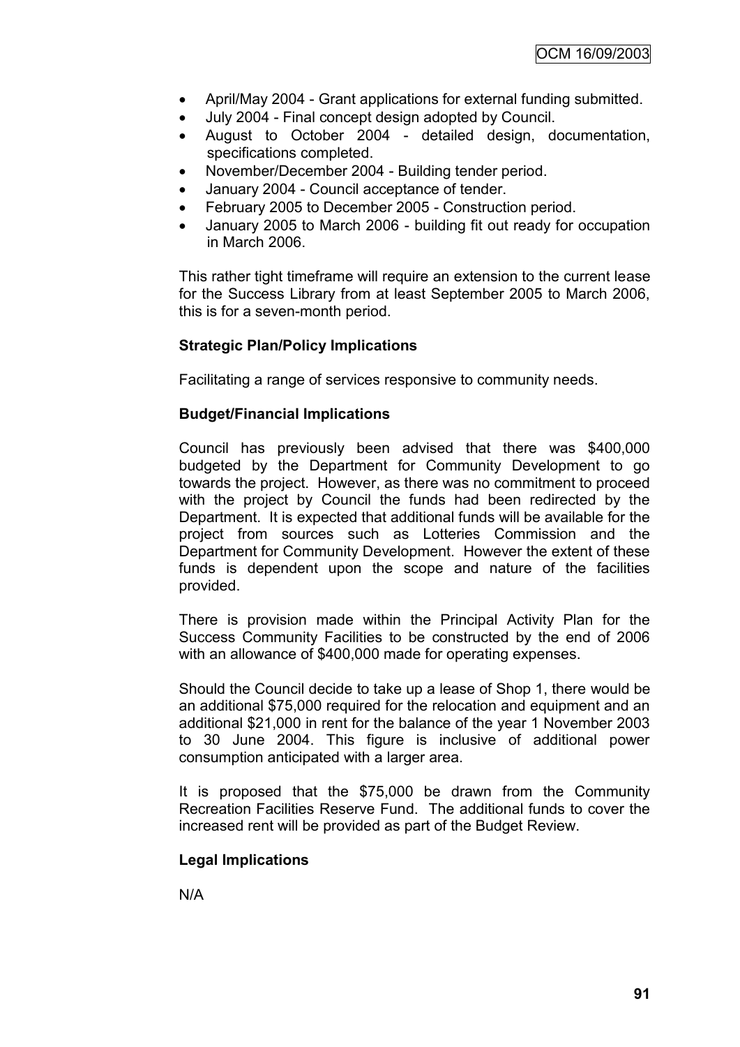- April/May 2004 - Grant applications for external funding submitted.
- July 2004 - Final concept design adopted by Council.
- August to October 2004 - detailed design, documentation, specifications completed.
- November/December 2004 - Building tender period.
- January 2004 - Council acceptance of tender.
- February 2005 to December 2005 - Construction period.
- January 2005 to March 2006 - building fit out ready for occupation in March 2006.

This rather tight timeframe will require an extension to the current lease for the Success Library from at least September 2005 to March 2006, this is for a seven-month period.

**Strategic Plan/Policy Implications**

Facilitating a range of services responsive to community needs.

**Budget/Financial Implications**

Council has previously been advised that there was $400,000 budgeted by the Department for Community Development to go towards the project. However, as there was no commitment to proceed with the project by Council the funds had been redirected by the Department. It is expected that additional funds will be available for the project from sources such as Lotteries Commission and the Department for Community Development. However the extent of these funds is dependent upon the scope and nature of the facilities provided.

There is provision made within the Principal Activity Plan for the Success Community Facilities to be constructed by the end of 2006 with an allowance of $400,000 made for operating expenses.

Should the Council decide to take up a lease of Shop 1, there would be an additional $75,000 required for the relocation and equipment and an additional $21,000 in rent for the balance of the year 1 November 2003 to 30 June 2004. This figure is inclusive of additional power consumption anticipated with a larger area.

It is proposed that the $75,000 be drawn from the Community Recreation Facilities Reserve Fund. The additional funds to cover the increased rent will be provided as part of the Budget Review.

**Legal Implications**

N/A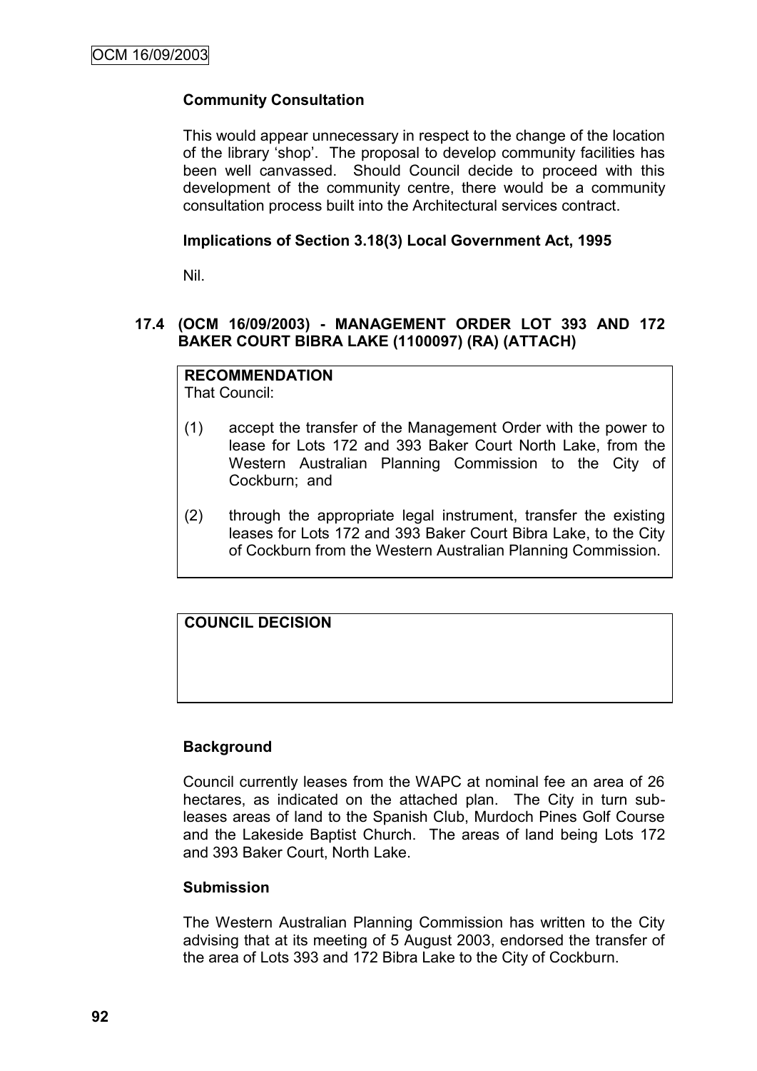**Community Consultation**

This would appear unnecessary in respect to the change of the location of the library 'shop'. The proposal to develop community facilities has been well canvassed. Should Council decide to proceed with this development of the community centre, there would be a community consultation process built into the Architectural services contract.

**Implications of Section 3.18(3) Local Government Act, 1995**

Nil.

### 17.4 (OCM 16/09/2003) - MANAGEMENT ORDER LOT 393 AND 172 BAKER COURT BIBRA LAKE (1100097) (RA) (ATTACH)

**RECOMMENDATION**
That Council:

(1) accept the transfer of the Management Order with the power to lease for Lots 172 and 393 Baker Court North Lake, from the Western Australian Planning Commission to the City of Cockburn; and

(2) through the appropriate legal instrument, transfer the existing leases for Lots 172 and 393 Baker Court Bibra Lake, to the City of Cockburn from the Western Australian Planning Commission.

**COUNCIL DECISION**

**Background**

Council currently leases from the WAPC at nominal fee an area of 26 hectares, as indicated on the attached plan. The City in turn sub-leases areas of land to the Spanish Club, Murdoch Pines Golf Course and the Lakeside Baptist Church. The areas of land being Lots 172 and 393 Baker Court, North Lake.

**Submission**

The Western Australian Planning Commission has written to the City advising that at its meeting of 5 August 2003, endorsed the transfer of the area of Lots 393 and 172 Bibra Lake to the City of Cockburn.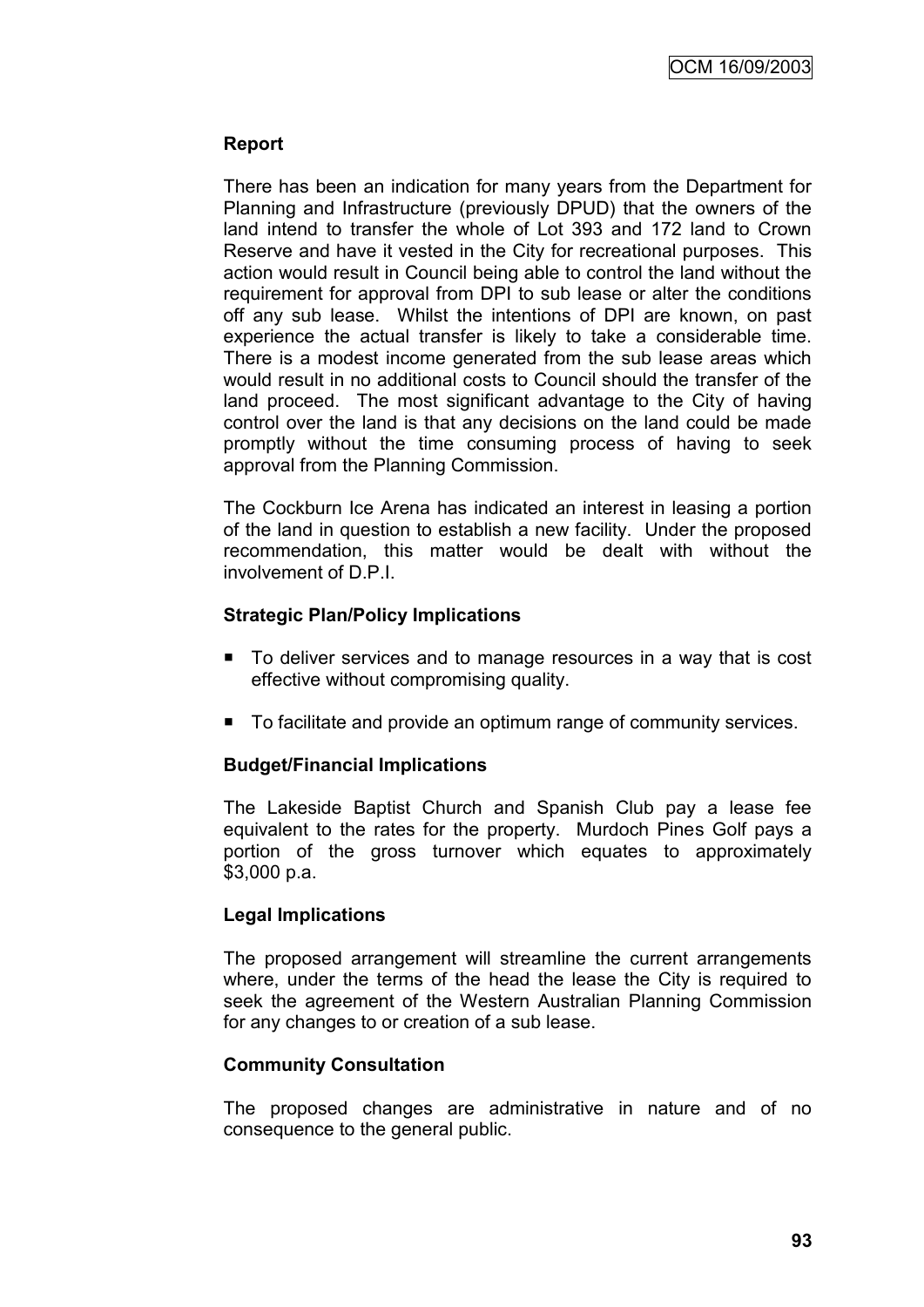**Report**

There has been an indication for many years from the Department for Planning and Infrastructure (previously DPUD) that the owners of the land intend to transfer the whole of Lot 393 and 172 land to Crown Reserve and have it vested in the City for recreational purposes. This action would result in Council being able to control the land without the requirement for approval from DPI to sub lease or alter the conditions off any sub lease. Whilst the intentions of DPI are known, on past experience the actual transfer is likely to take a considerable time. There is a modest income generated from the sub lease areas which would result in no additional costs to Council should the transfer of the land proceed. The most significant advantage to the City of having control over the land is that any decisions on the land could be made promptly without the time consuming process of having to seek approval from the Planning Commission.

The Cockburn Ice Arena has indicated an interest in leasing a portion of the land in question to establish a new facility. Under the proposed recommendation, this matter would be dealt with without the involvement of D.P.I.

**Strategic Plan/Policy Implications**

- To deliver services and to manage resources in a way that is cost effective without compromising quality.
- To facilitate and provide an optimum range of community services.

**Budget/Financial Implications**

The Lakeside Baptist Church and Spanish Club pay a lease fee equivalent to the rates for the property. Murdoch Pines Golf pays a portion of the gross turnover which equates to approximately $3,000 p.a.

**Legal Implications**

The proposed arrangement will streamline the current arrangements where, under the terms of the head the lease the City is required to seek the agreement of the Western Australian Planning Commission for any changes to or creation of a sub lease.

**Community Consultation**

The proposed changes are administrative in nature and of no consequence to the general public.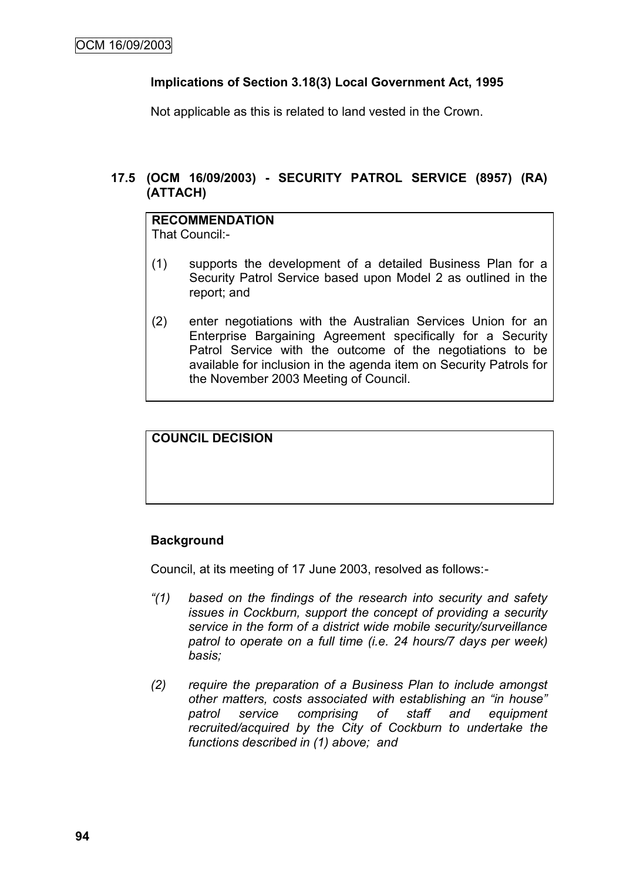### Implications of Section 3.18(3) Local Government Act, 1995

Not applicable as this is related to land vested in the Crown.

## 17.5 (OCM 16/09/2003) - SECURITY PATROL SERVICE (8957) (RA) (ATTACH)

**RECOMMENDATION**
That Council:-

(1) supports the development of a detailed Business Plan for a Security Patrol Service based upon Model 2 as outlined in the report; and

(2) enter negotiations with the Australian Services Union for an Enterprise Bargaining Agreement specifically for a Security Patrol Service with the outcome of the negotiations to be available for inclusion in the agenda item on Security Patrols for the November 2003 Meeting of Council.

**COUNCIL DECISION**

### Background

Council, at its meeting of 17 June 2003, resolved as follows:-

*"(1) based on the findings of the research into security and safety issues in Cockburn, support the concept of providing a security service in the form of a district wide mobile security/surveillance patrol to operate on a full time (i.e. 24 hours/7 days per week) basis;*

*(2) require the preparation of a Business Plan to include amongst other matters, costs associated with establishing an "in house" patrol service comprising of staff and equipment recruited/acquired by the City of Cockburn to undertake the functions described in (1) above; and*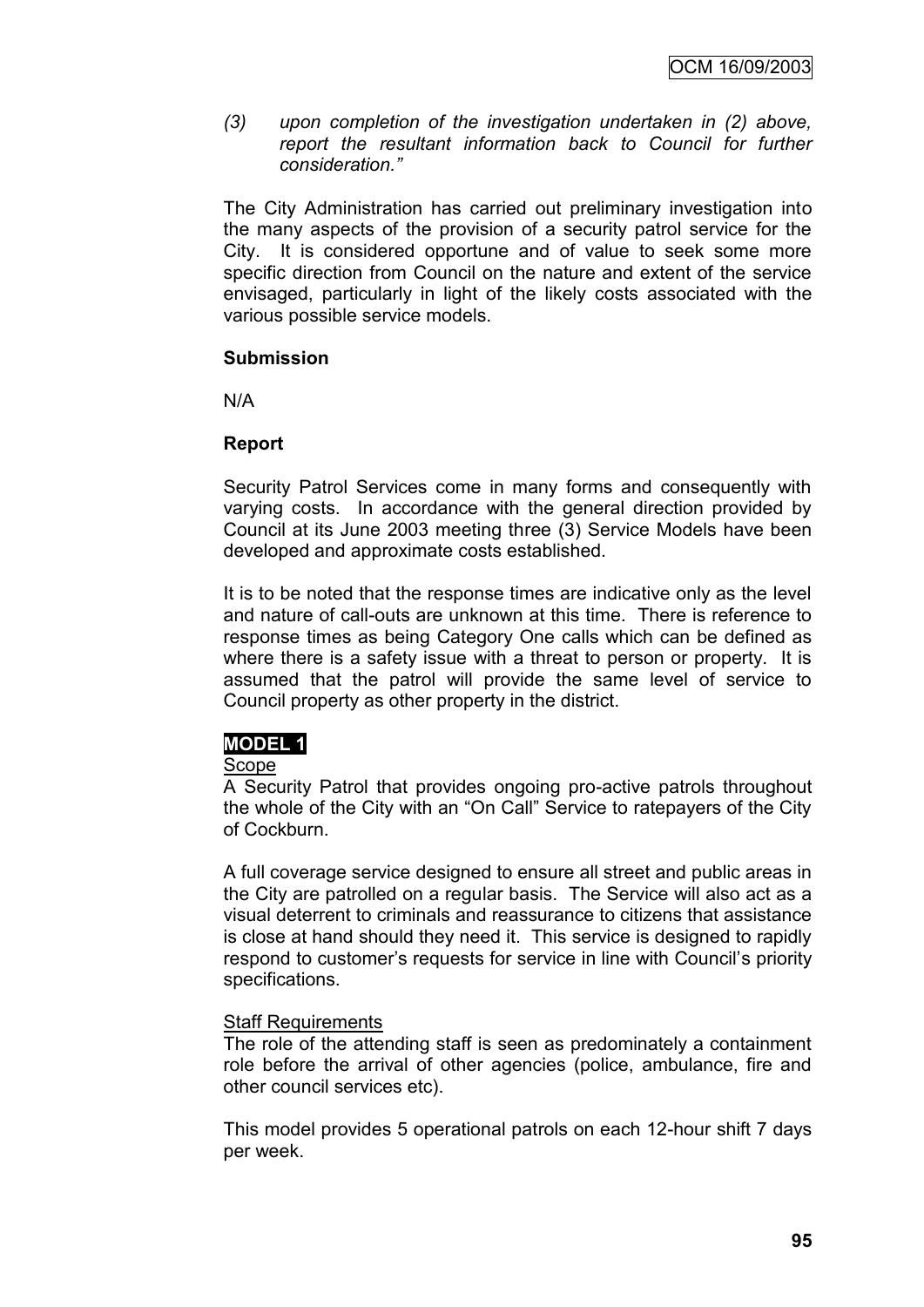*(3) upon completion of the investigation undertaken in (2) above, report the resultant information back to Council for further consideration."*

The City Administration has carried out preliminary investigation into the many aspects of the provision of a security patrol service for the City. It is considered opportune and of value to seek some more specific direction from Council on the nature and extent of the service envisaged, particularly in light of the likely costs associated with the various possible service models.

**Submission**

N/A

**Report**

Security Patrol Services come in many forms and consequently with varying costs. In accordance with the general direction provided by Council at its June 2003 meeting three (3) Service Models have been developed and approximate costs established.

It is to be noted that the response times are indicative only as the level and nature of call-outs are unknown at this time. There is reference to response times as being Category One calls which can be defined as where there is a safety issue with a threat to person or property. It is assumed that the patrol will provide the same level of service to Council property as other property in the district.

**MODEL 1**

Scope

A Security Patrol that provides ongoing pro-active patrols throughout the whole of the City with an "On Call" Service to ratepayers of the City of Cockburn.

A full coverage service designed to ensure all street and public areas in the City are patrolled on a regular basis. The Service will also act as a visual deterrent to criminals and reassurance to citizens that assistance is close at hand should they need it. This service is designed to rapidly respond to customer's requests for service in line with Council's priority specifications.

Staff Requirements

The role of the attending staff is seen as predominately a containment role before the arrival of other agencies (police, ambulance, fire and other council services etc).

This model provides 5 operational patrols on each 12-hour shift 7 days per week.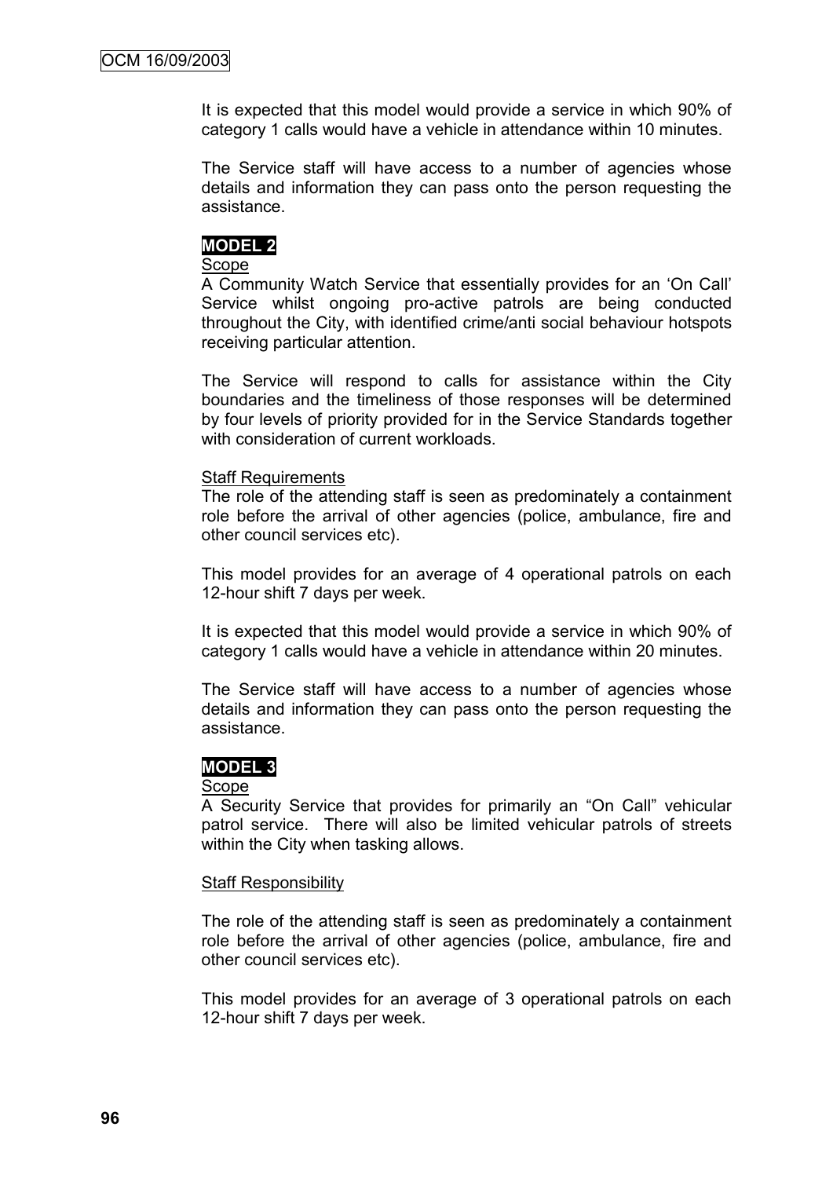It is expected that this model would provide a service in which 90% of category 1 calls would have a vehicle in attendance within 10 minutes.

The Service staff will have access to a number of agencies whose details and information they can pass onto the person requesting the assistance.

**MODEL 2**

Scope

A Community Watch Service that essentially provides for an 'On Call' Service whilst ongoing pro-active patrols are being conducted throughout the City, with identified crime/anti social behaviour hotspots receiving particular attention.

The Service will respond to calls for assistance within the City boundaries and the timeliness of those responses will be determined by four levels of priority provided for in the Service Standards together with consideration of current workloads.

Staff Requirements

The role of the attending staff is seen as predominately a containment role before the arrival of other agencies (police, ambulance, fire and other council services etc).

This model provides for an average of 4 operational patrols on each 12-hour shift 7 days per week.

It is expected that this model would provide a service in which 90% of category 1 calls would have a vehicle in attendance within 20 minutes.

The Service staff will have access to a number of agencies whose details and information they can pass onto the person requesting the assistance.

**MODEL 3**

Scope

A Security Service that provides for primarily an "On Call" vehicular patrol service. There will also be limited vehicular patrols of streets within the City when tasking allows.

Staff Responsibility

The role of the attending staff is seen as predominately a containment role before the arrival of other agencies (police, ambulance, fire and other council services etc).

This model provides for an average of 3 operational patrols on each 12-hour shift 7 days per week.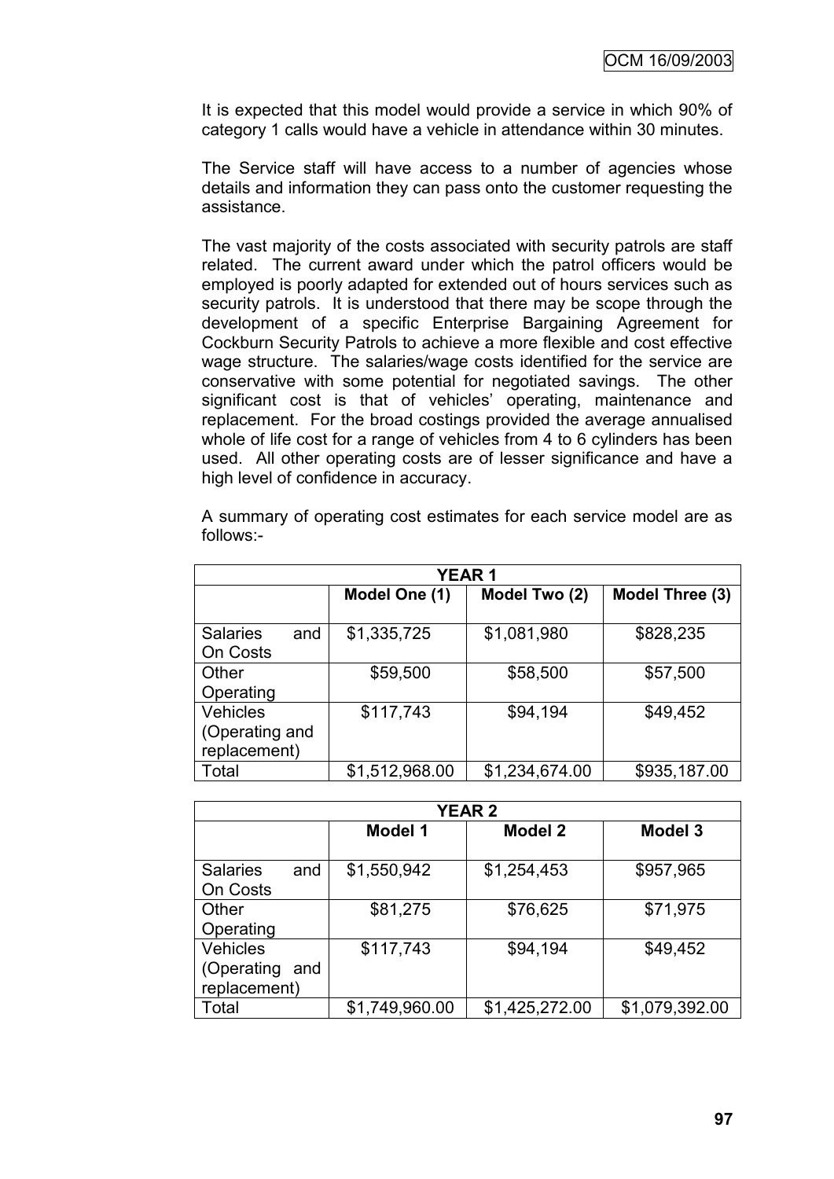It is expected that this model would provide a service in which 90% of category 1 calls would have a vehicle in attendance within 30 minutes.

The Service staff will have access to a number of agencies whose details and information they can pass onto the customer requesting the assistance.

The vast majority of the costs associated with security patrols are staff related. The current award under which the patrol officers would be employed is poorly adapted for extended out of hours services such as security patrols. It is understood that there may be scope through the development of a specific Enterprise Bargaining Agreement for Cockburn Security Patrols to achieve a more flexible and cost effective wage structure. The salaries/wage costs identified for the service are conservative with some potential for negotiated savings. The other significant cost is that of vehicles' operating, maintenance and replacement. For the broad costings provided the average annualised whole of life cost for a range of vehicles from 4 to 6 cylinders has been used. All other operating costs are of lesser significance and have a high level of confidence in accuracy.

A summary of operating cost estimates for each service model are as follows:-

| **YEAR 1** | | | |
|---|---|---|---|
| | **Model One (1)** | **Model Two (2)** | **Model Three (3)** |
| Salaries and On Costs | $1,335,725 | $1,081,980 | $828,235 |
| Other Operating | $59,500 | $58,500 | $57,500 |
| Vehicles (Operating and replacement) | $117,743 | $94,194 | $49,452 |
| Total | $1,512,968.00 | $1,234,674.00 | $935,187.00 |

| **YEAR 2** | | | |
|---|---|---|---|
| | **Model 1** | **Model 2** | **Model 3** |
| Salaries and On Costs | $1,550,942 | $1,254,453 | $957,965 |
| Other Operating | $81,275 | $76,625 | $71,975 |
| Vehicles (Operating and replacement) | $117,743 | $94,194 | $49,452 |
| Total | $1,749,960.00 | $1,425,272.00 | $1,079,392.00 |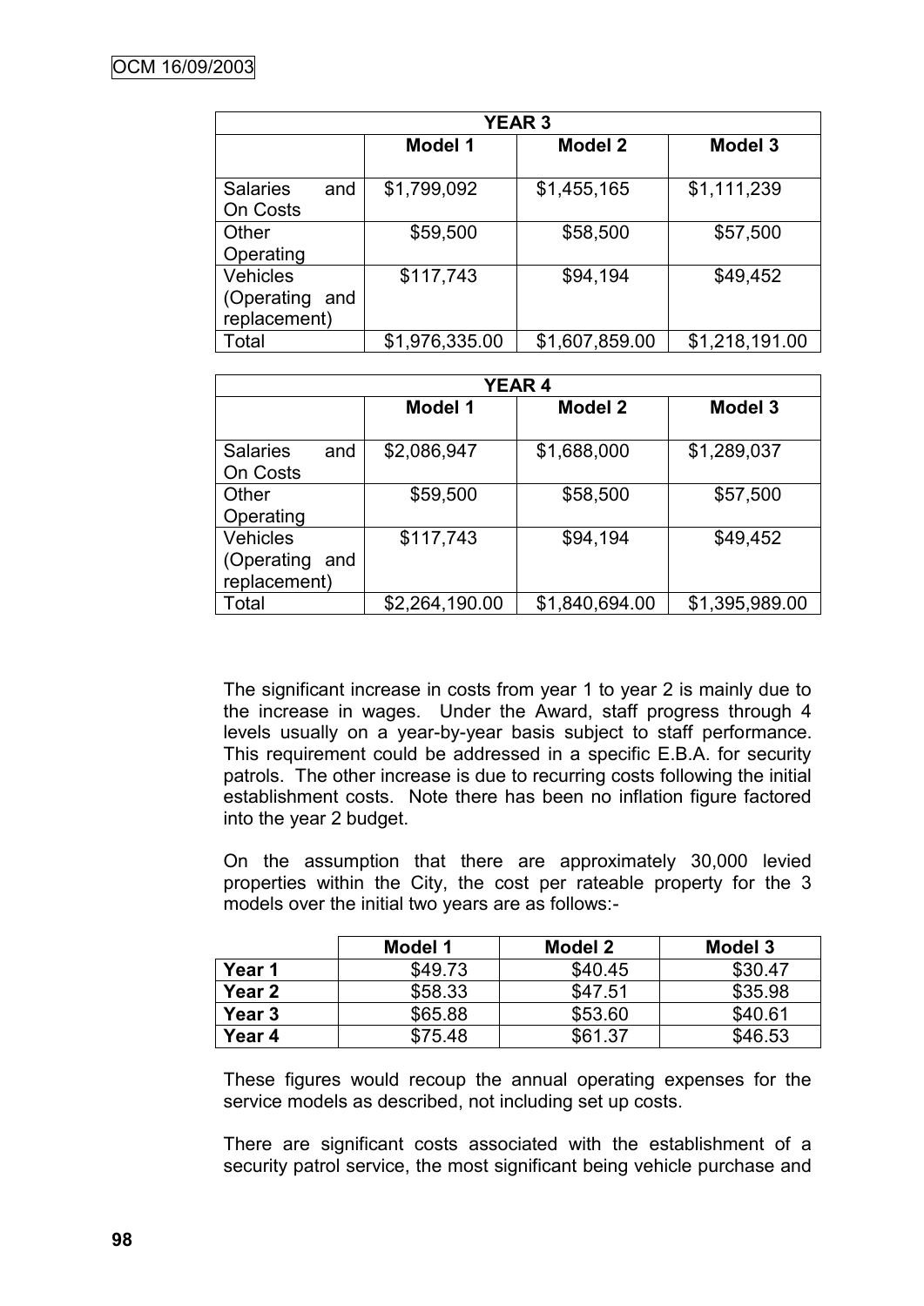| YEAR 3 | | | |
|---|---|---|---|
| | Model 1 | Model 2 | Model 3 |
| Salaries and On Costs | $1,799,092 | $1,455,165 | $1,111,239 |
| Other Operating | $59,500 | $58,500 | $57,500 |
| Vehicles (Operating and replacement) | $117,743 | $94,194 | $49,452 |
| Total | $1,976,335.00 | $1,607,859.00 | $1,218,191.00 |

| YEAR 4 | | | |
|---|---|---|---|
| | Model 1 | Model 2 | Model 3 |
| Salaries and On Costs | $2,086,947 | $1,688,000 | $1,289,037 |
| Other Operating | $59,500 | $58,500 | $57,500 |
| Vehicles (Operating and replacement) | $117,743 | $94,194 | $49,452 |
| Total | $2,264,190.00 | $1,840,694.00 | $1,395,989.00 |

The significant increase in costs from year 1 to year 2 is mainly due to the increase in wages. Under the Award, staff progress through 4 levels usually on a year-by-year basis subject to staff performance. This requirement could be addressed in a specific E.B.A. for security patrols. The other increase is due to recurring costs following the initial establishment costs. Note there has been no inflation figure factored into the year 2 budget.

On the assumption that there are approximately 30,000 levied properties within the City, the cost per rateable property for the 3 models over the initial two years are as follows:-

| | Model 1 | Model 2 | Model 3 |
|---|---|---|---|
| **Year 1** | $49.73 | $40.45 | $30.47 |
| **Year 2** | $58.33 | $47.51 | $35.98 |
| **Year 3** | $65.88 | $53.60 | $40.61 |
| **Year 4** | $75.48 | $61.37 | $46.53 |

These figures would recoup the annual operating expenses for the service models as described, not including set up costs.

There are significant costs associated with the establishment of a security patrol service, the most significant being vehicle purchase and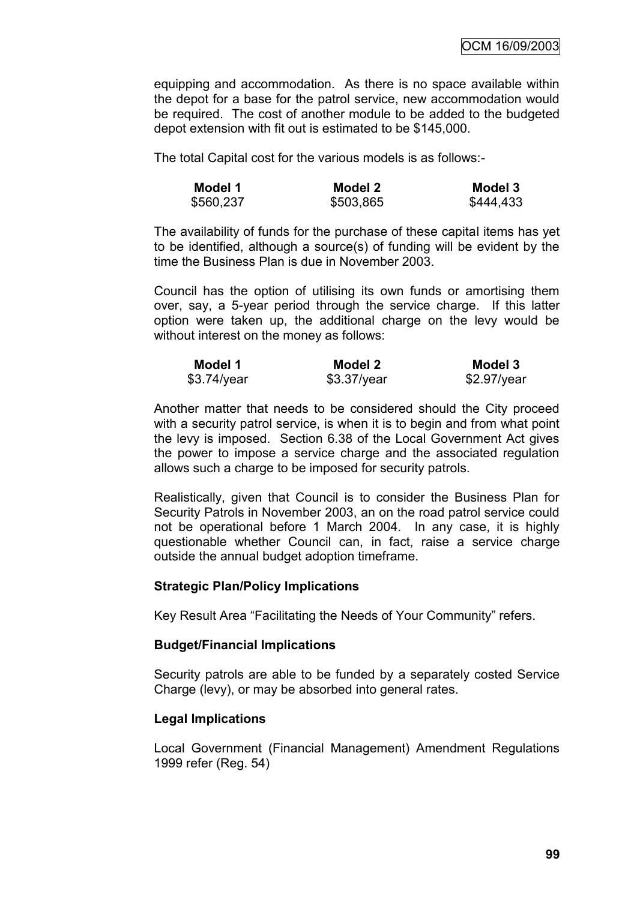equipping and accommodation. As there is no space available within the depot for a base for the patrol service, new accommodation would be required. The cost of another module to be added to the budgeted depot extension with fit out is estimated to be $145,000.

The total Capital cost for the various models is as follows:-

| Model 1 | Model 2 | Model 3 |
|---|---|---|
| $560,237 | $503,865 | $444,433 |

The availability of funds for the purchase of these capital items has yet to be identified, although a source(s) of funding will be evident by the time the Business Plan is due in November 2003.

Council has the option of utilising its own funds or amortising them over, say, a 5-year period through the service charge. If this latter option were taken up, the additional charge on the levy would be without interest on the money as follows:

| Model 1 | Model 2 | Model 3 |
|---|---|---|
| $3.74/year | $3.37/year | $2.97/year |

Another matter that needs to be considered should the City proceed with a security patrol service, is when it is to begin and from what point the levy is imposed. Section 6.38 of the Local Government Act gives the power to impose a service charge and the associated regulation allows such a charge to be imposed for security patrols.

Realistically, given that Council is to consider the Business Plan for Security Patrols in November 2003, an on the road patrol service could not be operational before 1 March 2004. In any case, it is highly questionable whether Council can, in fact, raise a service charge outside the annual budget adoption timeframe.

**Strategic Plan/Policy Implications**

Key Result Area "Facilitating the Needs of Your Community" refers.

**Budget/Financial Implications**

Security patrols are able to be funded by a separately costed Service Charge (levy), or may be absorbed into general rates.

**Legal Implications**

Local Government (Financial Management) Amendment Regulations 1999 refer (Reg. 54)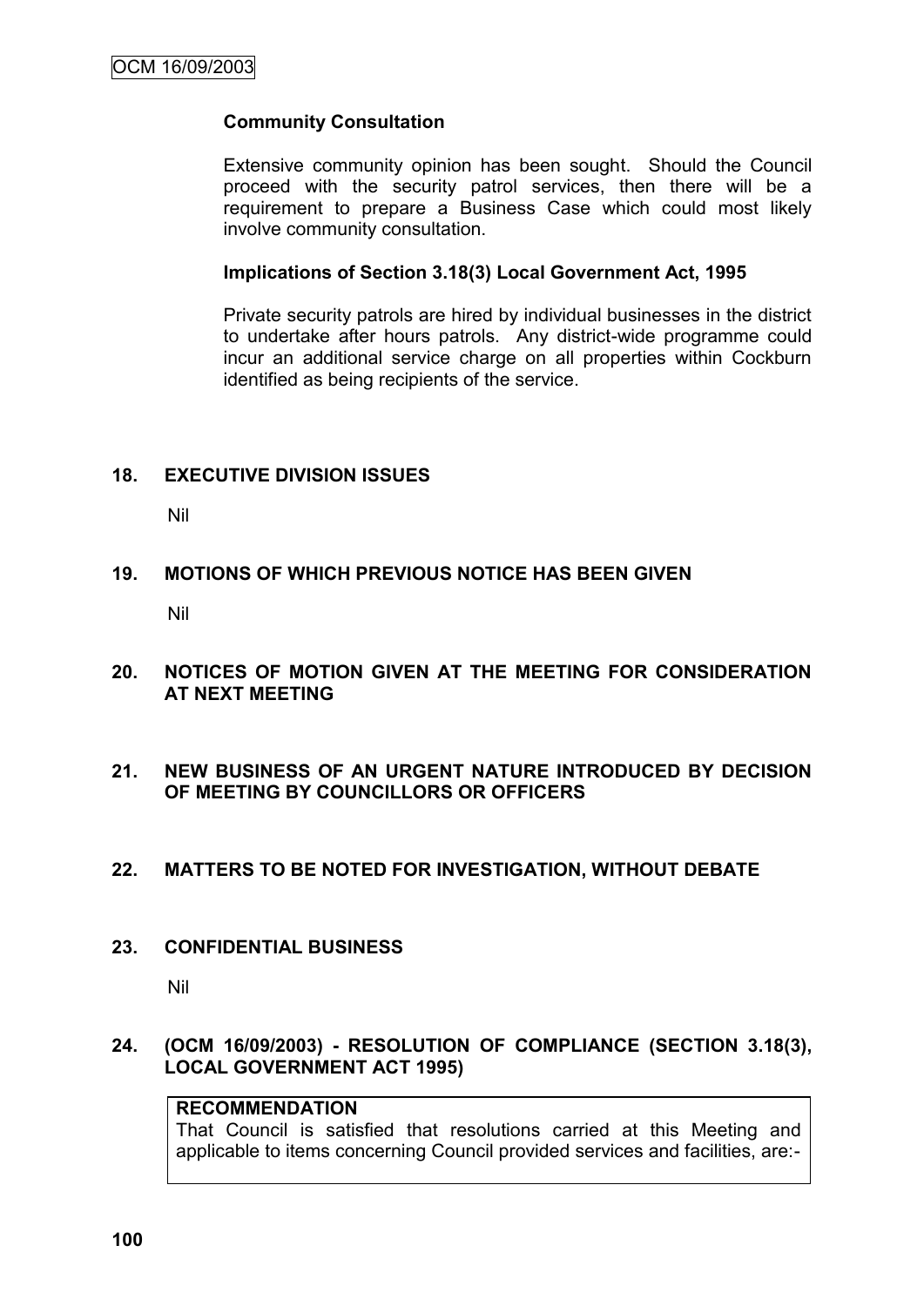**Community Consultation**

Extensive community opinion has been sought. Should the Council proceed with the security patrol services, then there will be a requirement to prepare a Business Case which could most likely involve community consultation.

**Implications of Section 3.18(3) Local Government Act, 1995**

Private security patrols are hired by individual businesses in the district to undertake after hours patrols. Any district-wide programme could incur an additional service charge on all properties within Cockburn identified as being recipients of the service.

## 18. EXECUTIVE DIVISION ISSUES

Nil

## 19. MOTIONS OF WHICH PREVIOUS NOTICE HAS BEEN GIVEN

Nil

## 20. NOTICES OF MOTION GIVEN AT THE MEETING FOR CONSIDERATION AT NEXT MEETING

## 21. NEW BUSINESS OF AN URGENT NATURE INTRODUCED BY DECISION OF MEETING BY COUNCILLORS OR OFFICERS

## 22. MATTERS TO BE NOTED FOR INVESTIGATION, WITHOUT DEBATE

## 23. CONFIDENTIAL BUSINESS

Nil

## 24. (OCM 16/09/2003) - RESOLUTION OF COMPLIANCE (SECTION 3.18(3), LOCAL GOVERNMENT ACT 1995)

**RECOMMENDATION**

That Council is satisfied that resolutions carried at this Meeting and applicable to items concerning Council provided services and facilities, are:-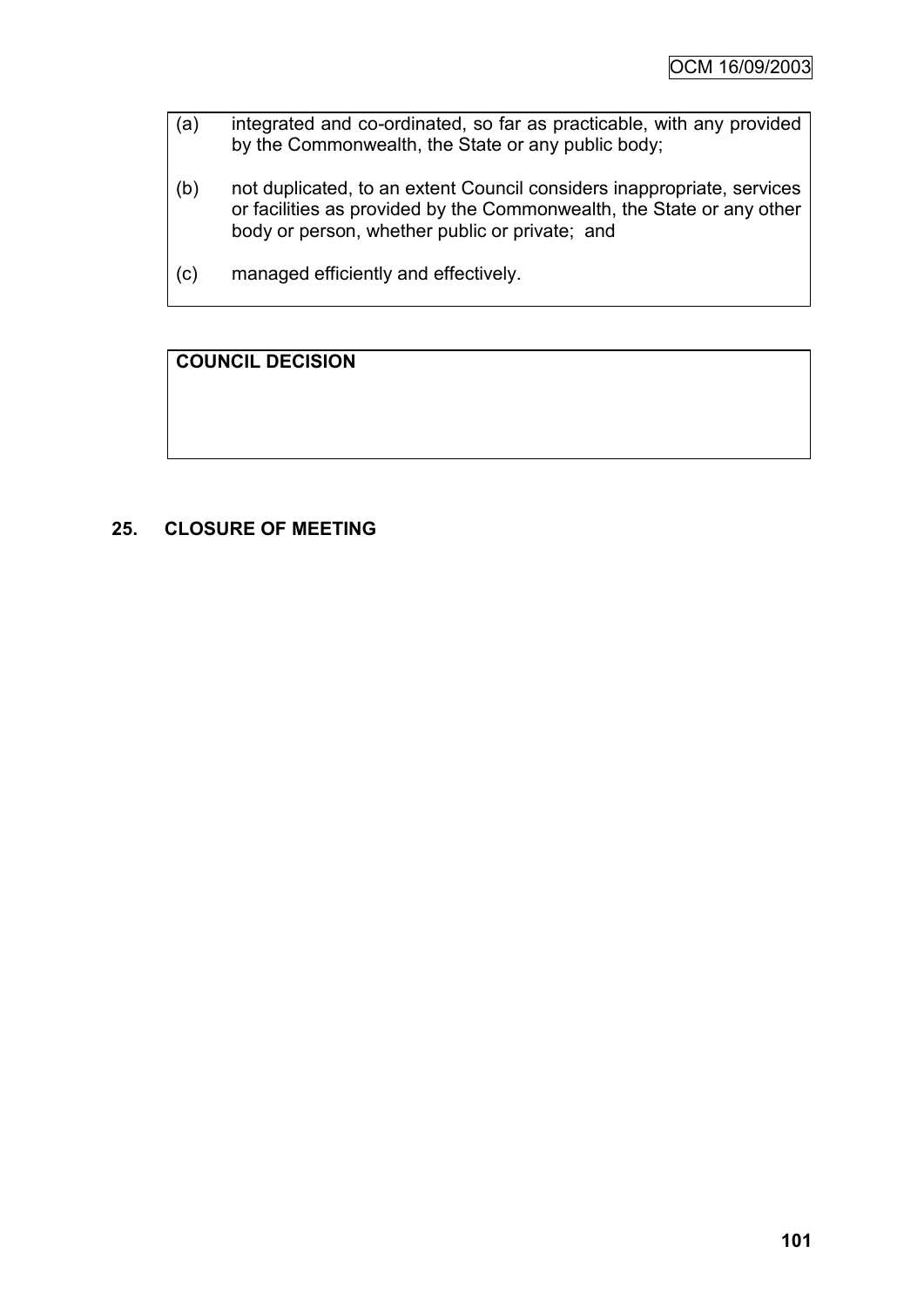(a) integrated and co-ordinated, so far as practicable, with any provided by the Commonwealth, the State or any public body;

(b) not duplicated, to an extent Council considers inappropriate, services or facilities as provided by the Commonwealth, the State or any other body or person, whether public or private; and

(c) managed efficiently and effectively.

**COUNCIL DECISION**

## 25. CLOSURE OF MEETING